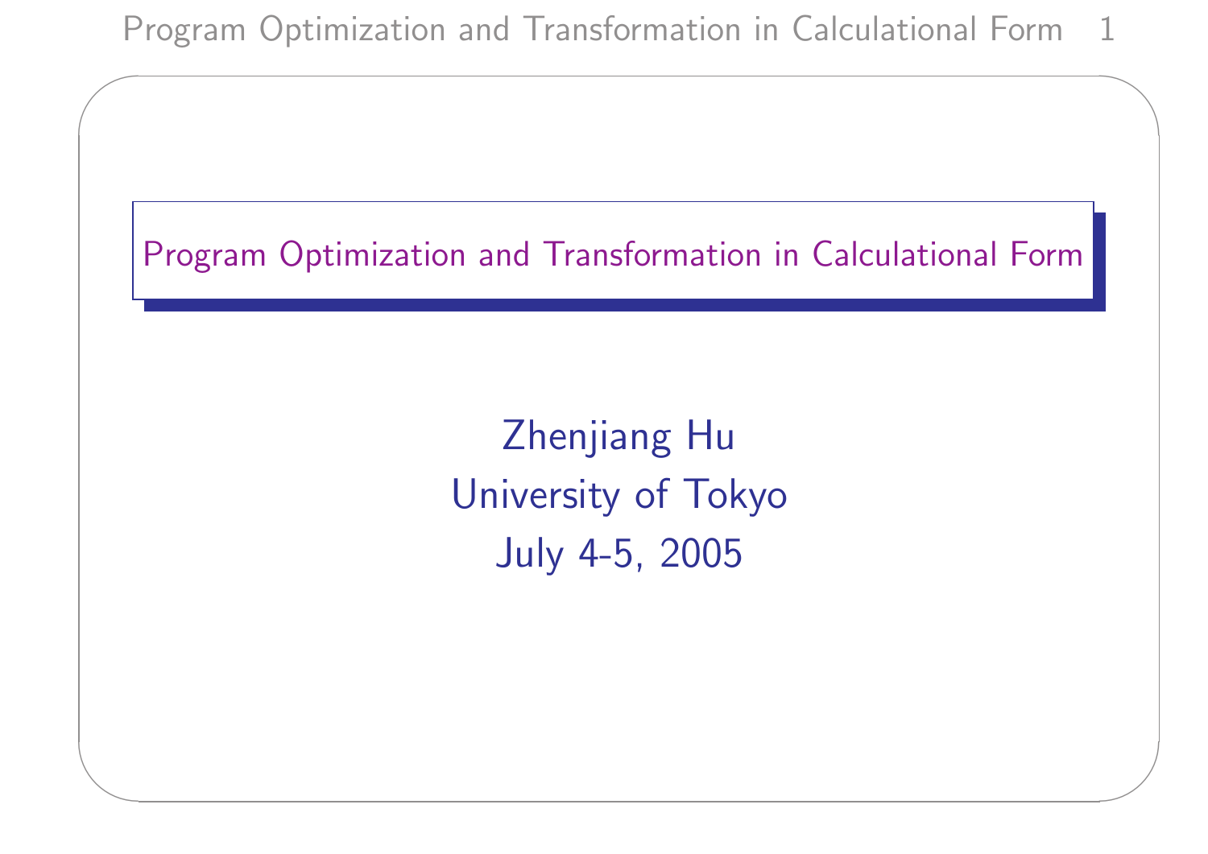# Program Optimization and Transformation in Calculational Form

Zhenjiang Hu

University of Tokyo

July 4-5, 2005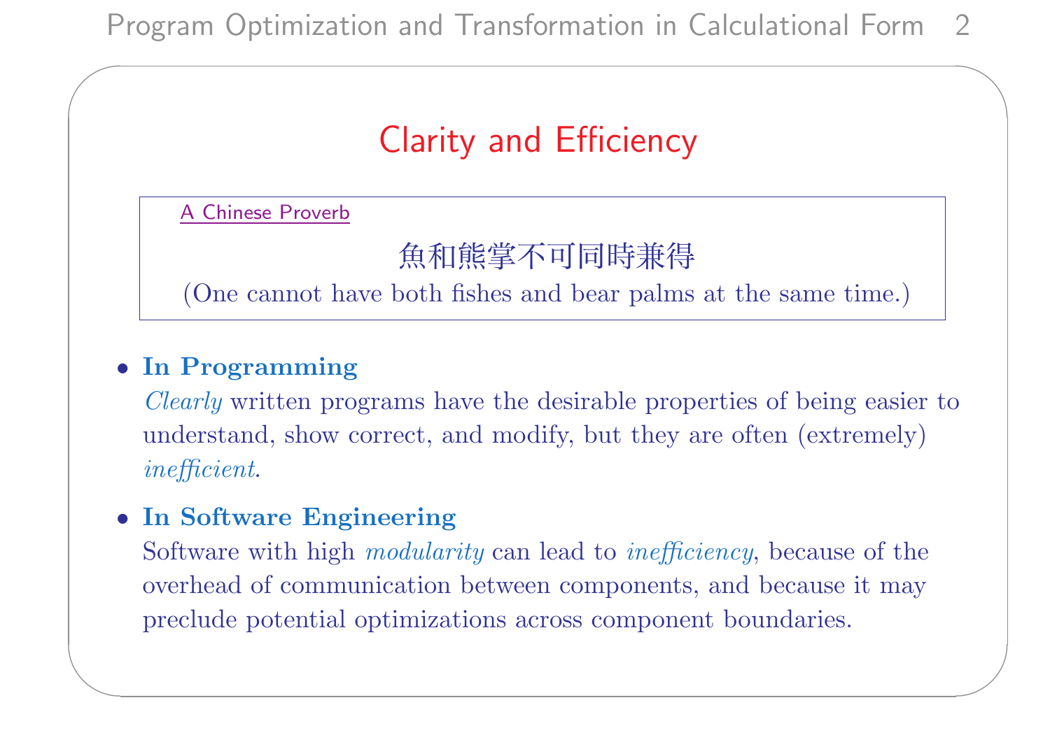# Clarity and Efficiency

> A Chinese Proverb
>
> 魚和熊掌不可同時兼得
>
> (One cannot have both fishes and bear palms at the same time.)

- **In Programming**
  *Clearly* written programs have the desirable properties of being easier to understand, show correct, and modify, but they are often (extremely) *inefficient*.

- **In Software Engineering**
  Software with high *modularity* can lead to *inefficiency*, because of the overhead of communication between components, and because it may preclude potential optimizations across component boundaries.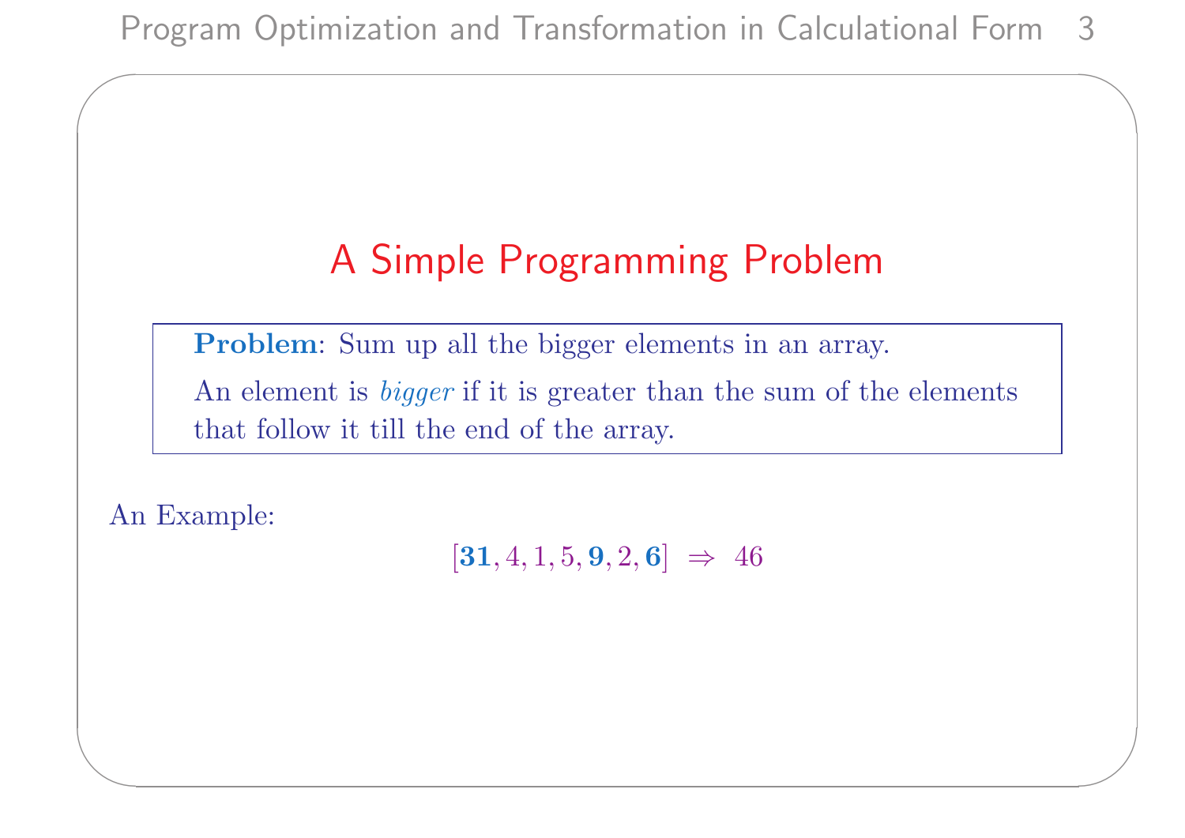# A Simple Programming Problem

**Problem**: Sum up all the bigger elements in an array.

An element is *bigger* if it is greater than the sum of the elements that follow it till the end of the array.

An Example:

$$[\mathbf{31}, 4, 1, 5, \mathbf{9}, 2, \mathbf{6}] \;\Rightarrow\; 46$$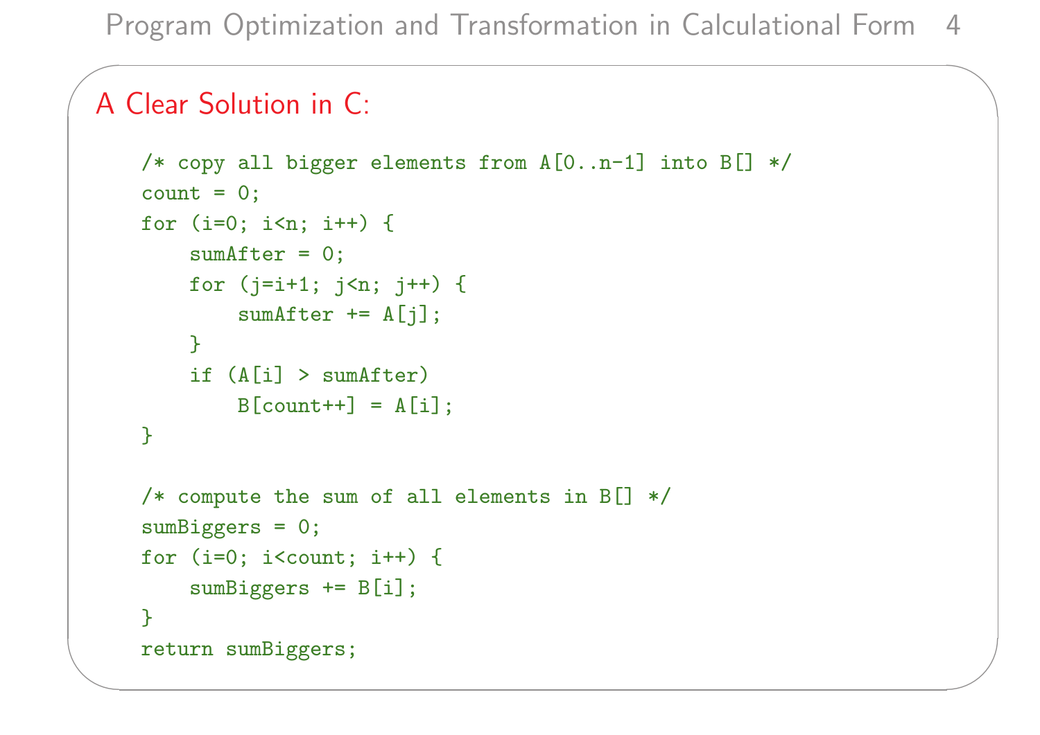## A Clear Solution in C:

```
/* copy all bigger elements from A[0..n-1] into B[] */
count = 0;
for (i=0; i<n; i++) {
    sumAfter = 0;
    for (j=i+1; j<n; j++) {
        sumAfter += A[j];
    }
    if (A[i] > sumAfter)
        B[count++] = A[i];
}

/* compute the sum of all elements in B[] */
sumBiggers = 0;
for (i=0; i<count; i++) {
    sumBiggers += B[i];
}
return sumBiggers;
```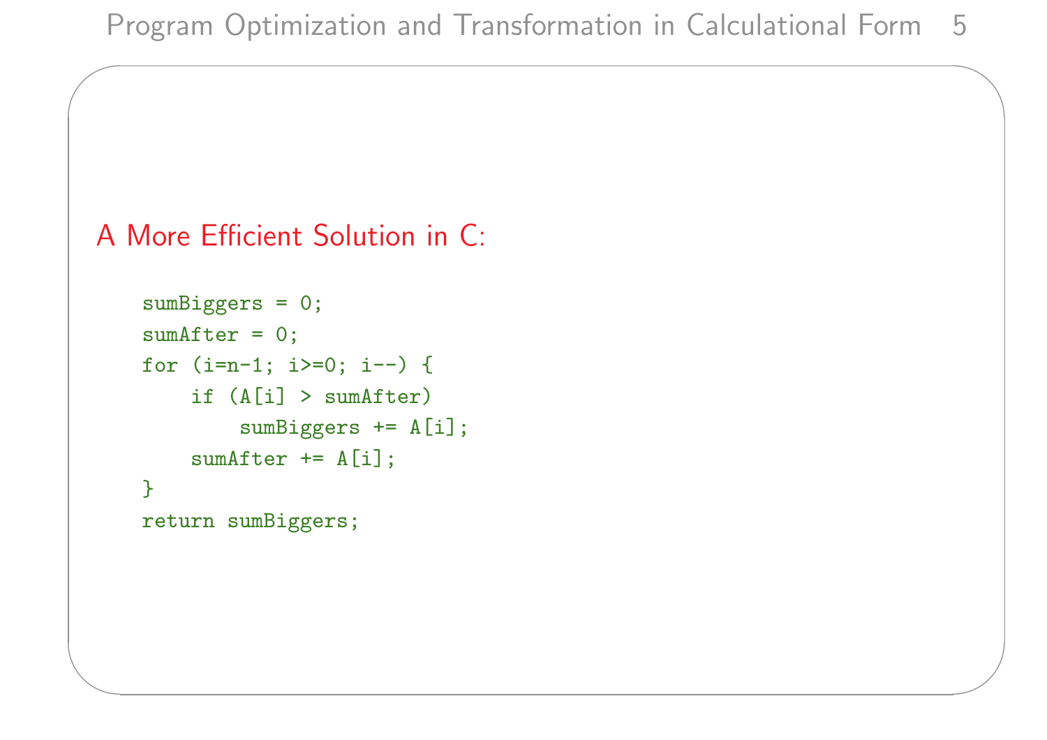## A More Efficient Solution in C:

```
sumBiggers = 0;
sumAfter = 0;
for (i=n-1; i>=0; i--) {
    if (A[i] > sumAfter)
        sumBiggers += A[i];
    sumAfter += A[i];
}
return sumBiggers;
```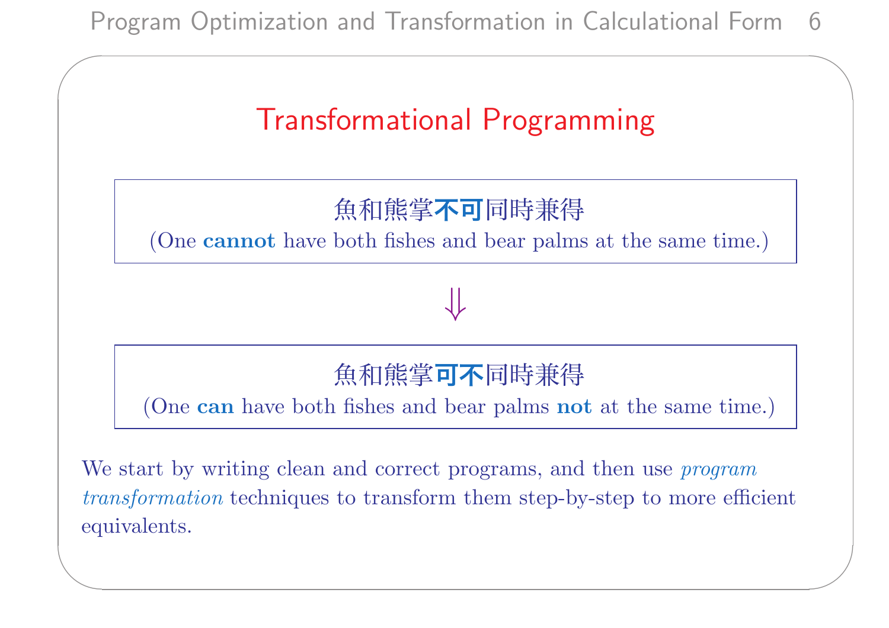# Transformational Programming

魚和熊掌**不可**同時兼得
(One **cannot** have both fishes and bear palms at the same time.)

$\Downarrow$

魚和熊掌**可不**同時兼得
(One **can** have both fishes and bear palms **not** at the same time.)

We start by writing clean and correct programs, and then use *program transformation* techniques to transform them step-by-step to more efficient equivalents.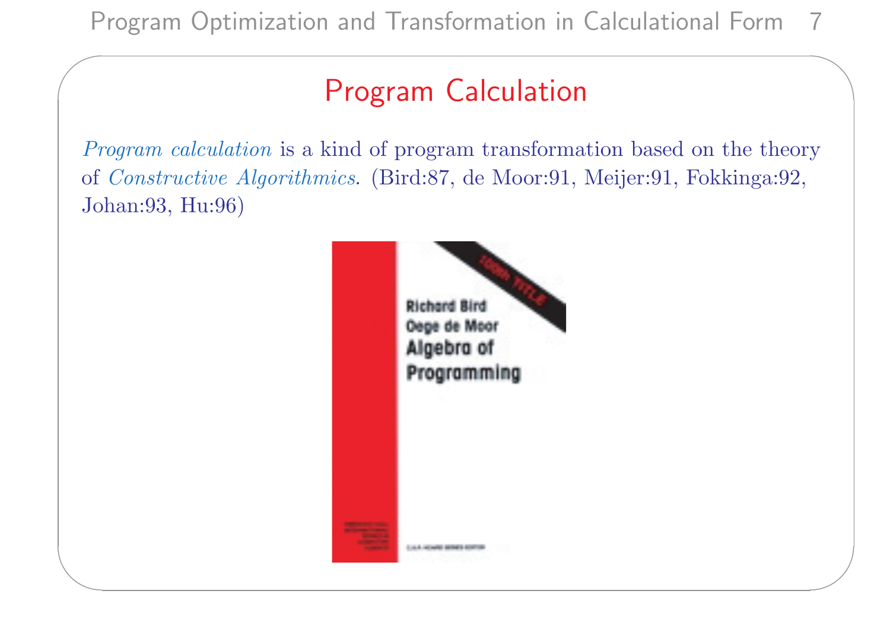# Program Calculation

*Program calculation* is a kind of program transformation based on the theory of *Constructive Algorithmics*. (Bird:87, de Moor:91, Meijer:91, Fokkinga:92, Johan:93, Hu:96)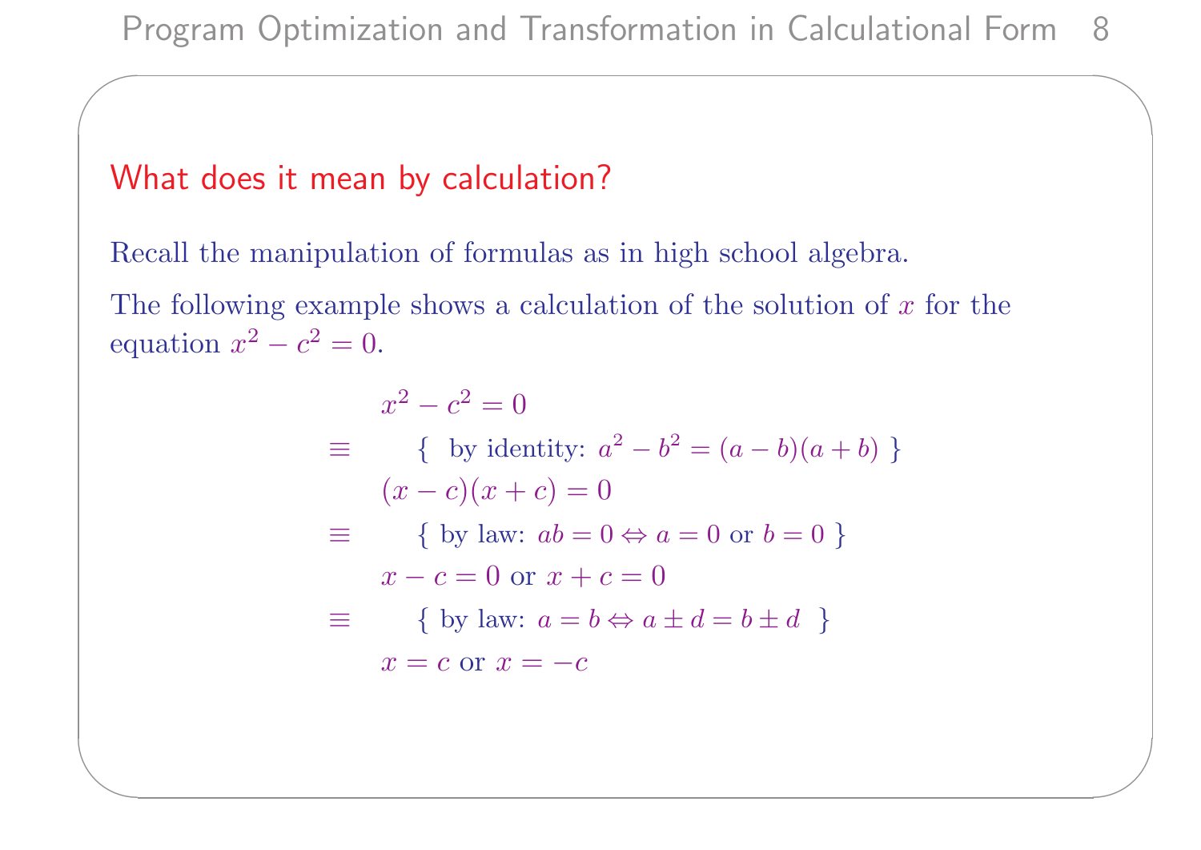## What does it mean by calculation?

Recall the manipulation of formulas as in high school algebra.

The following example shows a calculation of the solution of $x$ for the equation $x^2 - c^2 = 0$.

$$
\begin{array}{ll}
 & x^2 - c^2 = 0 \\
\equiv & \quad \{ \text{ by identity: } a^2 - b^2 = (a-b)(a+b) \ \} \\
 & (x-c)(x+c) = 0 \\
\equiv & \quad \{ \text{ by law: } ab = 0 \Leftrightarrow a = 0 \text{ or } b = 0 \ \} \\
 & x - c = 0 \text{ or } x + c = 0 \\
\equiv & \quad \{ \text{ by law: } a = b \Leftrightarrow a \pm d = b \pm d \ \} \\
 & x = c \text{ or } x = -c
\end{array}
$$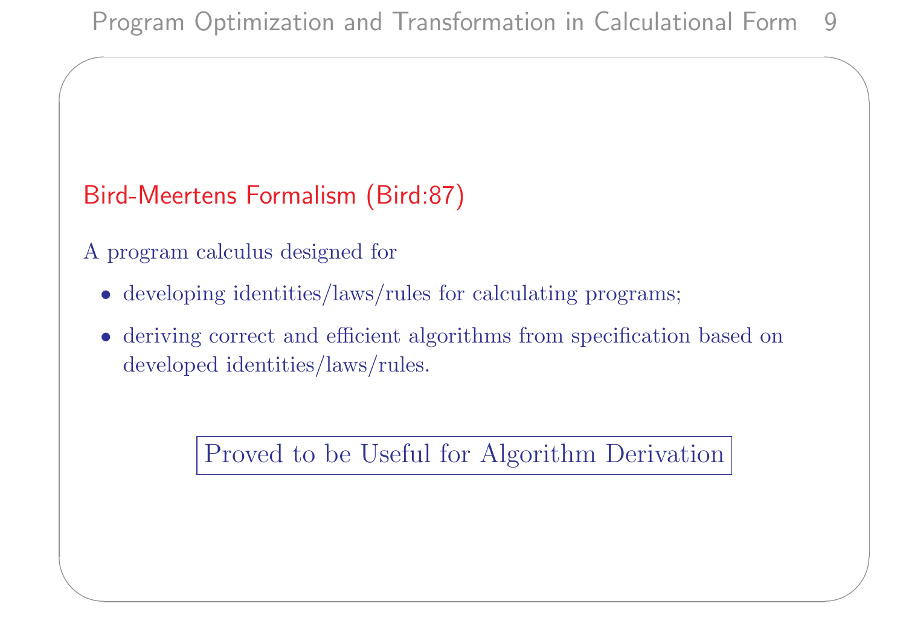## Bird-Meertens Formalism (Bird:87)

A program calculus designed for

- developing identities/laws/rules for calculating programs;
- deriving correct and efficient algorithms from specification based on developed identities/laws/rules.

**Proved to be Useful for Algorithm Derivation**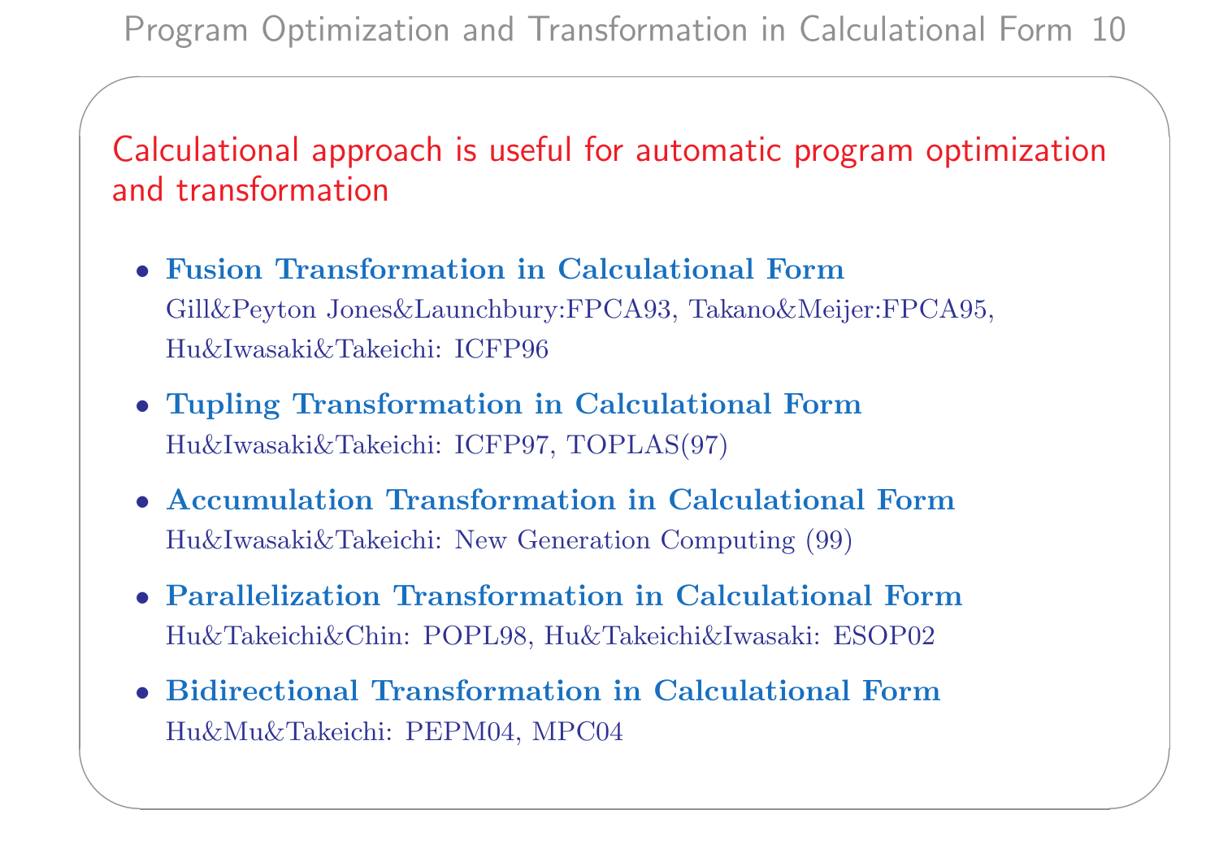## Calculational approach is useful for automatic program optimization and transformation

- **Fusion Transformation in Calculational Form**
  Gill&Peyton Jones&Launchbury:FPCA93, Takano&Meijer:FPCA95, Hu&Iwasaki&Takeichi: ICFP96
- **Tupling Transformation in Calculational Form**
  Hu&Iwasaki&Takeichi: ICFP97, TOPLAS(97)
- **Accumulation Transformation in Calculational Form**
  Hu&Iwasaki&Takeichi: New Generation Computing (99)
- **Parallelization Transformation in Calculational Form**
  Hu&Takeichi&Chin: POPL98, Hu&Takeichi&Iwasaki: ESOP02
- **Bidirectional Transformation in Calculational Form**
  Hu&Mu&Takeichi: PEPM04, MPC04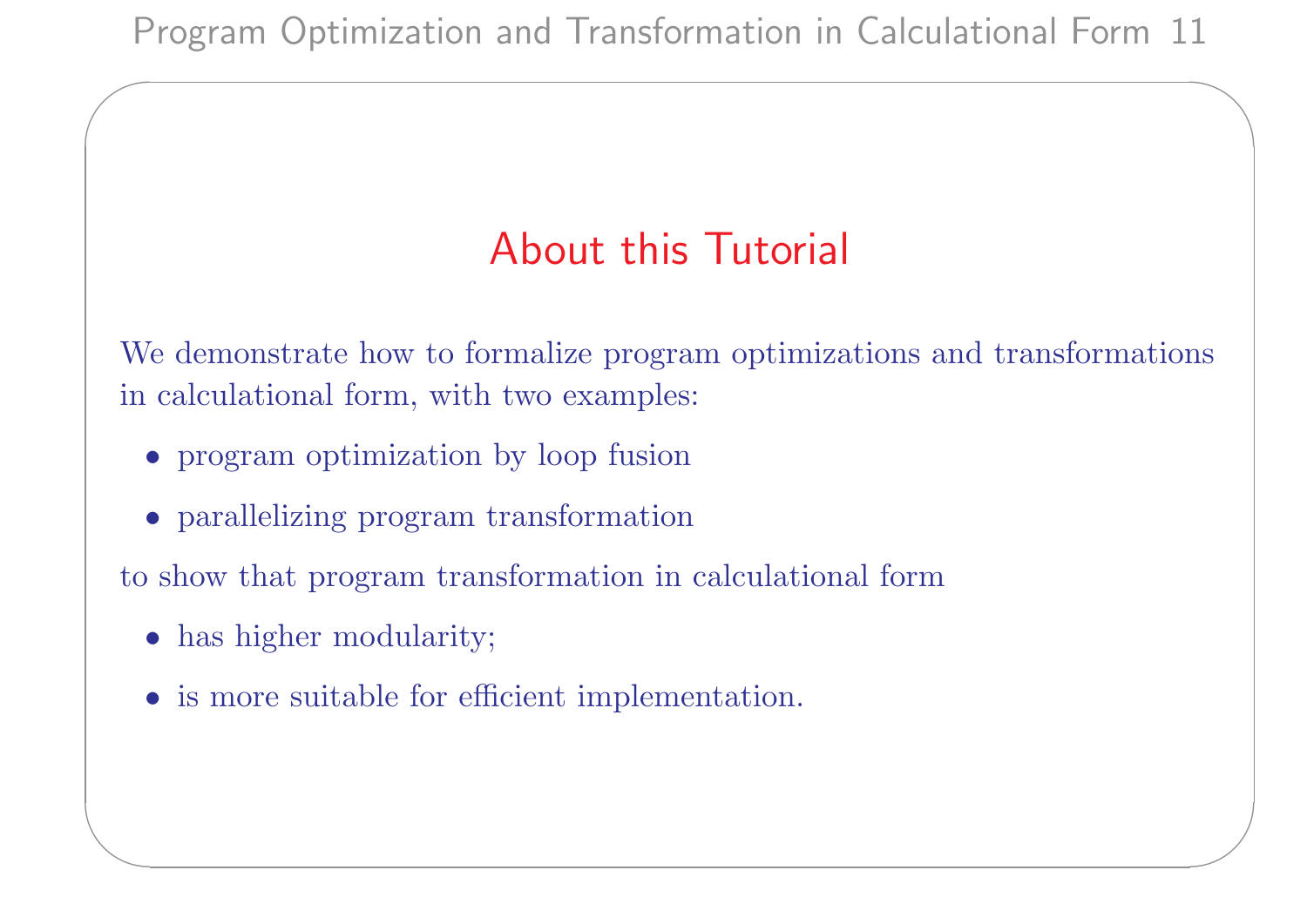## About this Tutorial

We demonstrate how to formalize program optimizations and transformations in calculational form, with two examples:

- program optimization by loop fusion
- parallelizing program transformation

to show that program transformation in calculational form

- has higher modularity;
- is more suitable for efficient implementation.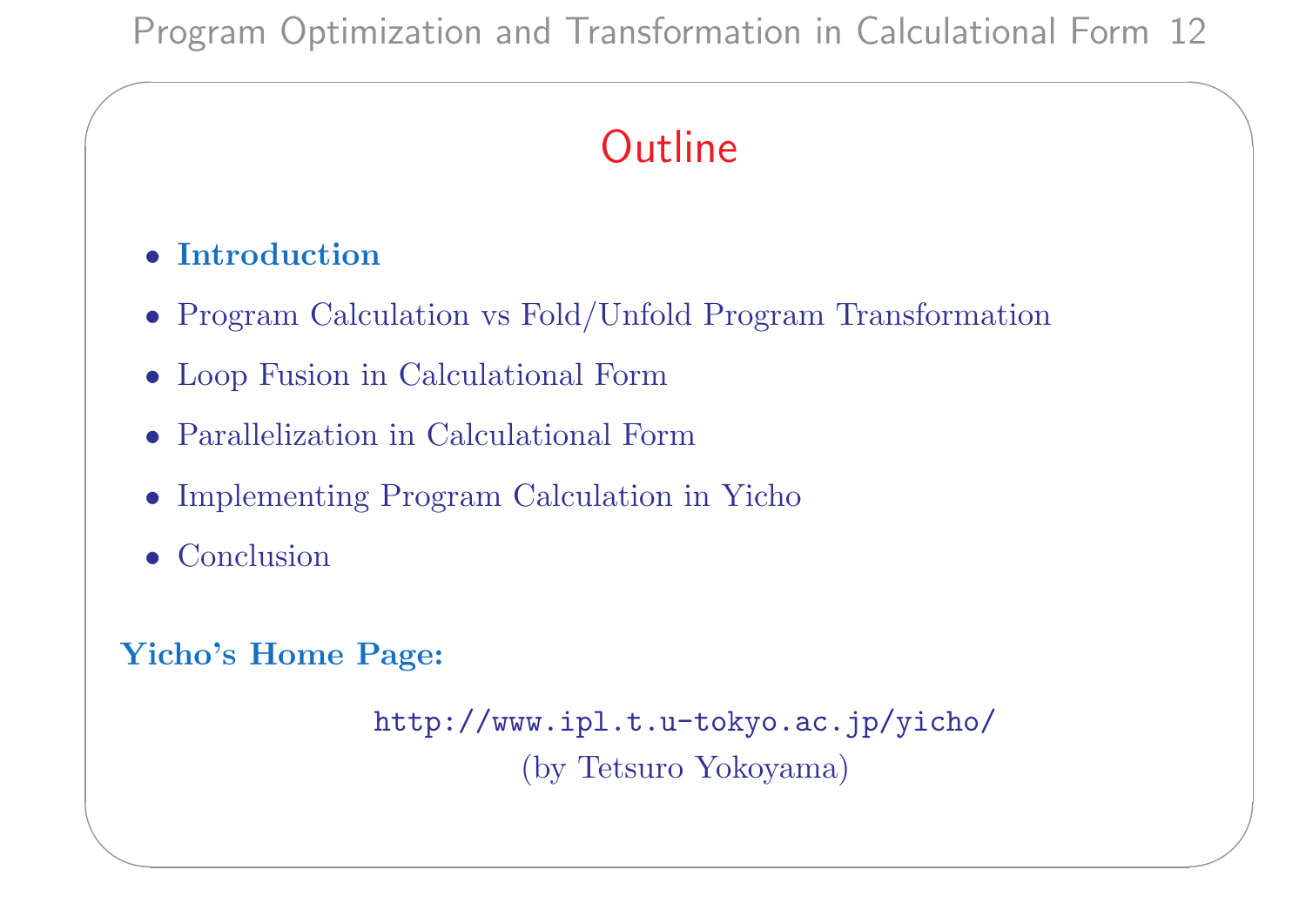# Outline

- **Introduction**
- Program Calculation vs Fold/Unfold Program Transformation
- Loop Fusion in Calculational Form
- Parallelization in Calculational Form
- Implementing Program Calculation in Yicho
- Conclusion

**Yicho's Home Page:**

`http://www.ipl.t.u-tokyo.ac.jp/yicho/`

(by Tetsuro Yokoyama)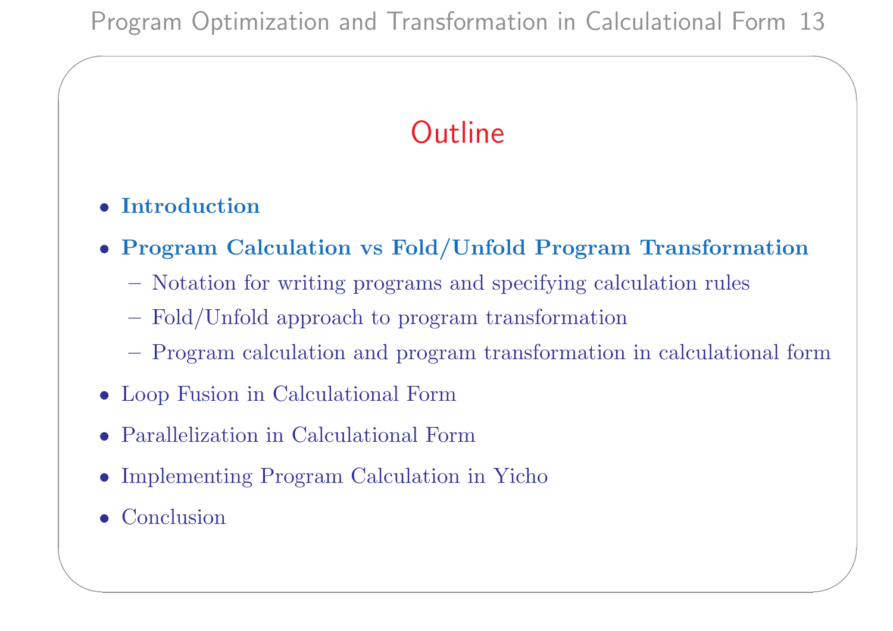# Outline

- **Introduction**
- **Program Calculation vs Fold/Unfold Program Transformation**
  - Notation for writing programs and specifying calculation rules
  - Fold/Unfold approach to program transformation
  - Program calculation and program transformation in calculational form
- Loop Fusion in Calculational Form
- Parallelization in Calculational Form
- Implementing Program Calculation in Yicho
- Conclusion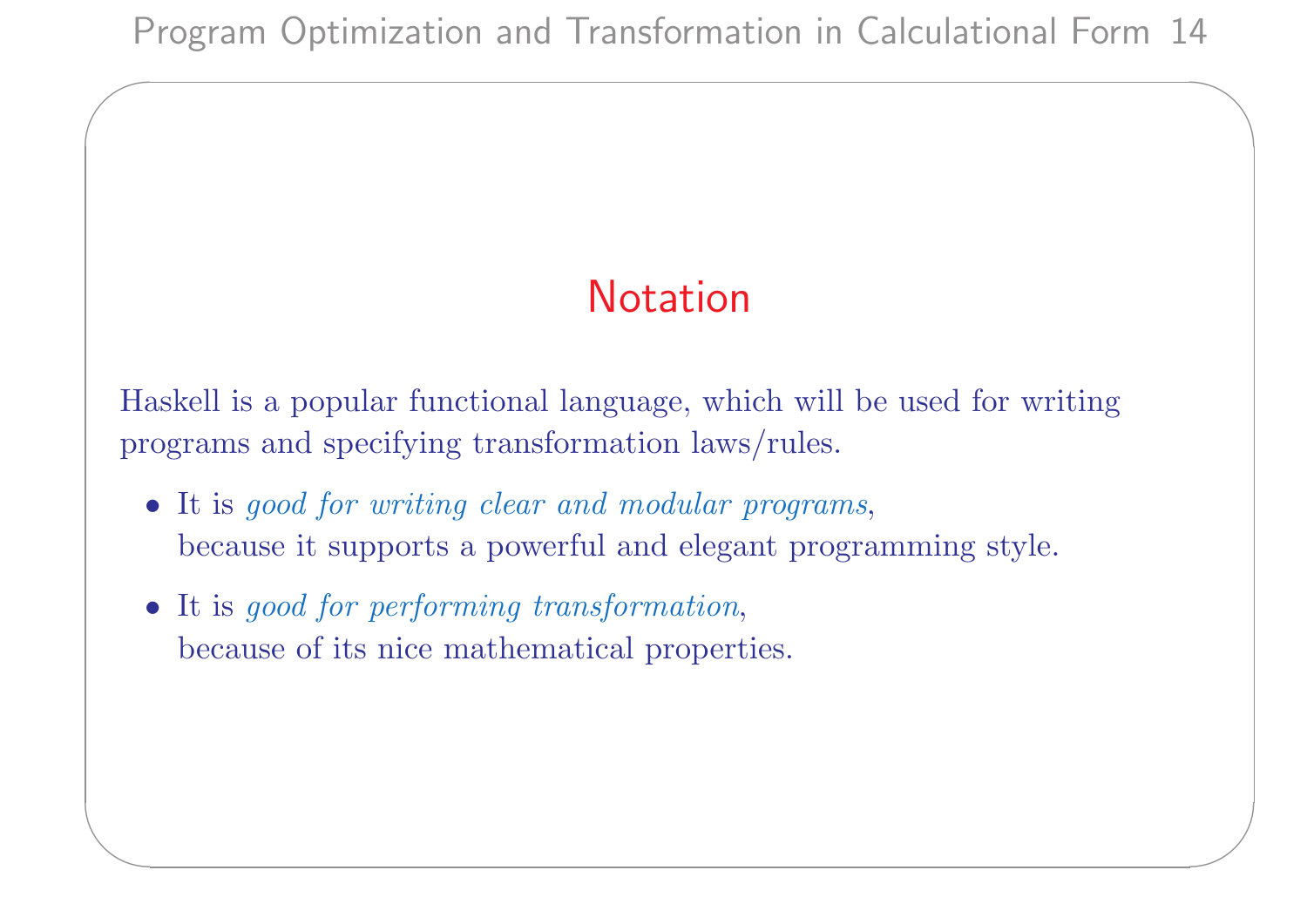# Notation

Haskell is a popular functional language, which will be used for writing programs and specifying transformation laws/rules.

- It is *good for writing clear and modular programs*, because it supports a powerful and elegant programming style.
- It is *good for performing transformation*, because of its nice mathematical properties.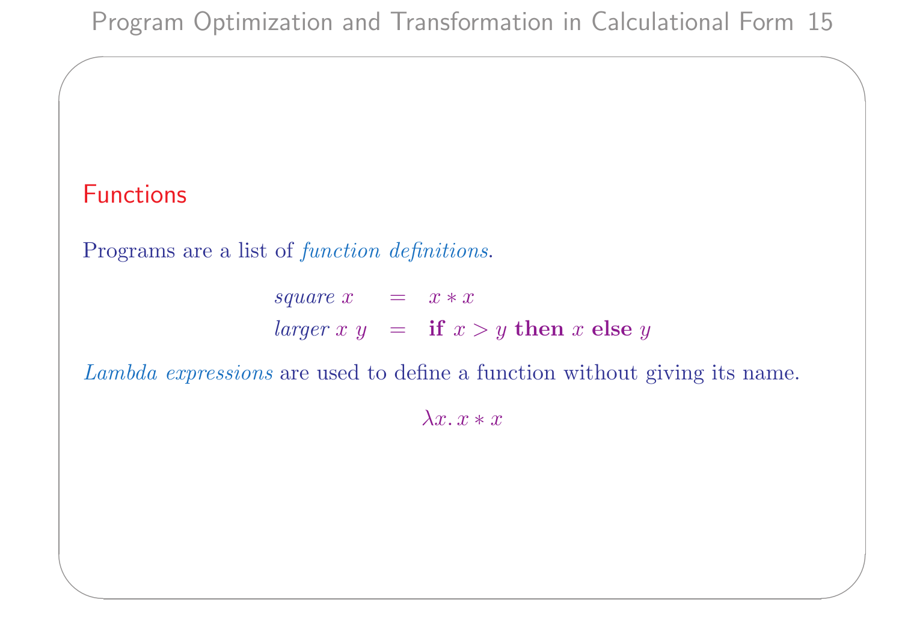## Functions

Programs are a list of *function definitions*.

$$
\begin{array}{lcl}
\mathit{square}\ x & = & x * x \\
\mathit{larger}\ x\ y & = & \mathbf{if}\ x > y\ \mathbf{then}\ x\ \mathbf{else}\ y
\end{array}
$$

*Lambda expressions* are used to define a function without giving its name.

$$\lambda x.\, x * x$$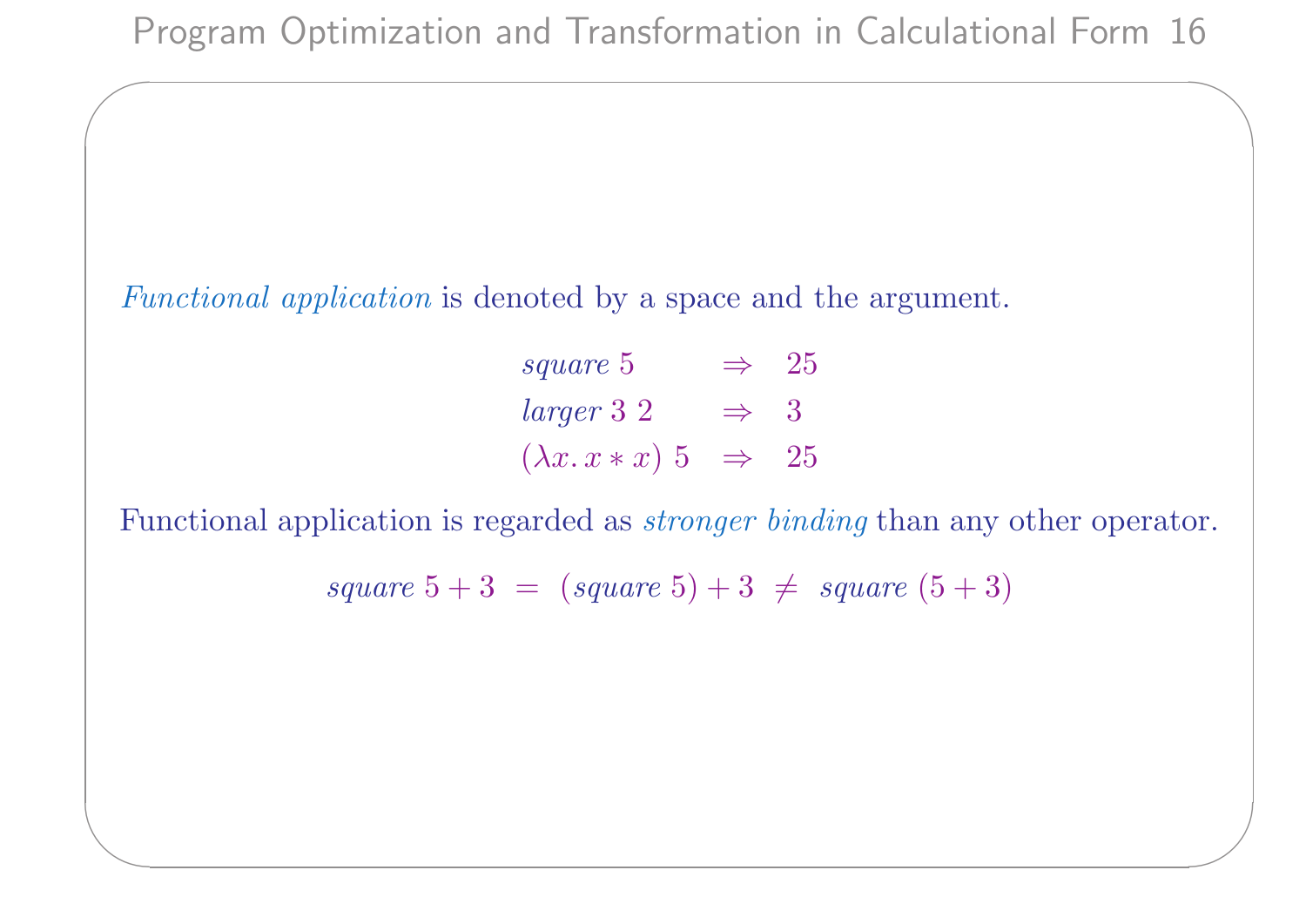*Functional application* is denoted by a space and the argument.

$$
\begin{array}{lcl}
\mathit{square}\ 5 & \Rightarrow & 25 \\
\mathit{larger}\ 3\ 2 & \Rightarrow & 3 \\
(\lambda x.\, x * x)\ 5 & \Rightarrow & 25
\end{array}
$$

Functional application is regarded as *stronger binding* than any other operator.

$$
\mathit{square}\ 5 + 3 \;=\; (\mathit{square}\ 5) + 3 \;\neq\; \mathit{square}\ (5 + 3)
$$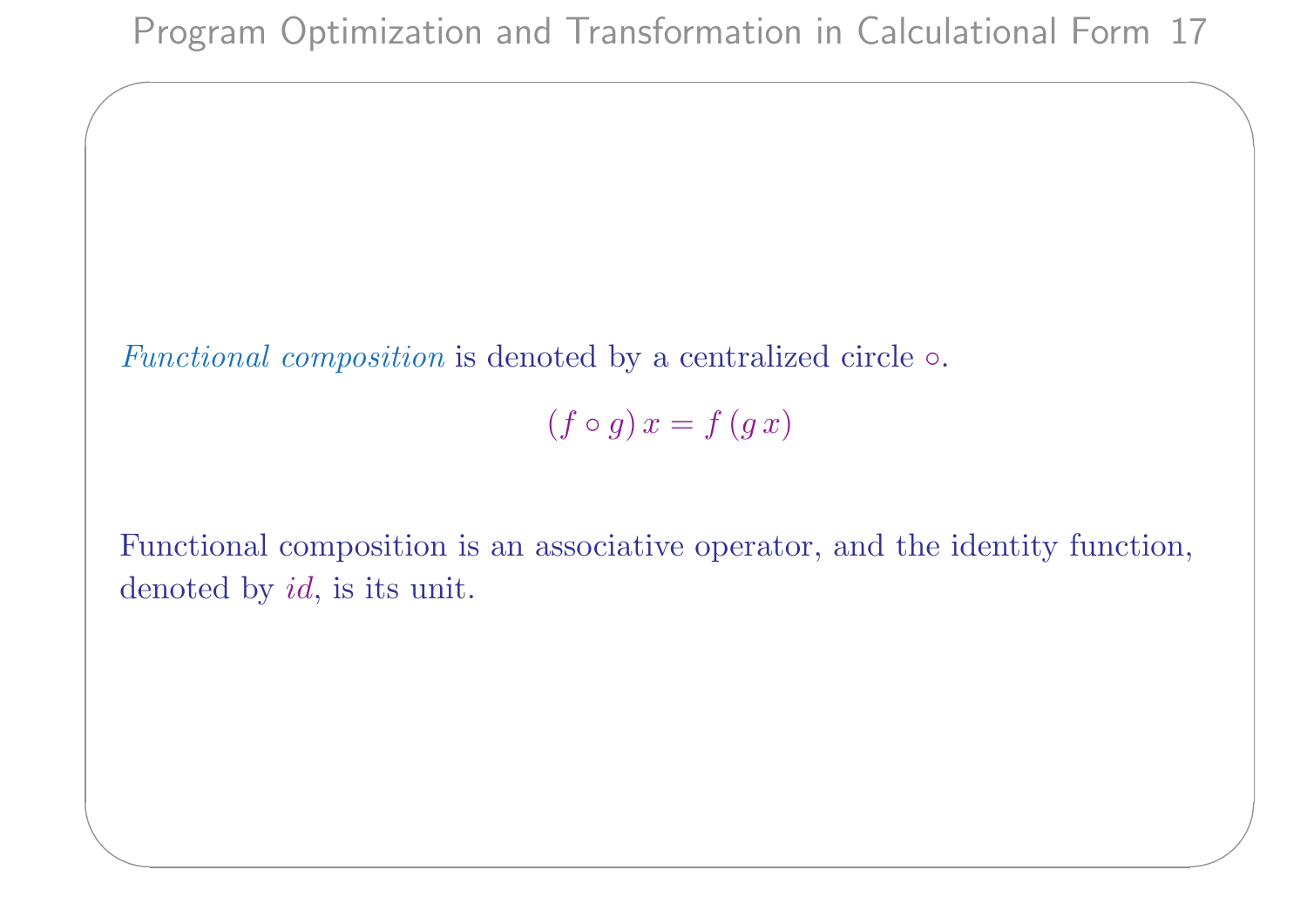*Functional composition* is denoted by a centralized circle $\circ$.

$$(f \circ g)\, x = f\, (g\, x)$$

Functional composition is an associative operator, and the identity function, denoted by $id$, is its unit.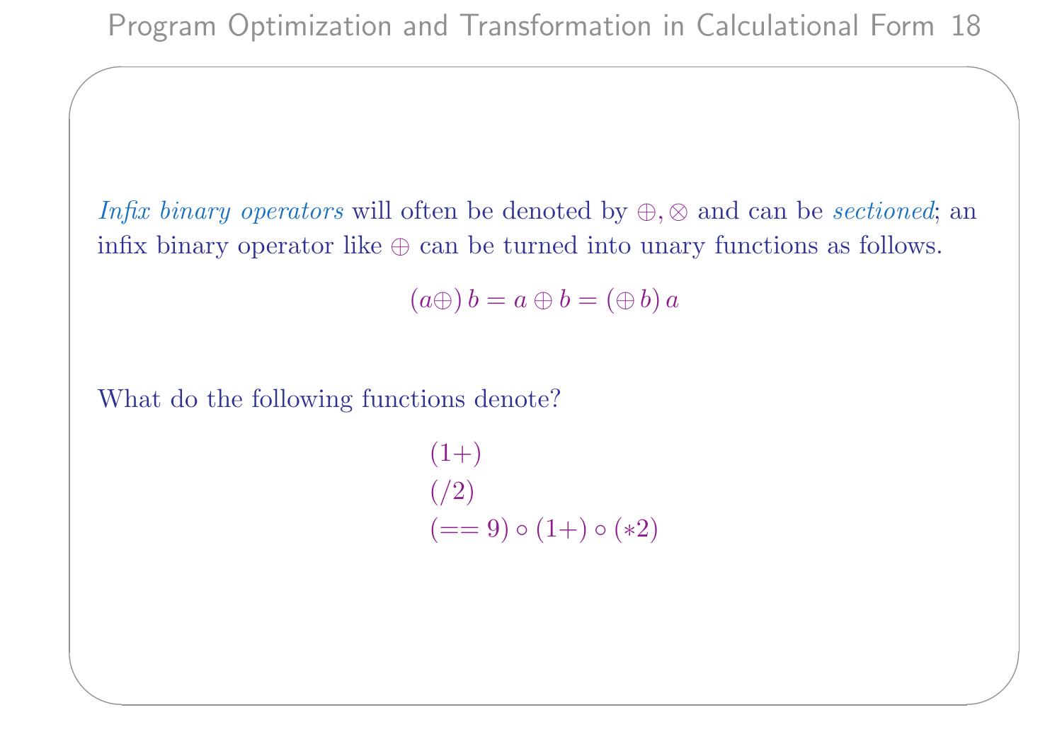*Infix binary operators* will often be denoted by $\oplus, \otimes$ and can be *sectioned*; an infix binary operator like $\oplus$ can be turned into unary functions as follows.

$$(a\oplus)\, b = a \oplus b = (\oplus\, b)\, a$$

What do the following functions denote?

$$(1+)$$
$$(/2)$$
$$(==9) \circ (1+) \circ (*2)$$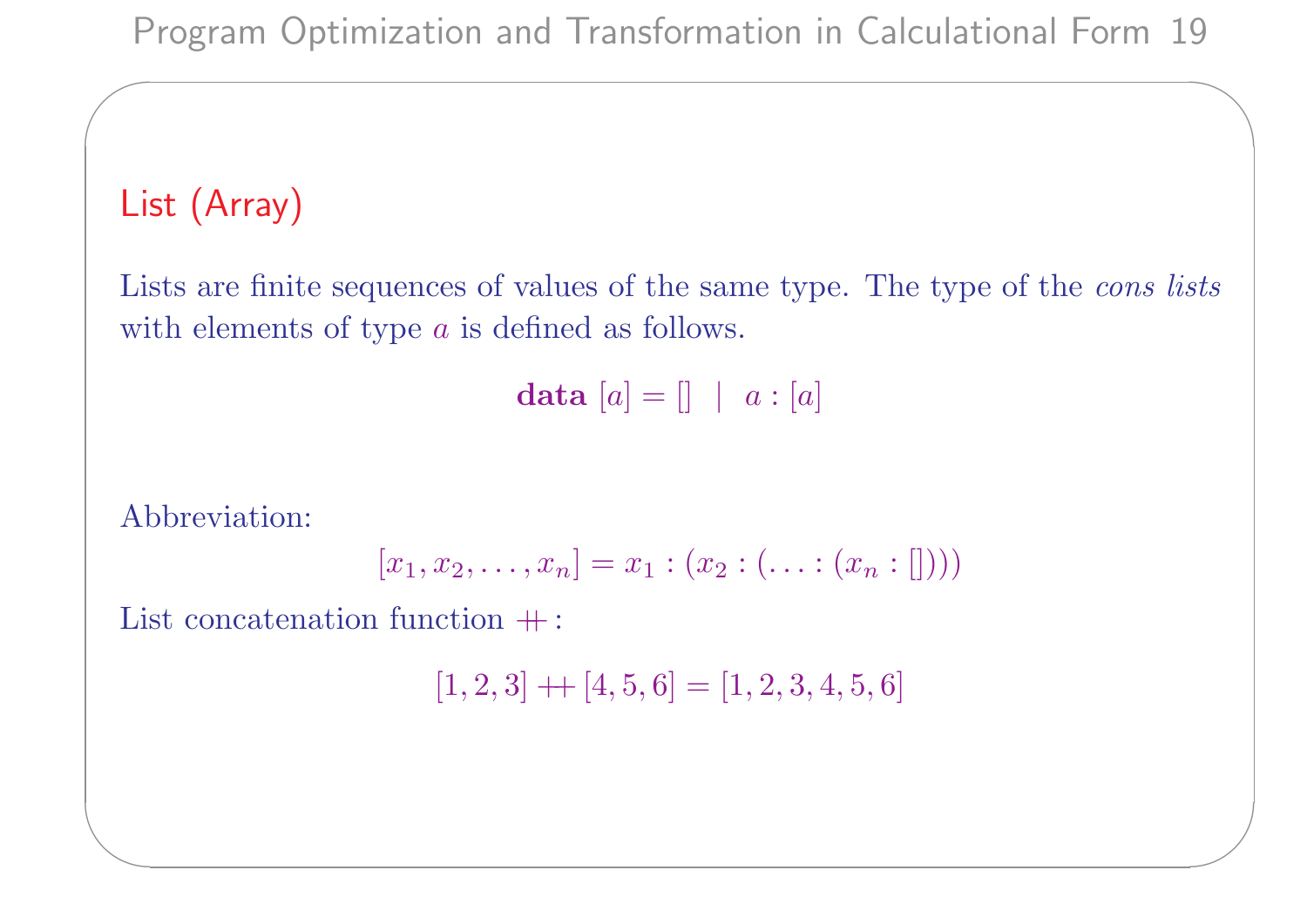## List (Array)

Lists are finite sequences of values of the same type. The type of the *cons lists* with elements of type $a$ is defined as follows.

$$\textbf{data}\ [a] = []\ \ |\ \ a : [a]$$

Abbreviation:

$$[x_1, x_2, \ldots, x_n] = x_1 : (x_2 : (\ldots : (x_n : [])))$$

List concatenation function $+\!\!+$:

$$[1, 2, 3] +\!\!+ [4, 5, 6] = [1, 2, 3, 4, 5, 6]$$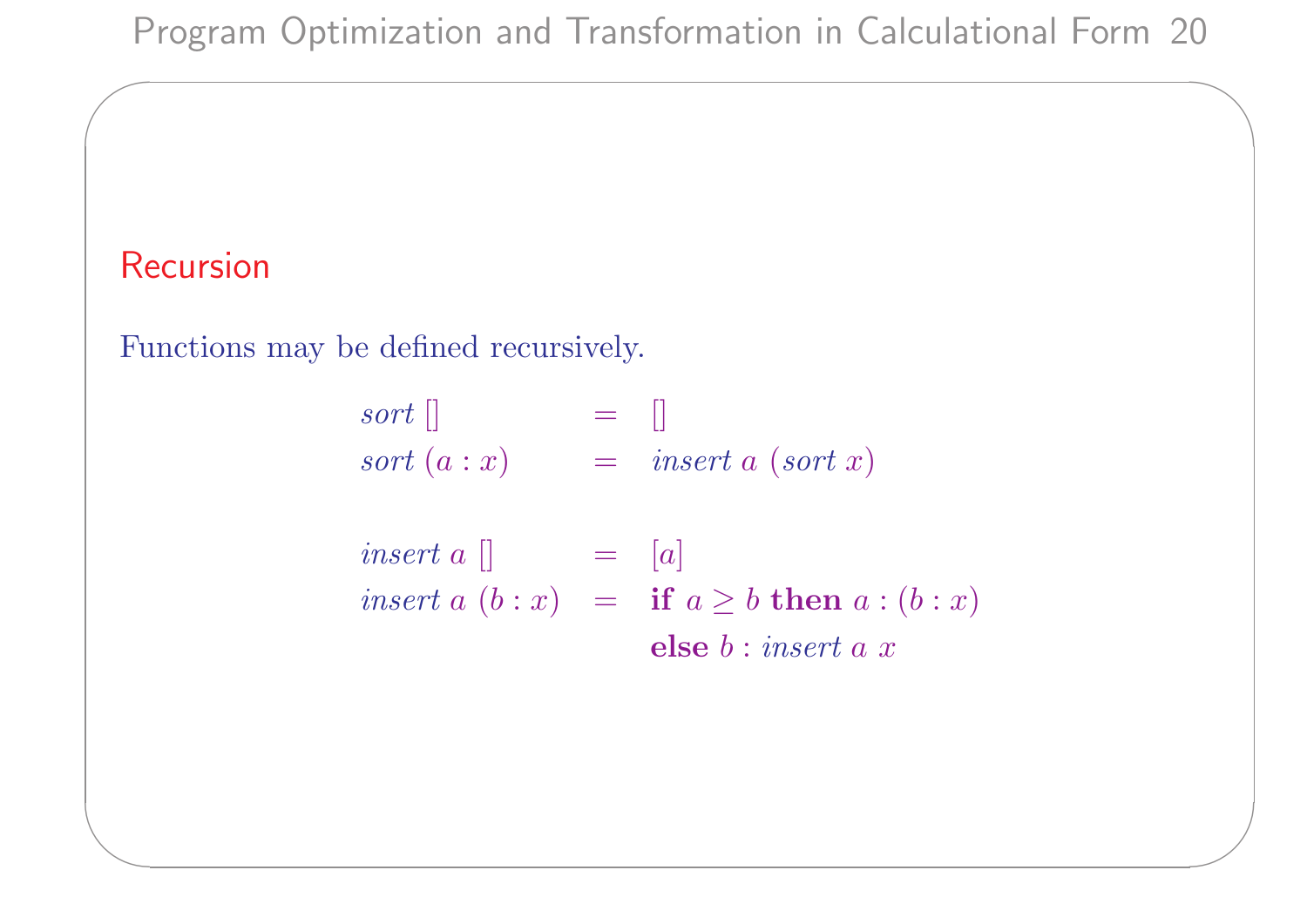## Recursion

Functions may be defined recursively.

$$
\begin{array}{lcl}
\mathit{sort}\ [] & = & [] \\
\mathit{sort}\ (a : x) & = & \mathit{insert}\ a\ (\mathit{sort}\ x) \\
\\
\mathit{insert}\ a\ [] & = & [a] \\
\mathit{insert}\ a\ (b : x) & = & \textbf{if}\ a \geq b\ \textbf{then}\ a : (b : x) \\
 & & \textbf{else}\ b : \mathit{insert}\ a\ x
\end{array}
$$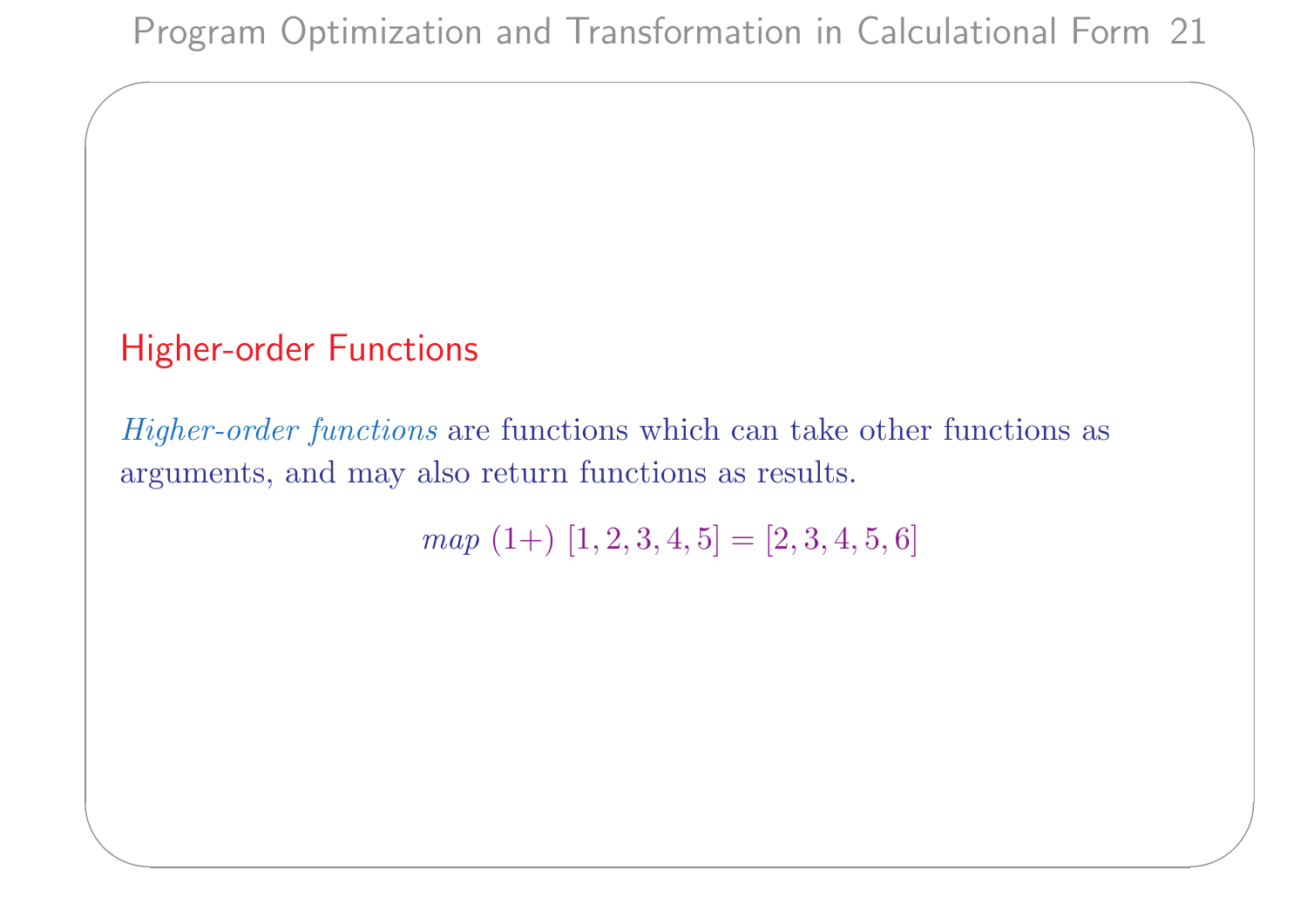## Higher-order Functions

*Higher-order functions* are functions which can take other functions as arguments, and may also return functions as results.

$$map\ (1+)\ [1,2,3,4,5] = [2,3,4,5,6]$$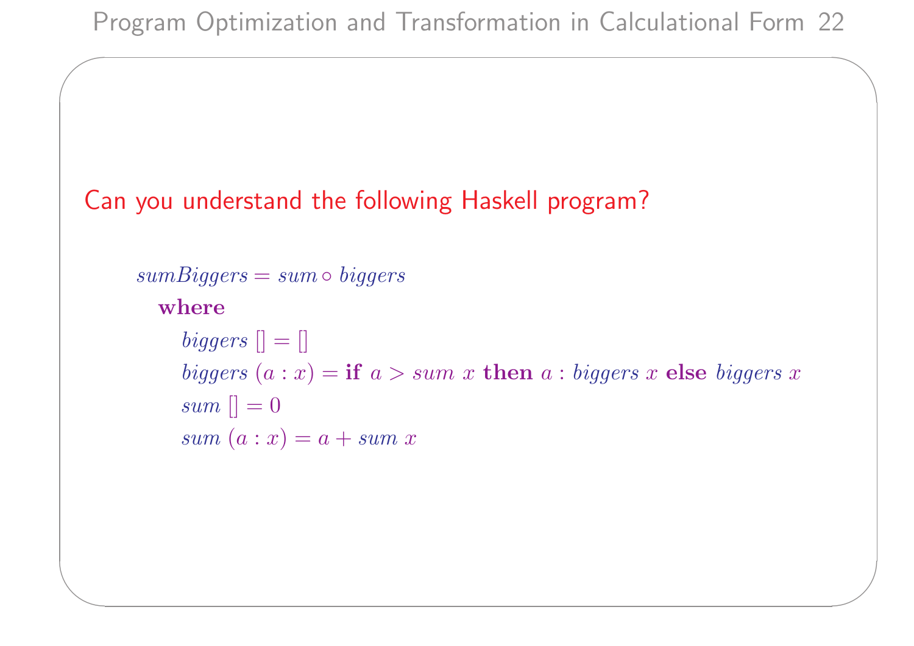Can you understand the following Haskell program?

```
sumBiggers = sum ∘ biggers
  where
    biggers [] = []
    biggers (a : x) = if a > sum x then a : biggers x else biggers x
    sum [] = 0
    sum (a : x) = a + sum x
```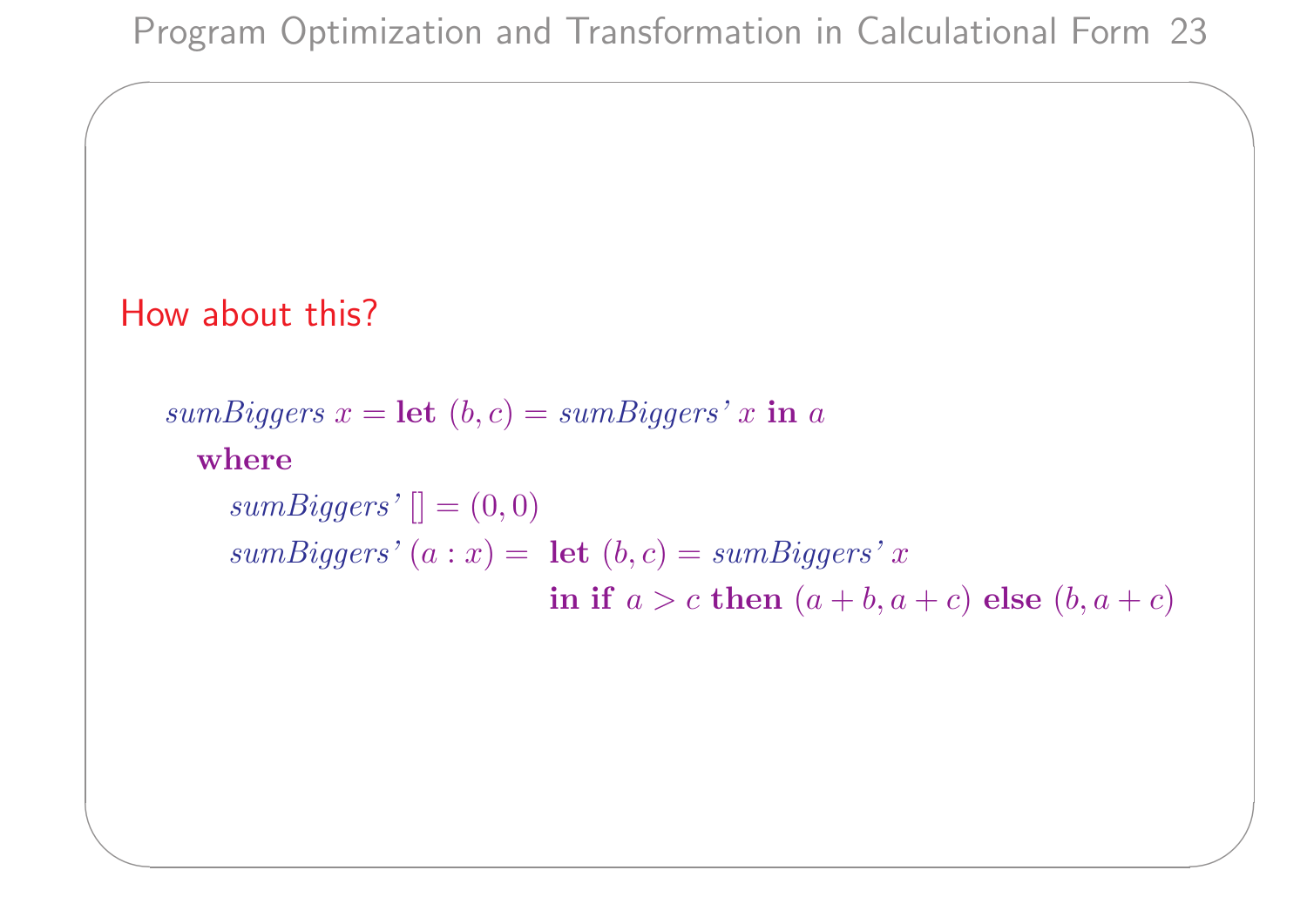How about this?

```
sumBiggers x = let (b, c) = sumBiggers' x in a
  where
    sumBiggers' [] = (0, 0)
    sumBiggers' (a : x) = let (b, c) = sumBiggers' x
                          in if a > c then (a + b, a + c) else (b, a + c)
```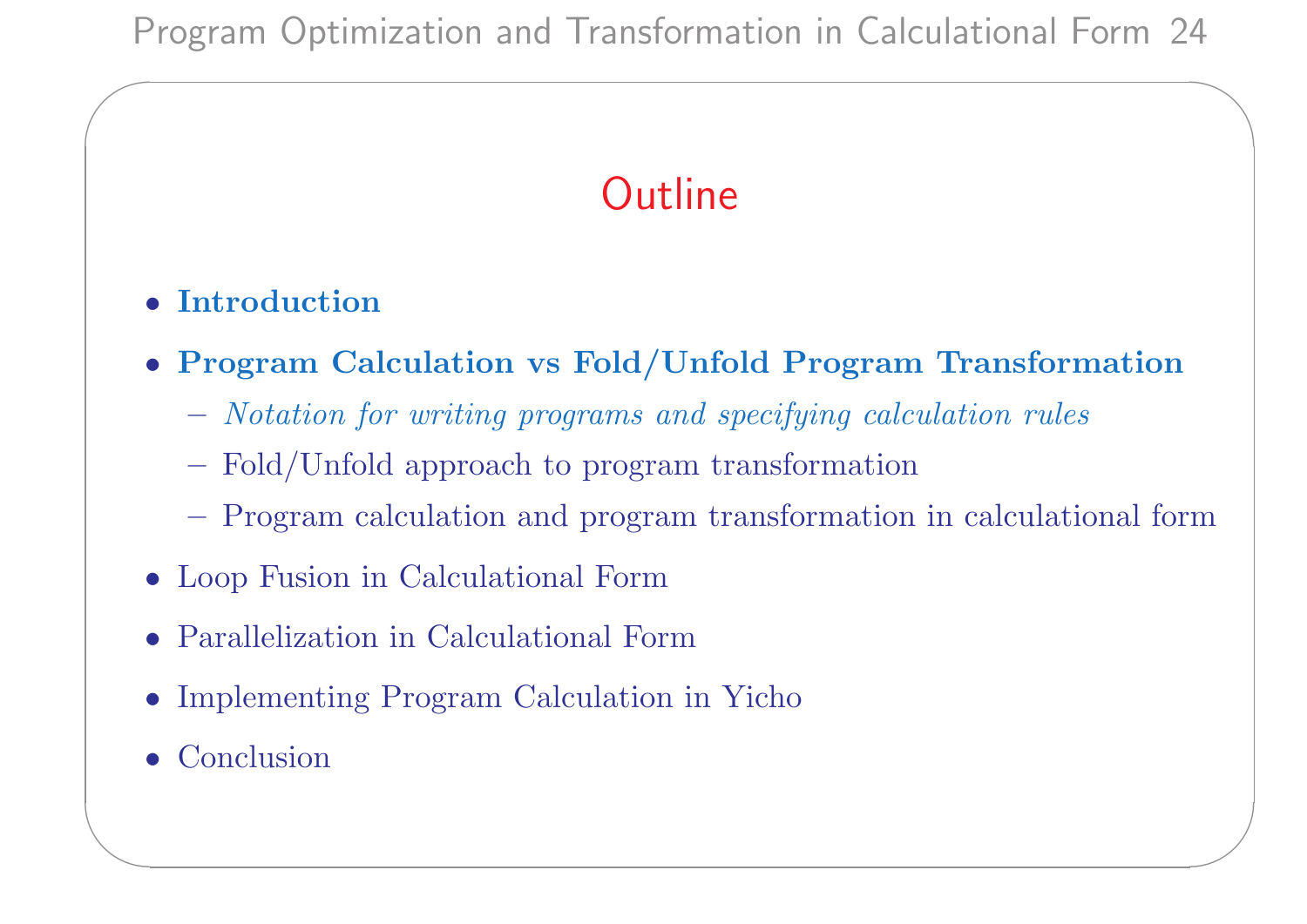## Outline

- **Introduction**
- **Program Calculation vs Fold/Unfold Program Transformation**
  - *Notation for writing programs and specifying calculation rules*
  - Fold/Unfold approach to program transformation
  - Program calculation and program transformation in calculational form
- Loop Fusion in Calculational Form
- Parallelization in Calculational Form
- Implementing Program Calculation in Yicho
- Conclusion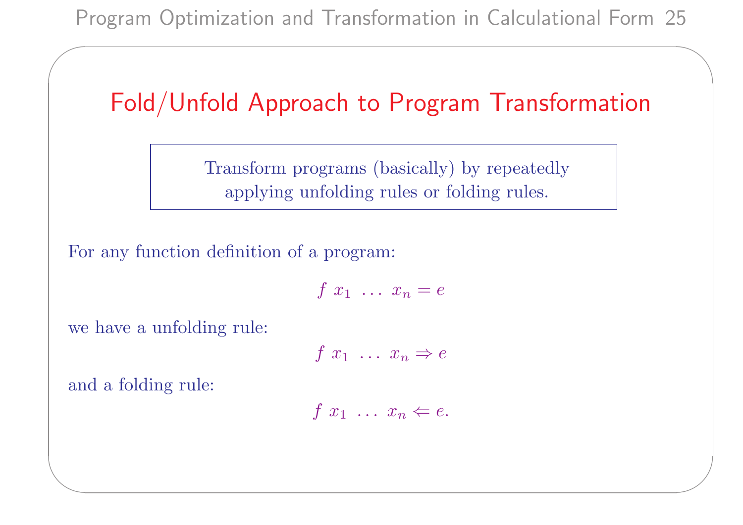# Fold/Unfold Approach to Program Transformation

> Transform programs (basically) by repeatedly applying unfolding rules or folding rules.

For any function definition of a program:

$$f\ x_1\ \ldots\ x_n = e$$

we have a unfolding rule:

$$f\ x_1\ \ldots\ x_n \Rightarrow e$$

and a folding rule:

$$f\ x_1\ \ldots\ x_n \Leftarrow e.$$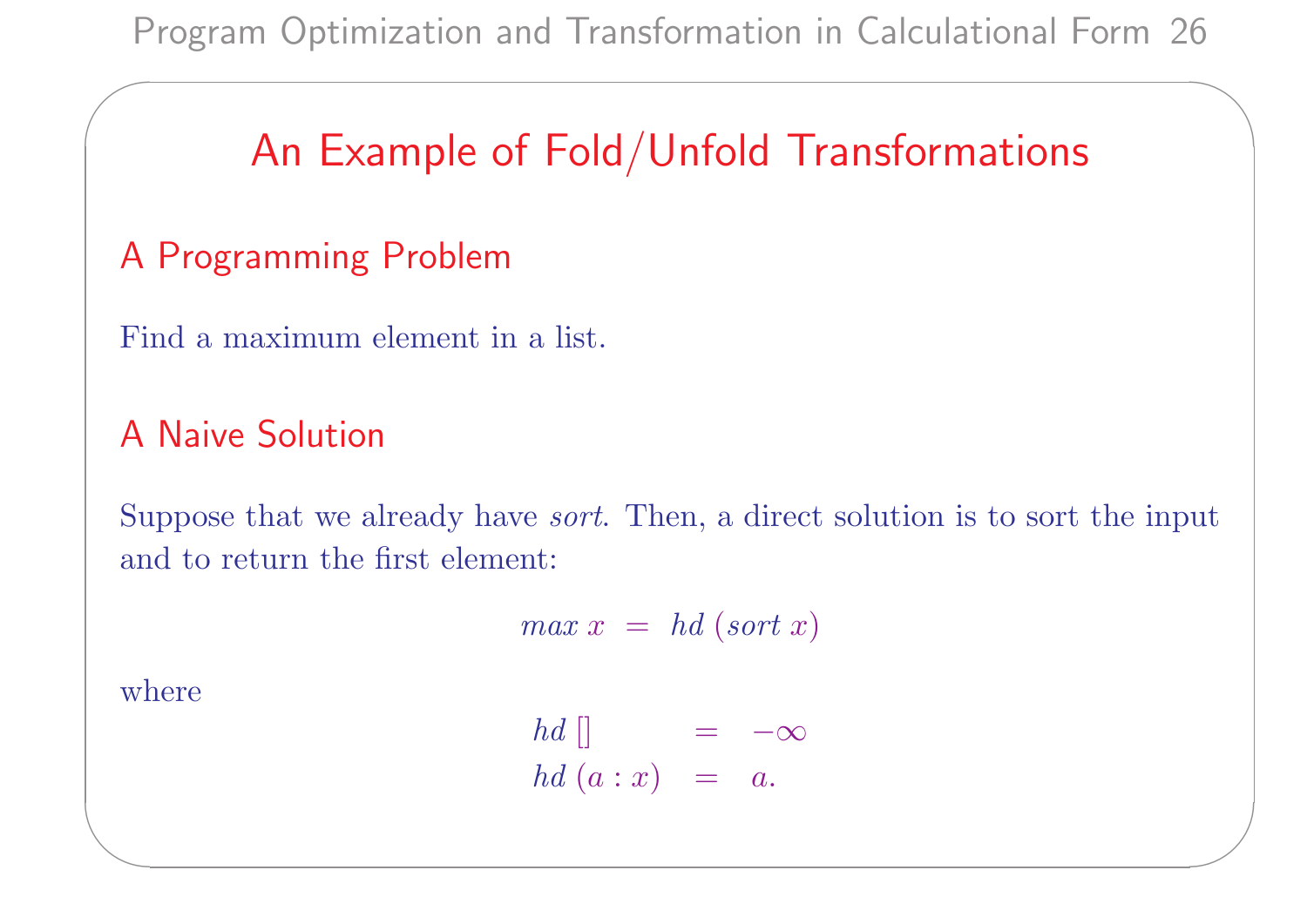# An Example of Fold/Unfold Transformations

## A Programming Problem

Find a maximum element in a list.

## A Naive Solution

Suppose that we already have *sort*. Then, a direct solution is to sort the input and to return the first element:

$$max\ x \ = \ hd\ (sort\ x)$$

where

$$
\begin{array}{lcl}
hd\ [] & = & -\infty \\
hd\ (a : x) & = & a.
\end{array}
$$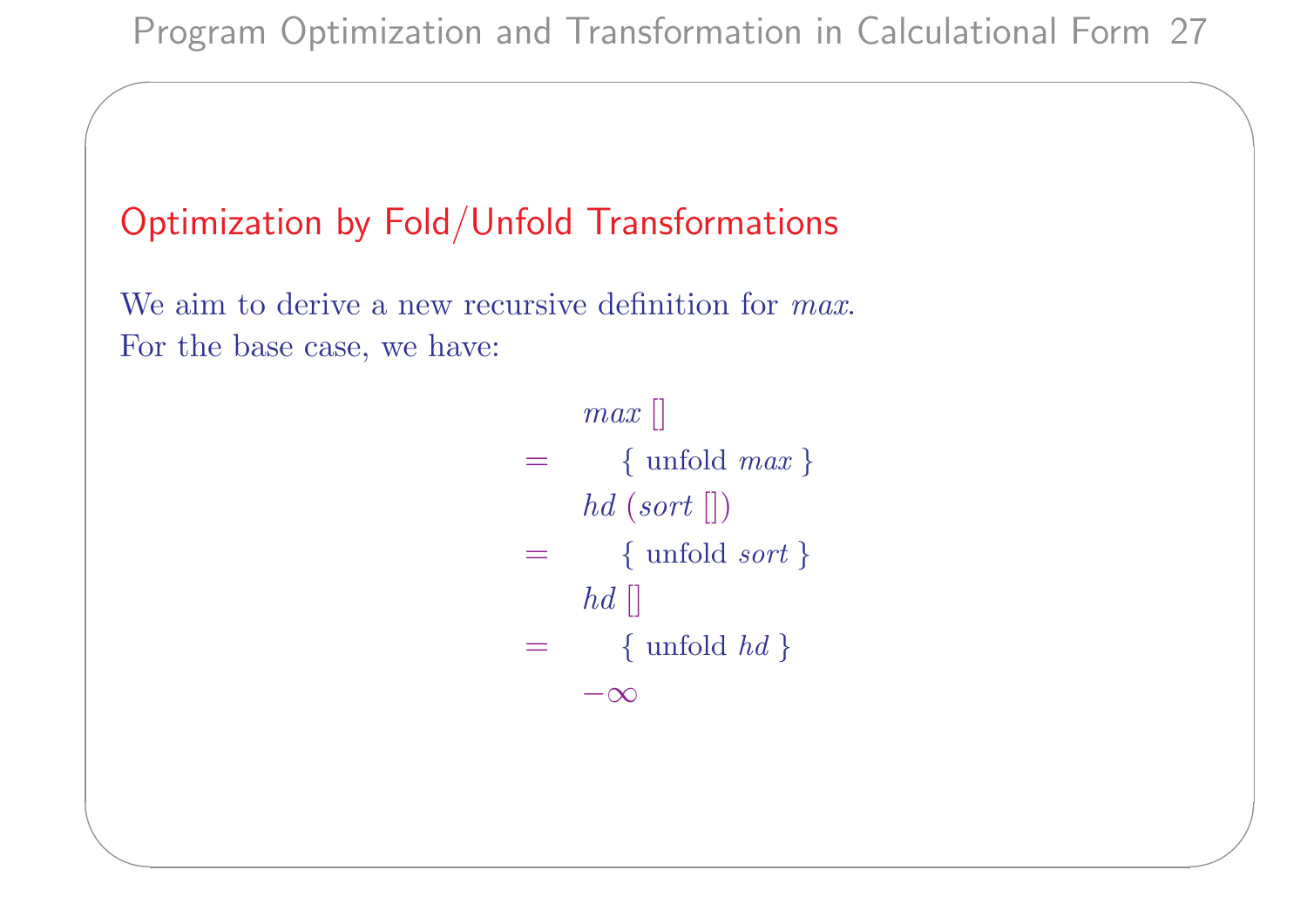## Optimization by Fold/Unfold Transformations

We aim to derive a new recursive definition for *max*.
For the base case, we have:

$$
\begin{array}{ll}
 & max\ [\,] \\
= & \quad \{ \text{ unfold } max \text{ } \} \\
 & hd\ (sort\ [\,]) \\
= & \quad \{ \text{ unfold } sort \text{ } \} \\
 & hd\ [\,] \\
= & \quad \{ \text{ unfold } hd \text{ } \} \\
 & -\infty
\end{array}
$$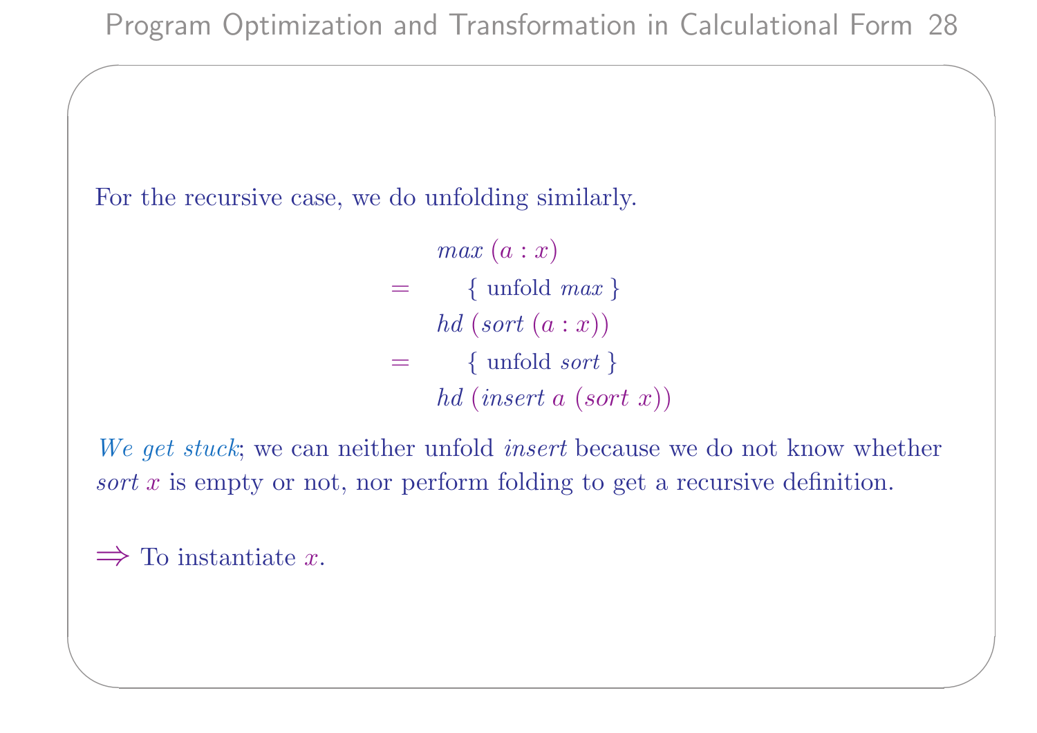For the recursive case, we do unfolding similarly.

$$
\begin{array}{ll}
 & \mathit{max}\ (a : x) \\
= & \quad \{ \text{ unfold } \mathit{max} \ \} \\
 & \mathit{hd}\ (\mathit{sort}\ (a : x)) \\
= & \quad \{ \text{ unfold } \mathit{sort} \ \} \\
 & \mathit{hd}\ (\mathit{insert}\ a\ (\mathit{sort}\ x))
\end{array}
$$

*We get stuck*; we can neither unfold *insert* because we do not know whether $\mathit{sort}\ x$ is empty or not, nor perform folding to get a recursive definition.

$\Longrightarrow$ To instantiate $x$.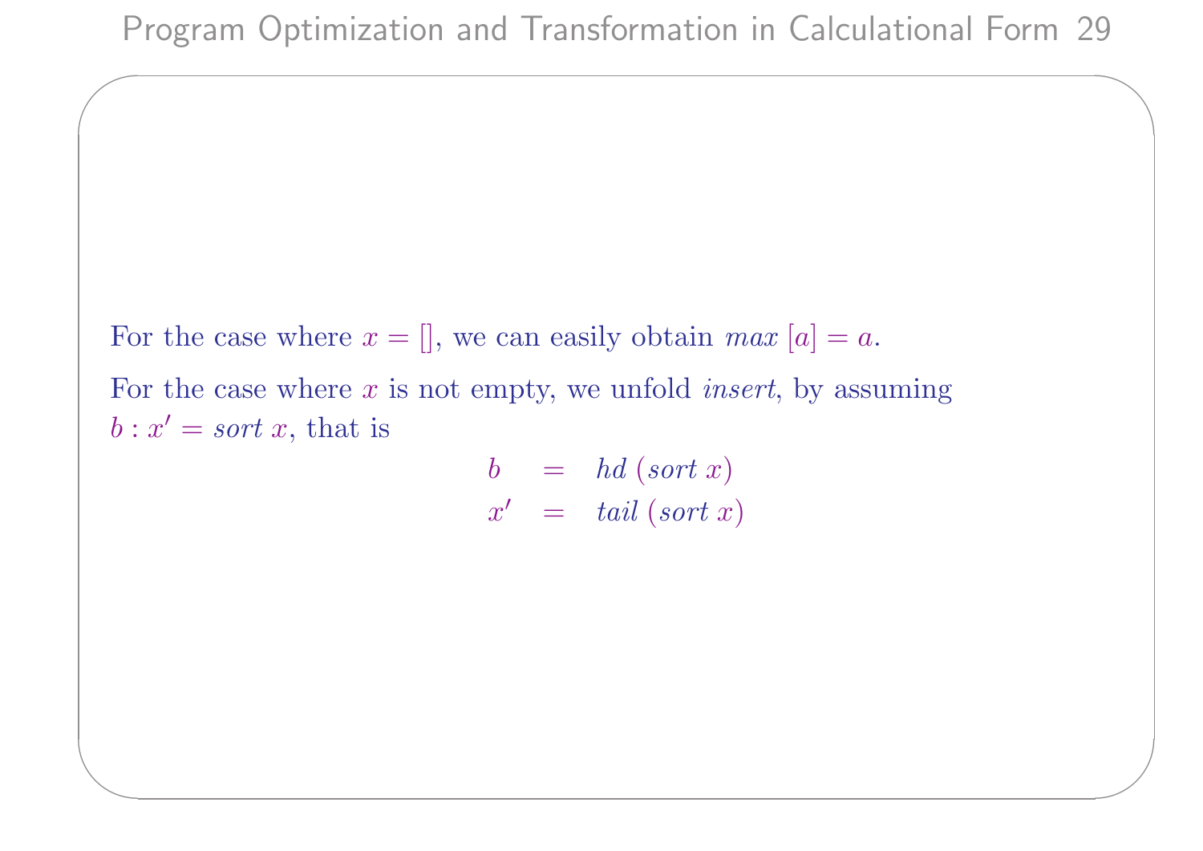For the case where $x = []$, we can easily obtain $max\ [a] = a$.

For the case where $x$ is not empty, we unfold *insert*, by assuming $b : x' = sort\ x$, that is

$$
\begin{array}{lcl}
b & = & hd\ (sort\ x) \\
x' & = & tail\ (sort\ x)
\end{array}
$$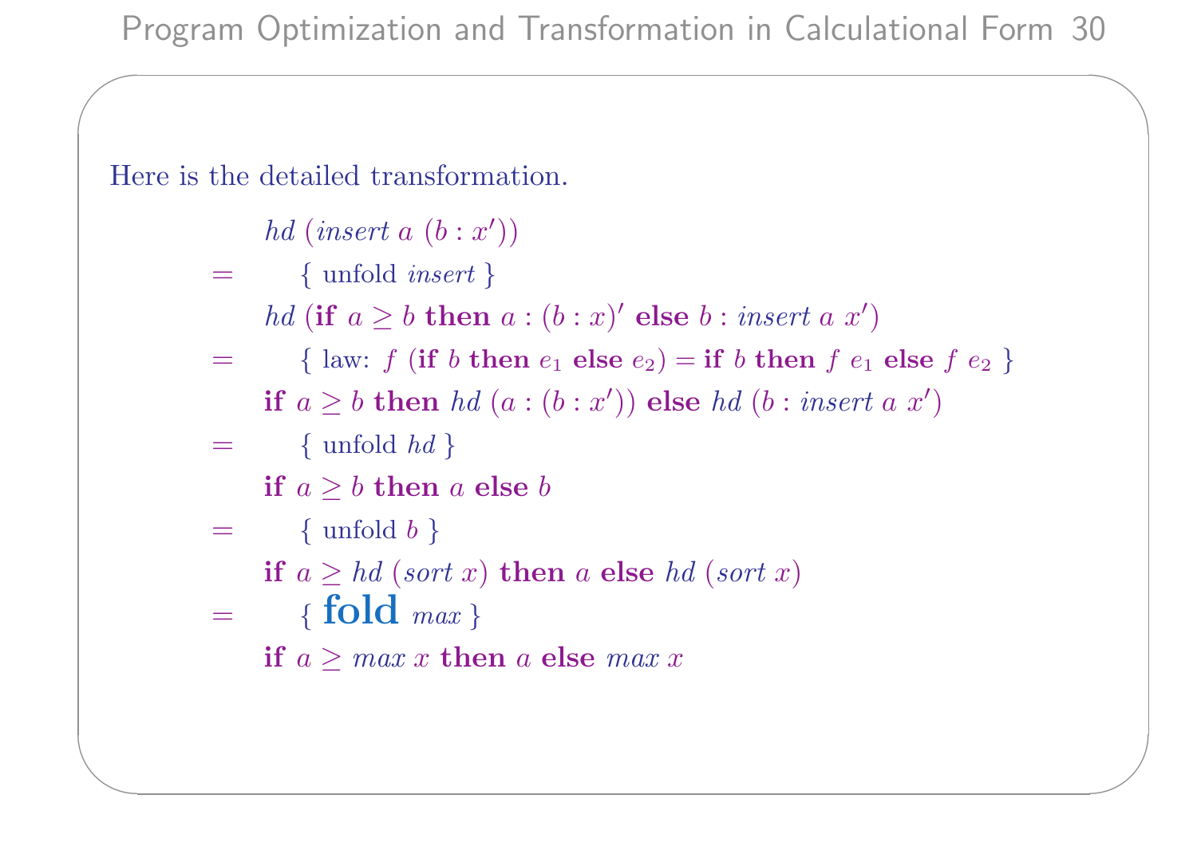Here is the detailed transformation.

$$
\begin{array}{ll}
& hd\ (insert\ a\ (b : x')) \\
= & \quad \{ \text{ unfold } insert \} \\
& hd\ (\textbf{if}\ a \geq b\ \textbf{then}\ a : (b : x)'\ \textbf{else}\ b : insert\ a\ x') \\
= & \quad \{ \text{ law: } f\ (\textbf{if}\ b\ \textbf{then}\ e_1\ \textbf{else}\ e_2) = \textbf{if}\ b\ \textbf{then}\ f\ e_1\ \textbf{else}\ f\ e_2 \ \} \\
& \textbf{if}\ a \geq b\ \textbf{then}\ hd\ (a : (b : x'))\ \textbf{else}\ hd\ (b : insert\ a\ x') \\
= & \quad \{ \text{ unfold } hd \} \\
& \textbf{if}\ a \geq b\ \textbf{then}\ a\ \textbf{else}\ b \\
= & \quad \{ \text{ unfold } b \} \\
& \textbf{if}\ a \geq hd\ (sort\ x)\ \textbf{then}\ a\ \textbf{else}\ hd\ (sort\ x) \\
= & \quad \{ \textbf{ fold } max \} \\
& \textbf{if}\ a \geq max\ x\ \textbf{then}\ a\ \textbf{else}\ max\ x
\end{array}
$$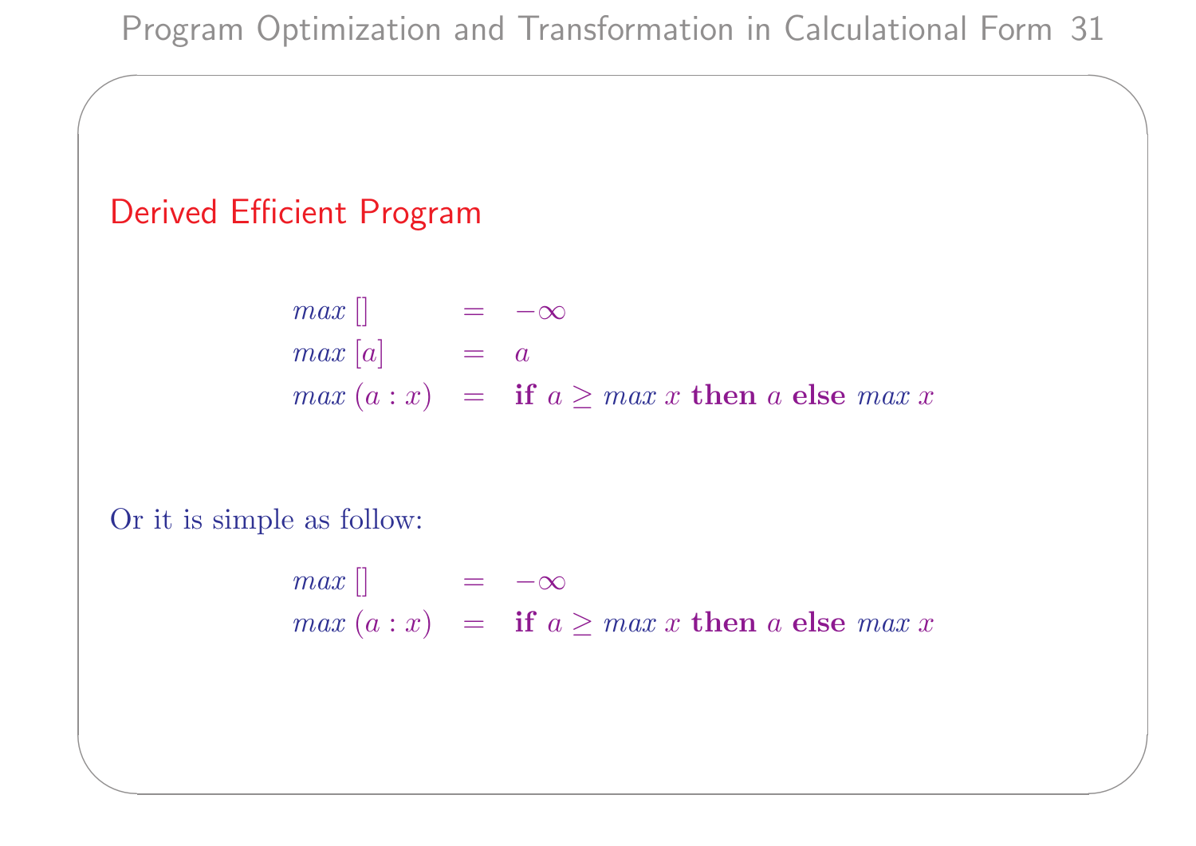## Derived Efficient Program

$$
\begin{array}{lcl}
max\,[] & = & -\infty \\
max\,[a] & = & a \\
max\,(a : x) & = & \textbf{if } a \geq max\ x \textbf{ then } a \textbf{ else } max\ x
\end{array}
$$

Or it is simple as follow:

$$
\begin{array}{lcl}
max\,[] & = & -\infty \\
max\,(a : x) & = & \textbf{if } a \geq max\ x \textbf{ then } a \textbf{ else } max\ x
\end{array}
$$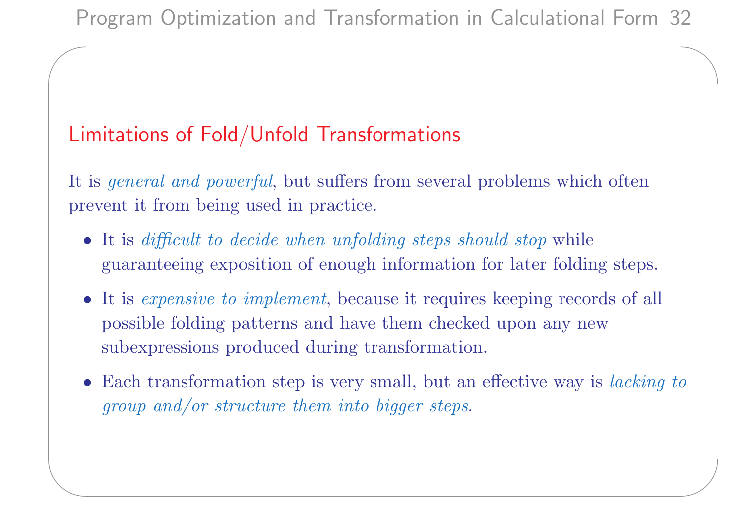## Limitations of Fold/Unfold Transformations

It is *general and powerful*, but suffers from several problems which often prevent it from being used in practice.

- It is *difficult to decide when unfolding steps should stop* while guaranteeing exposition of enough information for later folding steps.
- It is *expensive to implement*, because it requires keeping records of all possible folding patterns and have them checked upon any new subexpressions produced during transformation.
- Each transformation step is very small, but an effective way is *lacking to group and/or structure them into bigger steps*.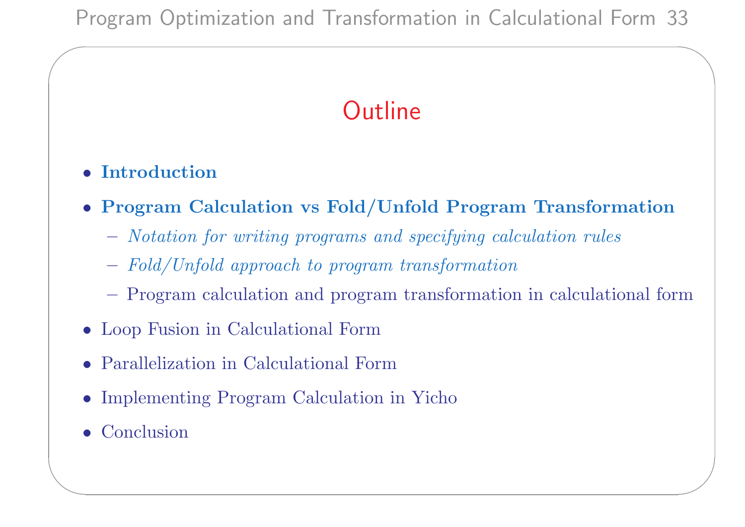# Outline

- **Introduction**
- **Program Calculation vs Fold/Unfold Program Transformation**
  - *Notation for writing programs and specifying calculation rules*
  - *Fold/Unfold approach to program transformation*
  - Program calculation and program transformation in calculational form
- Loop Fusion in Calculational Form
- Parallelization in Calculational Form
- Implementing Program Calculation in Yicho
- Conclusion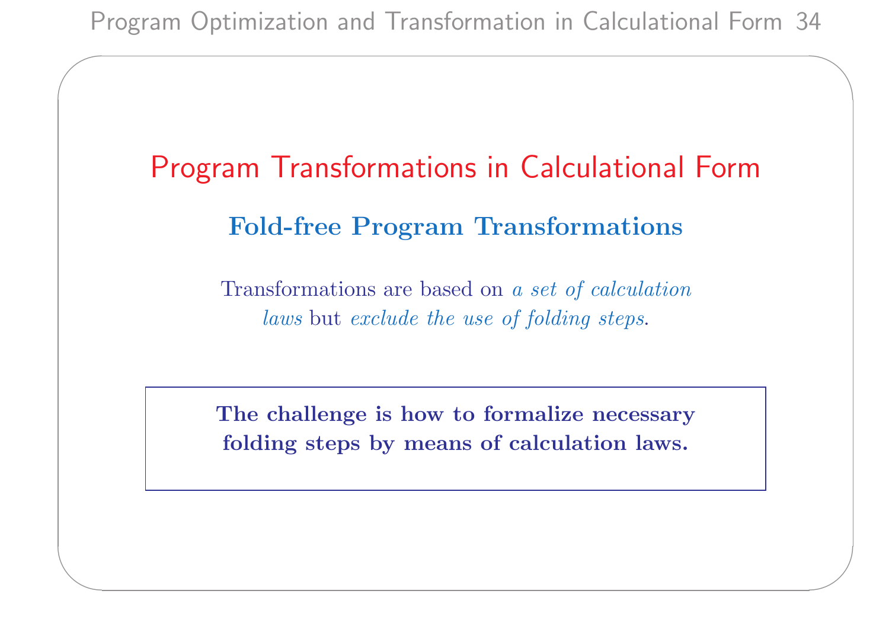# Program Transformations in Calculational Form

## Fold-free Program Transformations

Transformations are based on *a set of calculation laws* but *exclude the use of folding steps*.

**The challenge is how to formalize necessary folding steps by means of calculation laws.**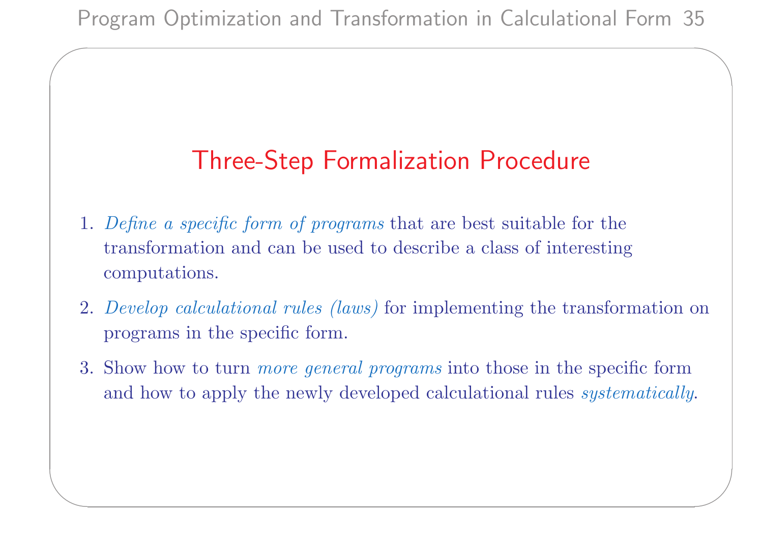## Three-Step Formalization Procedure

1. *Define a specific form of programs* that are best suitable for the transformation and can be used to describe a class of interesting computations.
2. *Develop calculational rules (laws)* for implementing the transformation on programs in the specific form.
3. Show how to turn *more general programs* into those in the specific form and how to apply the newly developed calculational rules *systematically*.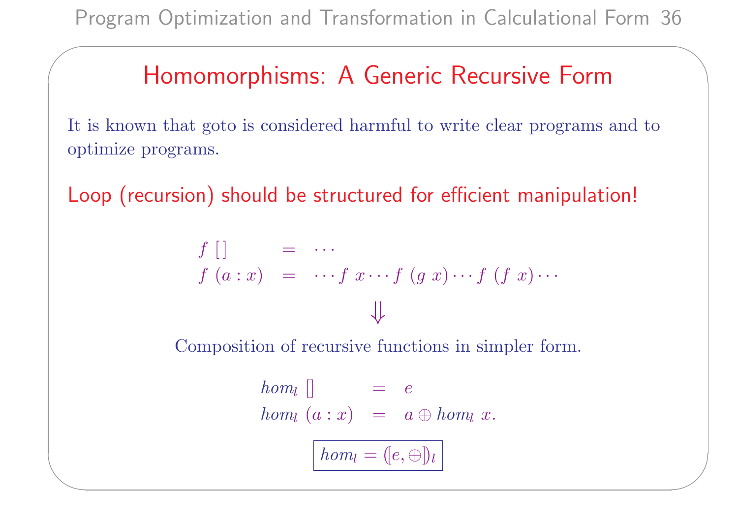# Homomorphisms: A Generic Recursive Form

It is known that goto is considered harmful to write clear programs and to optimize programs.

**Loop (recursion) should be structured for efficient manipulation!**

$$
\begin{array}{lcl}
f\ [\,] & = & \cdots \\
f\ (a : x) & = & \cdots f\ x \cdots f\ (g\ x) \cdots f\ (f\ x) \cdots
\end{array}
$$

$$\Downarrow$$

Composition of recursive functions in simpler form.

$$
\begin{array}{lcl}
hom_l\ [\,] & = & e \\
hom_l\ (a : x) & = & a \oplus hom_l\ x.
\end{array}
$$

$$\boxed{hom_l = (\![e, \oplus]\!)_l}$$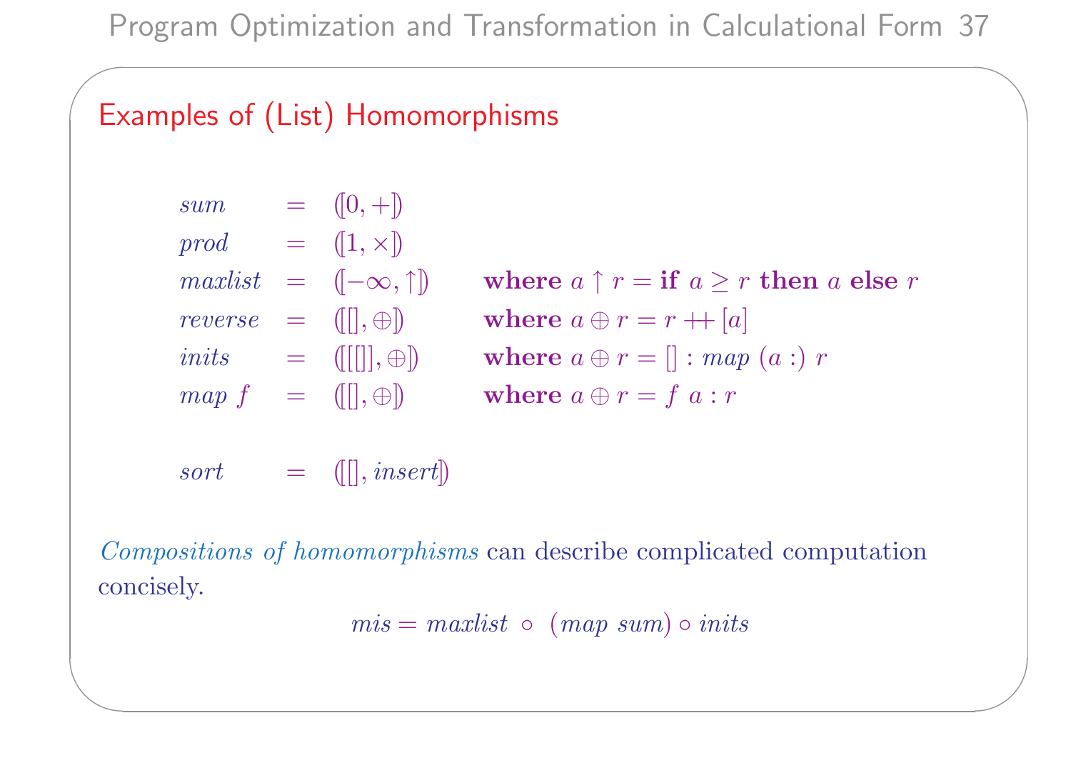## Examples of (List) Homomorphisms

$$
\begin{array}{lcll}
\mathit{sum} & = & (\![0, +]\!) & \\
\mathit{prod} & = & (\![1, \times]\!) & \\
\mathit{maxlist} & = & (\![-\infty, \uparrow]\!) & \textbf{where } a \uparrow r = \textbf{if } a \geq r \textbf{ then } a \textbf{ else } r \\
\mathit{reverse} & = & (\![[], \oplus]\!) & \textbf{where } a \oplus r = r +\!\!+ [a] \\
\mathit{inits} & = & (\![[[]], \oplus]\!) & \textbf{where } a \oplus r = [] : \mathit{map}\ (a :)\ r \\
\mathit{map}\ f & = & (\![[], \oplus]\!) & \textbf{where } a \oplus r = f\ a : r \\
 & & & \\
\mathit{sort} & = & (\![[], \mathit{insert}]\!) &
\end{array}
$$

*Compositions of homomorphisms* can describe complicated computation concisely.

$$\mathit{mis} = \mathit{maxlist} \circ (\mathit{map}\ \mathit{sum}) \circ \mathit{inits}$$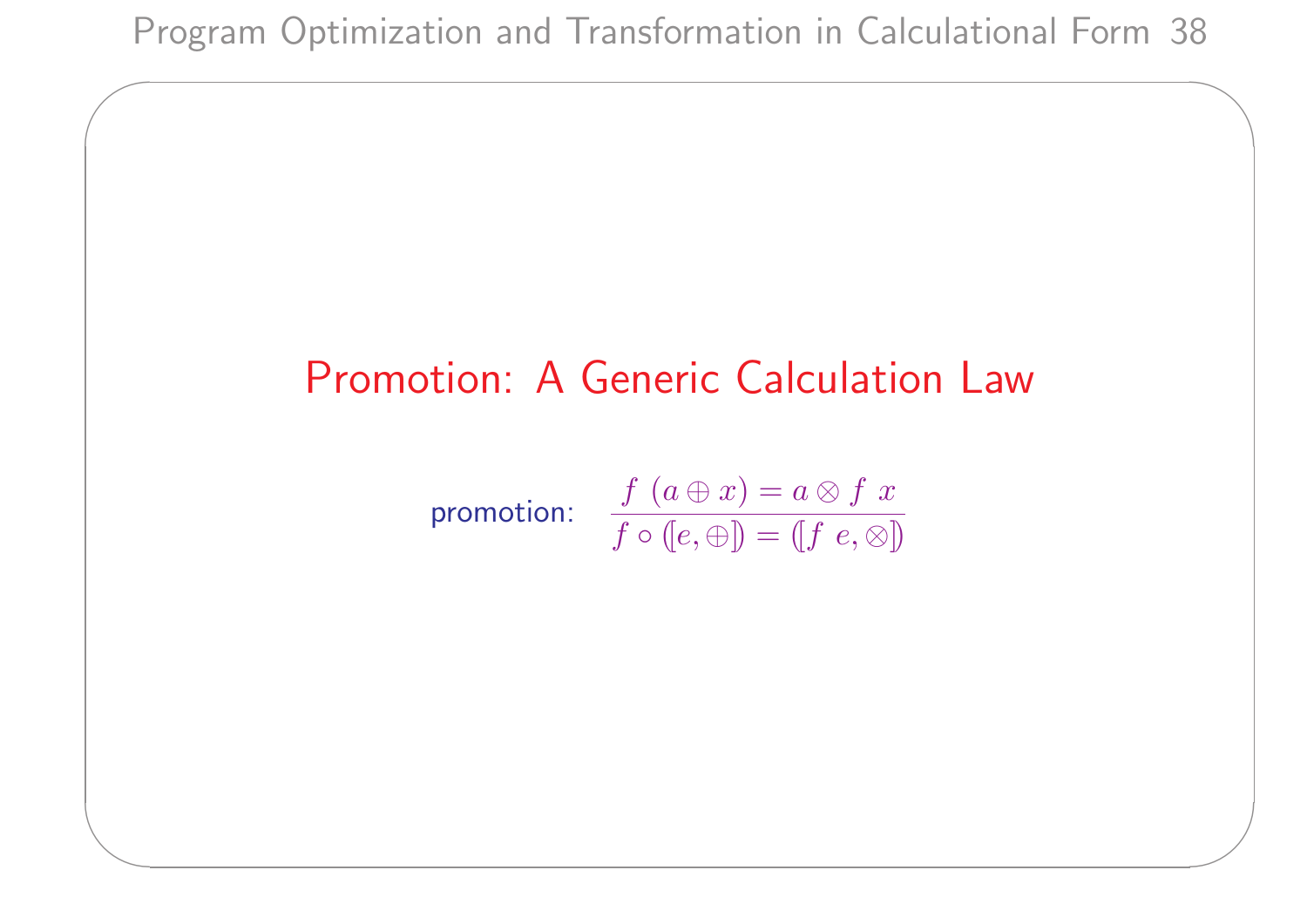# Promotion: A Generic Calculation Law

promotion: $$\frac{f\ (a \oplus x) = a \otimes f\ x}{f \circ (\![e, \oplus]\!) = (\![f\ e, \otimes]\!)}$$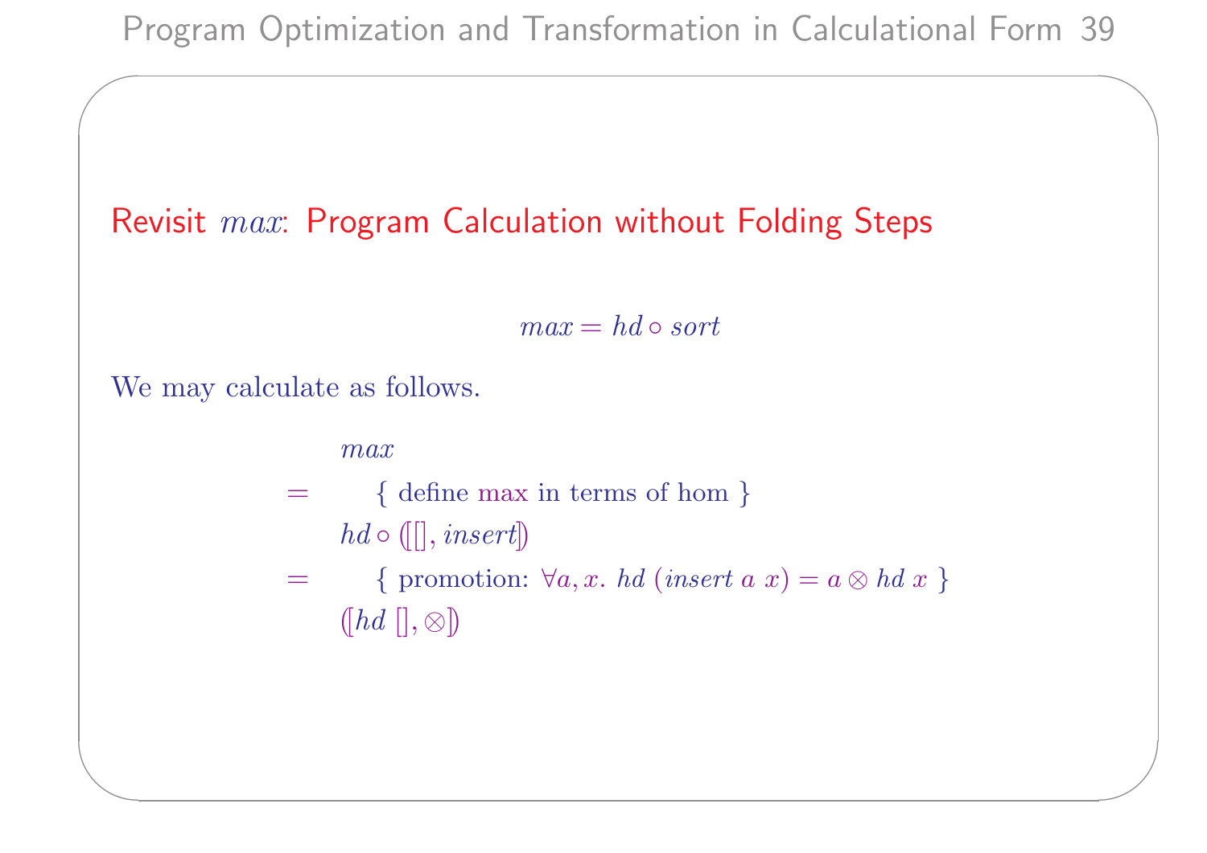## Revisit $max$: Program Calculation without Folding Steps

$$max = hd \circ sort$$

We may calculate as follows.

$$
\begin{array}{ll}
 & max \\
= & \quad \{ \text{ define max in terms of hom } \} \\
 & hd \circ (\![[], insert]\!) \\
= & \quad \{ \text{ promotion: } \forall a, x.\ hd\ (insert\ a\ x) = a \otimes hd\ x \ \} \\
 & (\![hd\ [], \otimes]\!)
\end{array}
$$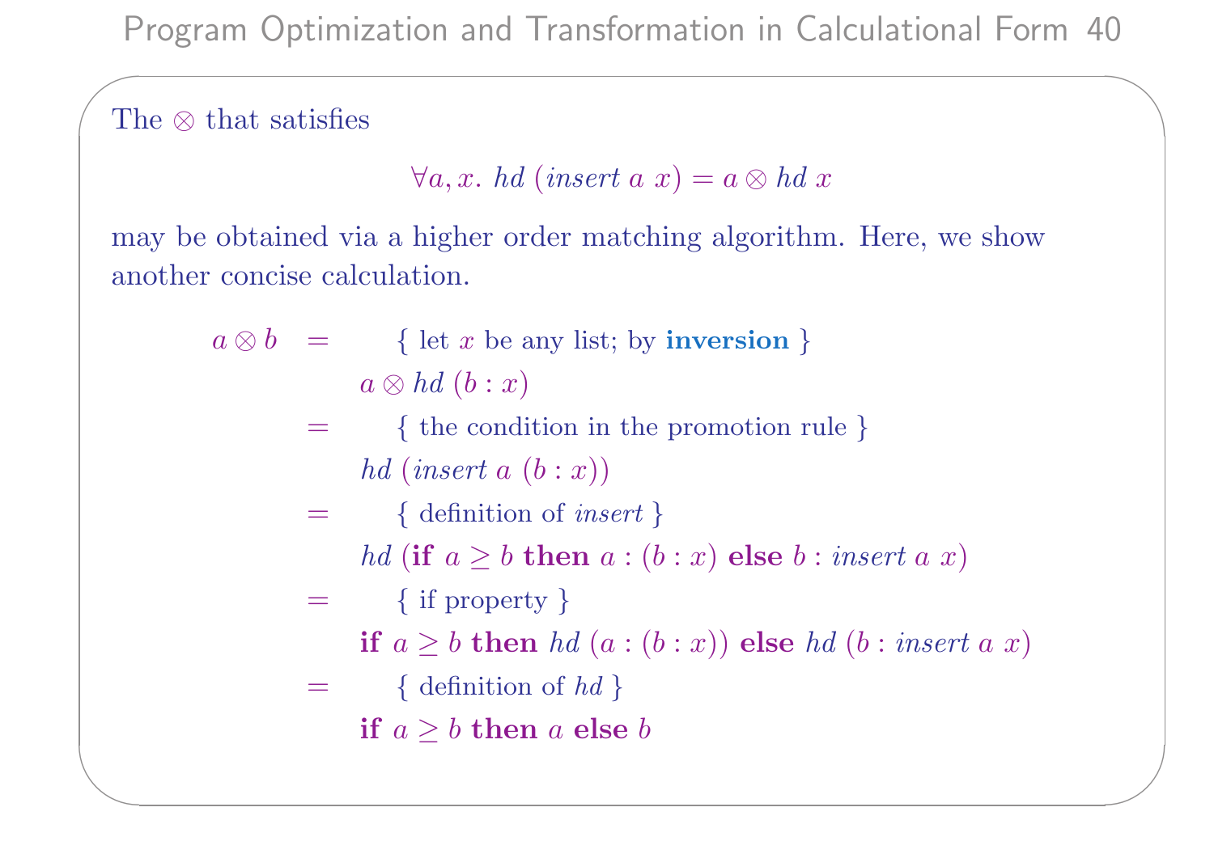The $\otimes$ that satisfies

$$\forall a, x.\ hd\ (insert\ a\ x) = a \otimes hd\ x$$

may be obtained via a higher order matching algorithm. Here, we show another concise calculation.

$$
\begin{array}{lll}
a \otimes b & = & \{ \text{ let } x \text{ be any list; by } \textbf{inversion} \ \} \\
& & a \otimes hd\ (b : x) \\
& = & \{ \text{ the condition in the promotion rule } \} \\
& & hd\ (insert\ a\ (b : x)) \\
& = & \{ \text{ definition of } insert \ \} \\
& & hd\ (\textbf{if}\ a \geq b\ \textbf{then}\ a : (b : x)\ \textbf{else}\ b : insert\ a\ x) \\
& = & \{ \text{ if property } \} \\
& & \textbf{if}\ a \geq b\ \textbf{then}\ hd\ (a : (b : x))\ \textbf{else}\ hd\ (b : insert\ a\ x) \\
& = & \{ \text{ definition of } hd \ \} \\
& & \textbf{if}\ a \geq b\ \textbf{then}\ a\ \textbf{else}\ b
\end{array}
$$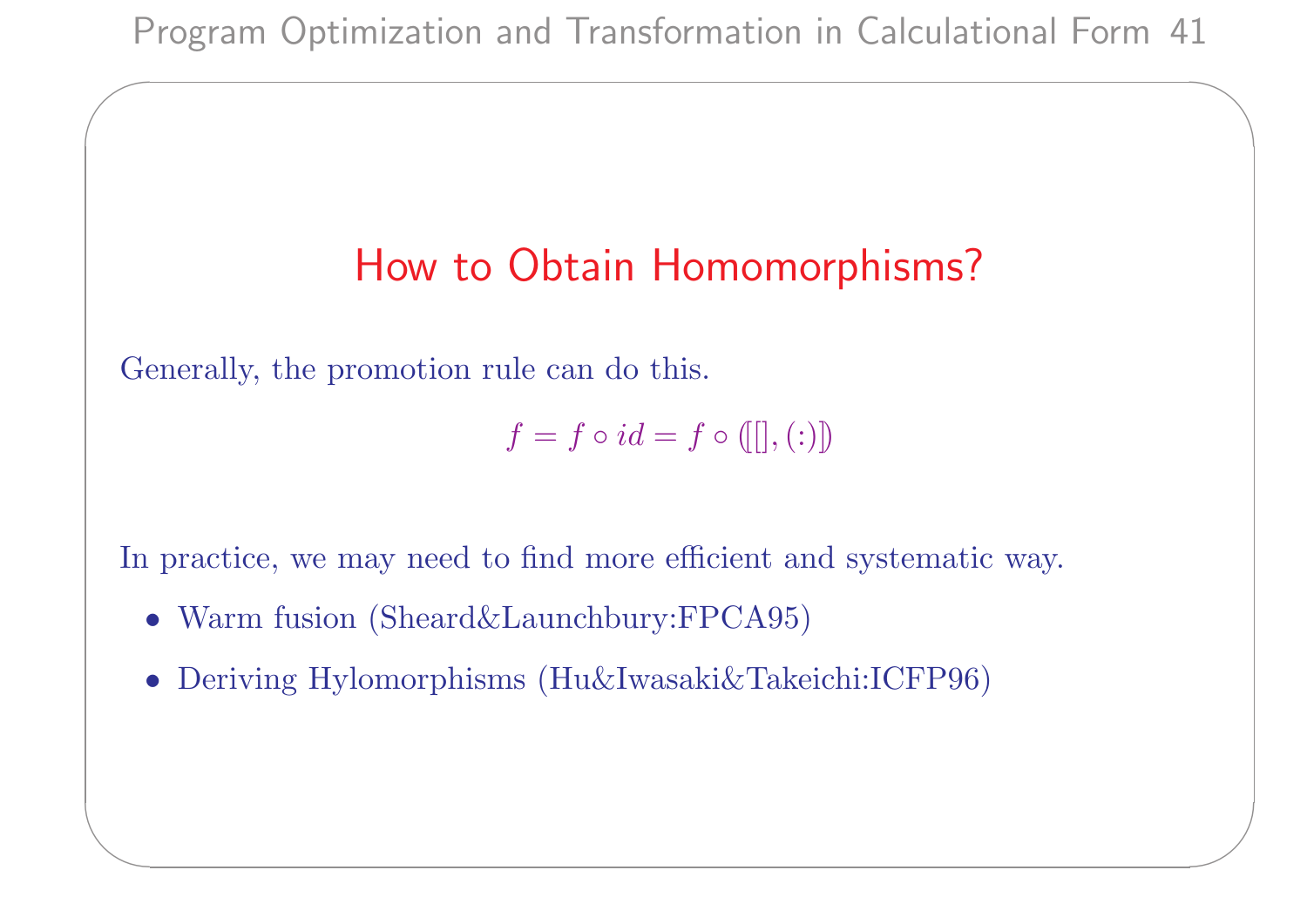## How to Obtain Homomorphisms?

Generally, the promotion rule can do this.

$$f = f \circ id = f \circ (\![[\,], (:)]\!)$$

In practice, we may need to find more efficient and systematic way.

- Warm fusion (Sheard&Launchbury:FPCA95)
- Deriving Hylomorphisms (Hu&Iwasaki&Takeichi:ICFP96)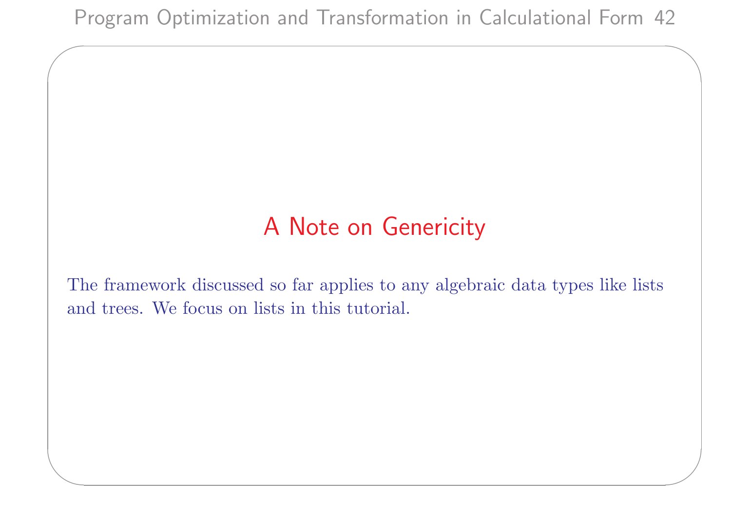## A Note on Genericity

The framework discussed so far applies to any algebraic data types like lists and trees. We focus on lists in this tutorial.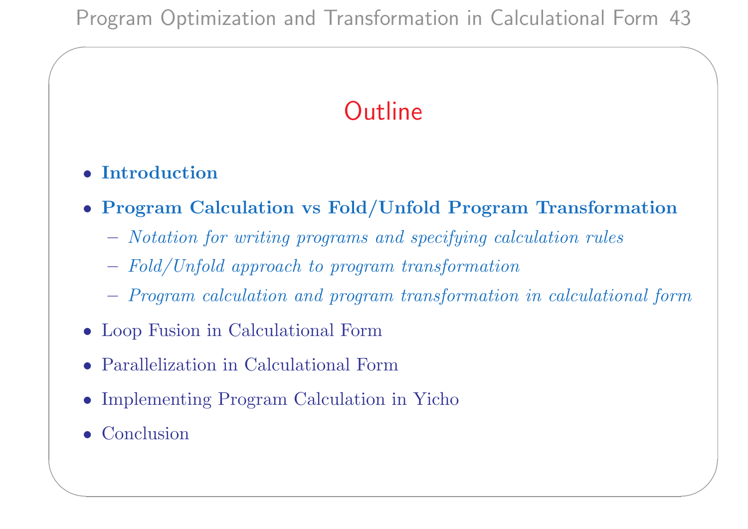## Outline

- **Introduction**
- **Program Calculation vs Fold/Unfold Program Transformation**
  - *Notation for writing programs and specifying calculation rules*
  - *Fold/Unfold approach to program transformation*
  - *Program calculation and program transformation in calculational form*
- Loop Fusion in Calculational Form
- Parallelization in Calculational Form
- Implementing Program Calculation in Yicho
- Conclusion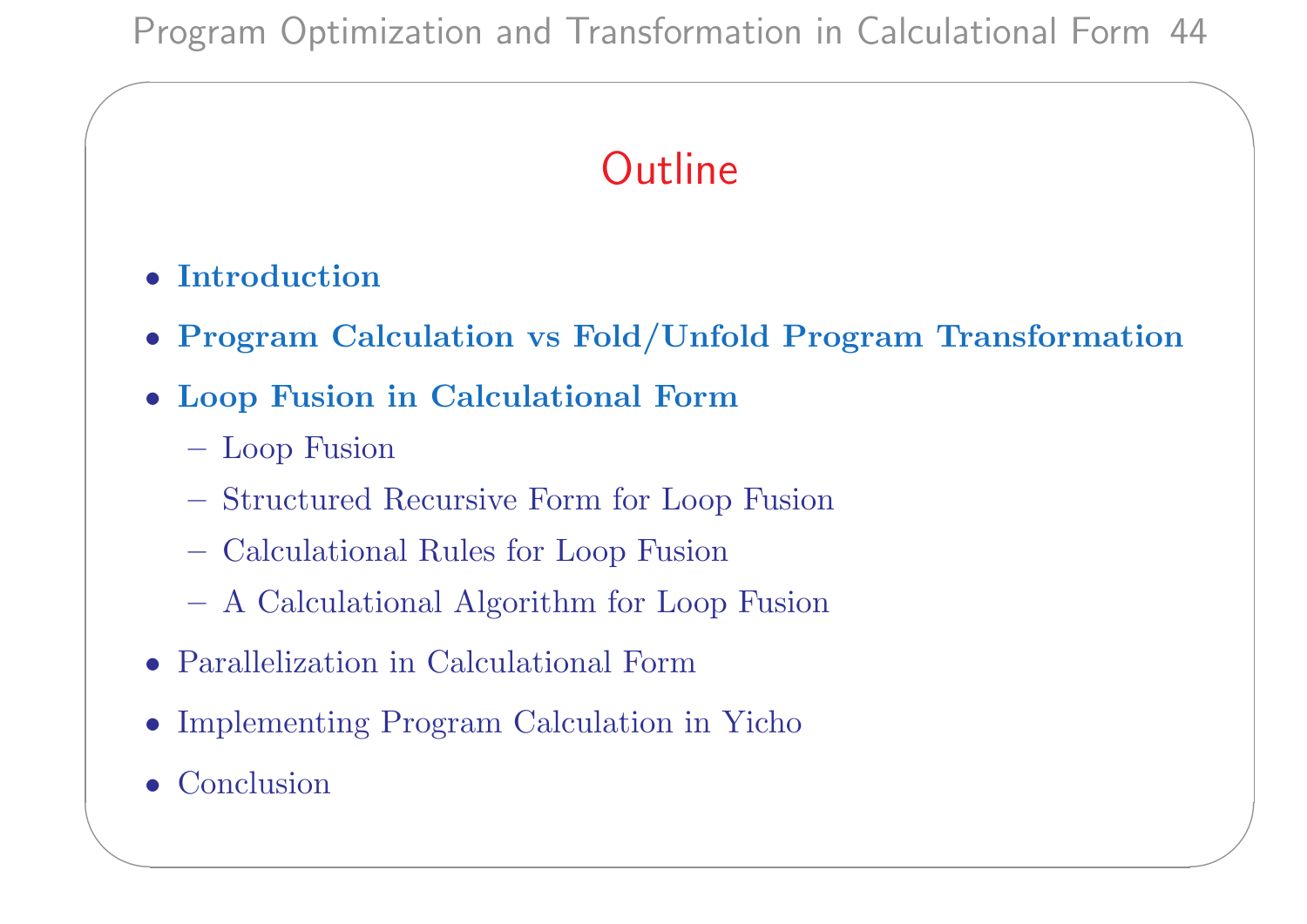## Outline

- **Introduction**
- **Program Calculation vs Fold/Unfold Program Transformation**
- **Loop Fusion in Calculational Form**
  - Loop Fusion
  - Structured Recursive Form for Loop Fusion
  - Calculational Rules for Loop Fusion
  - A Calculational Algorithm for Loop Fusion
- Parallelization in Calculational Form
- Implementing Program Calculation in Yicho
- Conclusion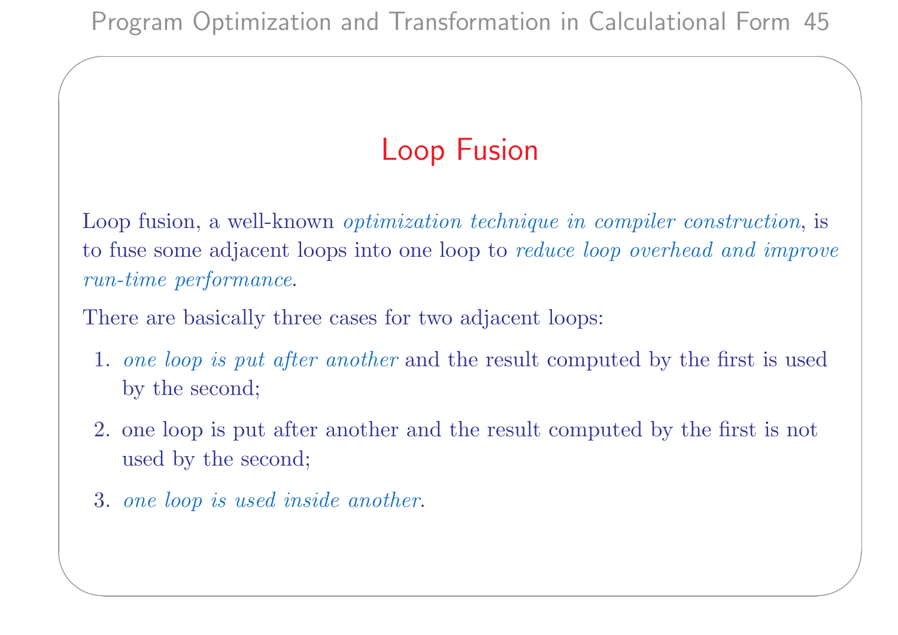## Loop Fusion

Loop fusion, a well-known *optimization technique in compiler construction*, is to fuse some adjacent loops into one loop to *reduce loop overhead and improve run-time performance*.

There are basically three cases for two adjacent loops:

1. *one loop is put after another* and the result computed by the first is used by the second;
2. one loop is put after another and the result computed by the first is not used by the second;
3. *one loop is used inside another*.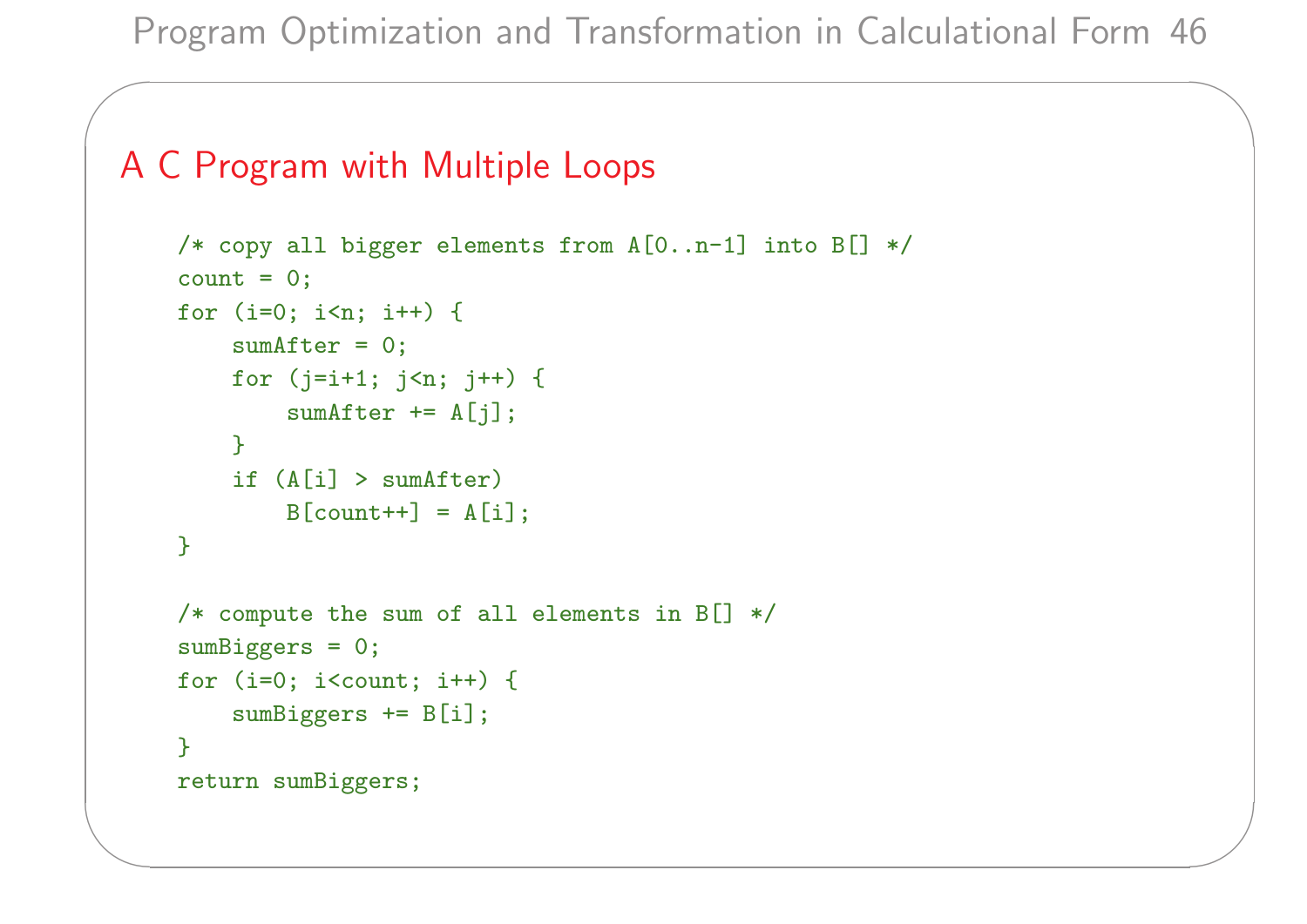## A C Program with Multiple Loops

```
/* copy all bigger elements from A[0..n-1] into B[] */
count = 0;
for (i=0; i<n; i++) {
    sumAfter = 0;
    for (j=i+1; j<n; j++) {
        sumAfter += A[j];
    }
    if (A[i] > sumAfter)
        B[count++] = A[i];
}

/* compute the sum of all elements in B[] */
sumBiggers = 0;
for (i=0; i<count; i++) {
    sumBiggers += B[i];
}
return sumBiggers;
```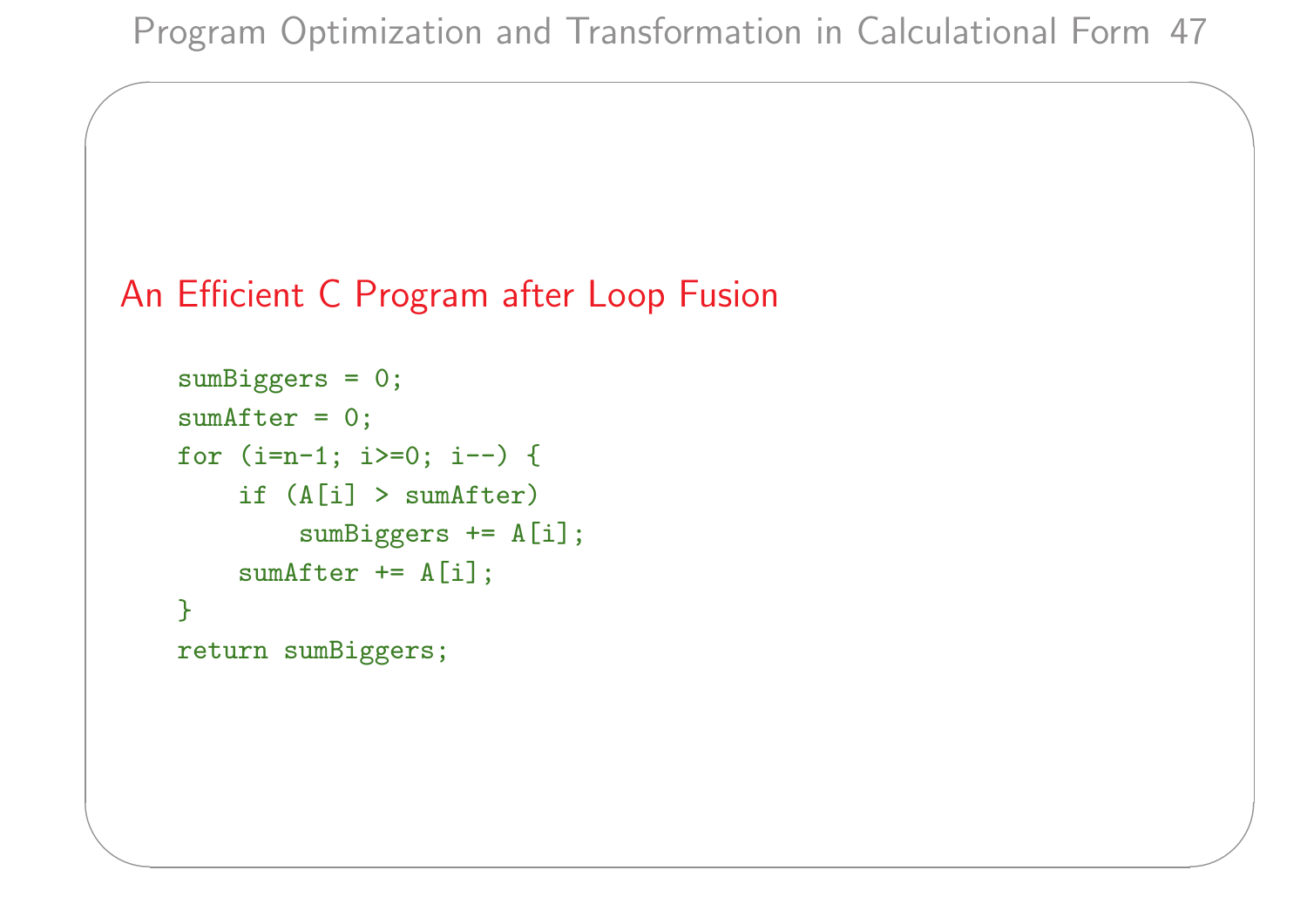## An Efficient C Program after Loop Fusion

```
sumBiggers = 0;
sumAfter = 0;
for (i=n-1; i>=0; i--) {
    if (A[i] > sumAfter)
        sumBiggers += A[i];
    sumAfter += A[i];
}
return sumBiggers;
```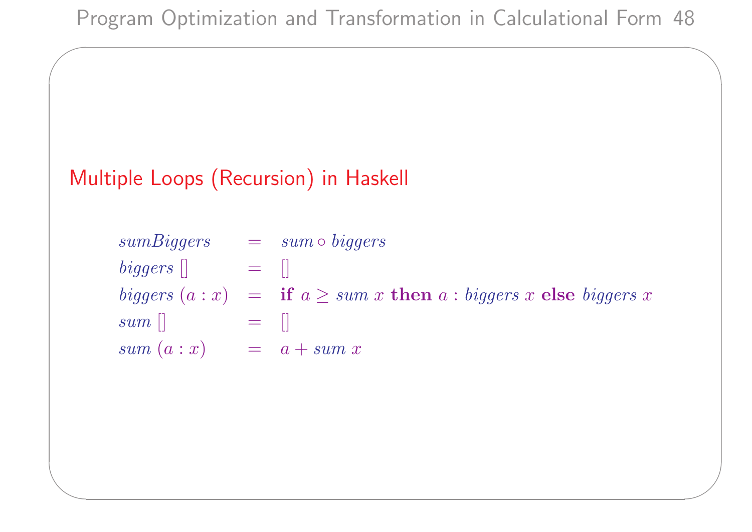## Multiple Loops (Recursion) in Haskell

$$
\begin{array}{lcl}
sumBiggers & = & sum \circ biggers \\
biggers\ [] & = & [] \\
biggers\ (a : x) & = & \textbf{if}\ a \geq sum\ x\ \textbf{then}\ a : biggers\ x\ \textbf{else}\ biggers\ x \\
sum\ [] & = & [] \\
sum\ (a : x) & = & a + sum\ x
\end{array}
$$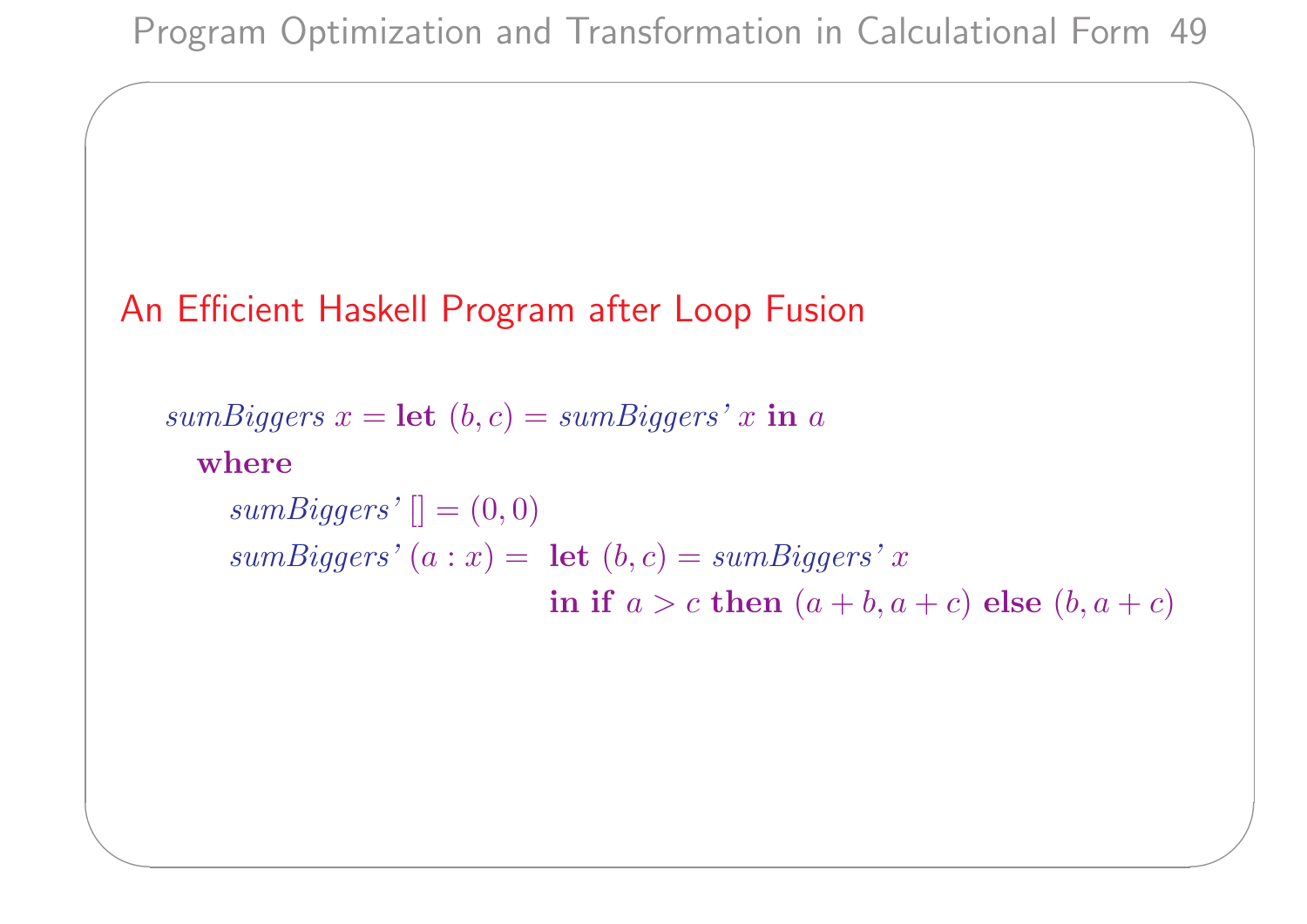## An Efficient Haskell Program after Loop Fusion

```
sumBiggers x = let (b, c) = sumBiggers' x in a
  where
    sumBiggers' [] = (0, 0)
    sumBiggers' (a : x) = let (b, c) = sumBiggers' x
                          in if a > c then (a + b, a + c) else (b, a + c)
```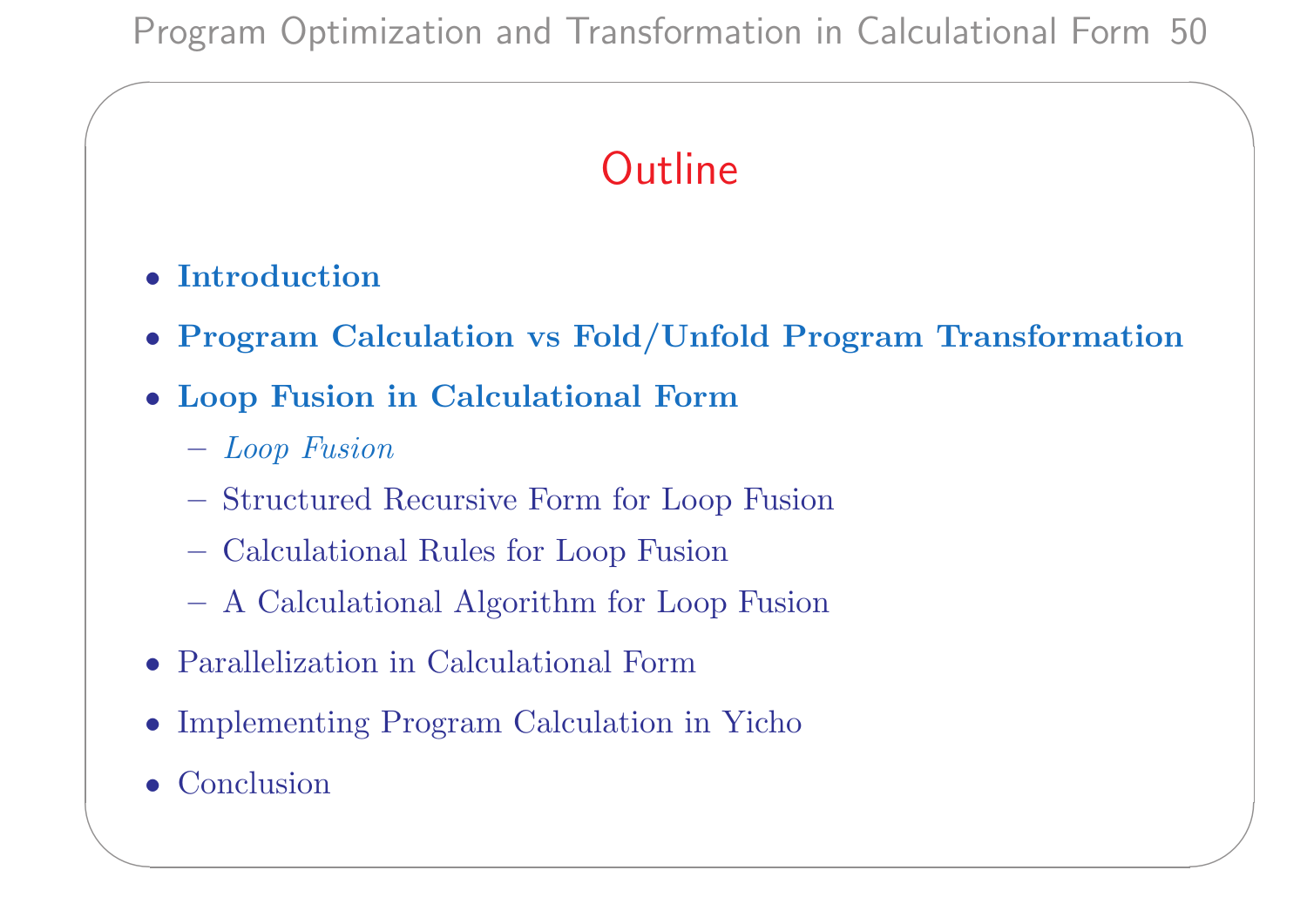## Outline

- **Introduction**
- **Program Calculation vs Fold/Unfold Program Transformation**
- **Loop Fusion in Calculational Form**
  - *Loop Fusion*
  - Structured Recursive Form for Loop Fusion
  - Calculational Rules for Loop Fusion
  - A Calculational Algorithm for Loop Fusion
- Parallelization in Calculational Form
- Implementing Program Calculation in Yicho
- Conclusion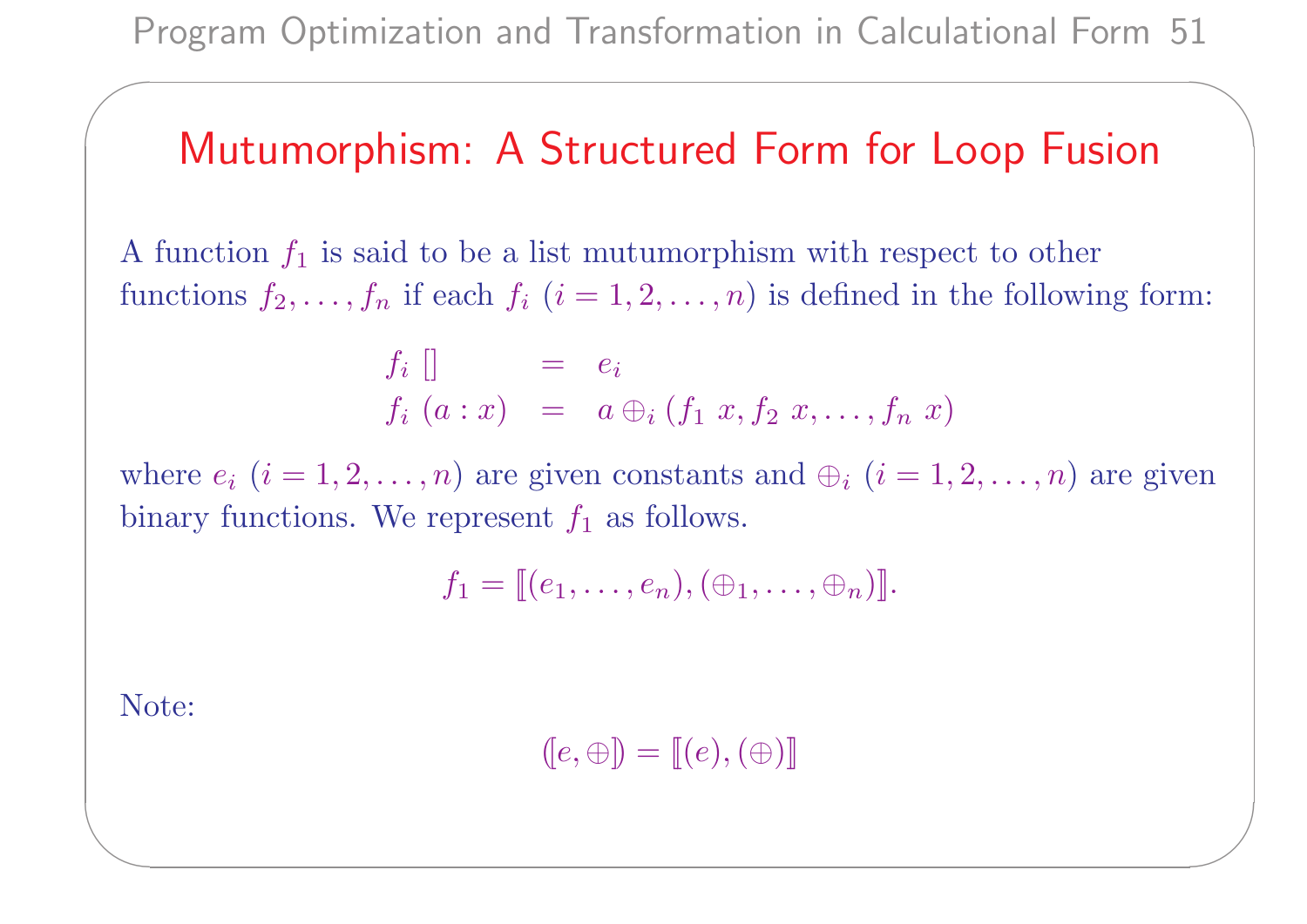# Mutumorphism: A Structured Form for Loop Fusion

A function $f_1$ is said to be a list mutumorphism with respect to other functions $f_2, \ldots, f_n$ if each $f_i$ $(i = 1, 2, \ldots, n)$ is defined in the following form:

$$
\begin{array}{lcl}
f_i \; [] & = & e_i \\
f_i \; (a : x) & = & a \oplus_i (f_1 \; x, f_2 \; x, \ldots, f_n \; x)
\end{array}
$$

where $e_i$ $(i = 1, 2, \ldots, n)$ are given constants and $\oplus_i$ $(i = 1, 2, \ldots, n)$ are given binary functions. We represent $f_1$ as follows.

$$f_1 = [\![ (e_1, \ldots, e_n), (\oplus_1, \ldots, \oplus_n) ]\!].$$

Note:

$$(\![ e, \oplus ]\!) = [\![ (e), (\oplus) ]\!]$$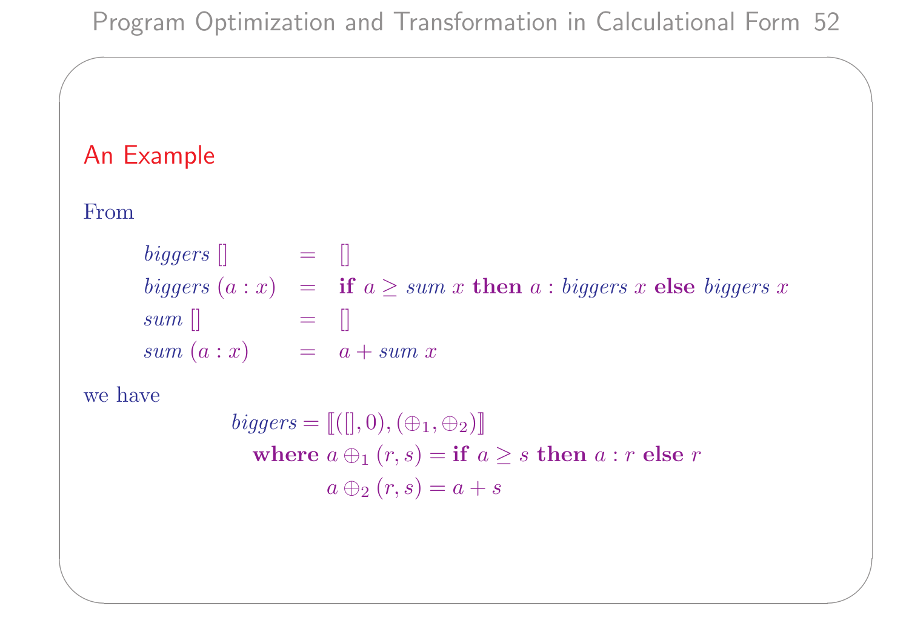## An Example

From

$$
\begin{array}{lcl}
\mathit{biggers}\ [] & = & [] \\
\mathit{biggers}\ (a:x) & = & \mathbf{if}\ a \geq \mathit{sum}\ x\ \mathbf{then}\ a : \mathit{biggers}\ x\ \mathbf{else}\ \mathit{biggers}\ x \\
\mathit{sum}\ [] & = & [] \\
\mathit{sum}\ (a:x) & = & a + \mathit{sum}\ x
\end{array}
$$

we have

$$
\begin{array}{l}
\mathit{biggers} = [\![([], 0), (\oplus_1, \oplus_2)]\!] \\
\quad \mathbf{where}\ a \oplus_1 (r, s) = \mathbf{if}\ a \geq s\ \mathbf{then}\ a : r\ \mathbf{else}\ r \\
\qquad\qquad\ a \oplus_2 (r, s) = a + s
\end{array}
$$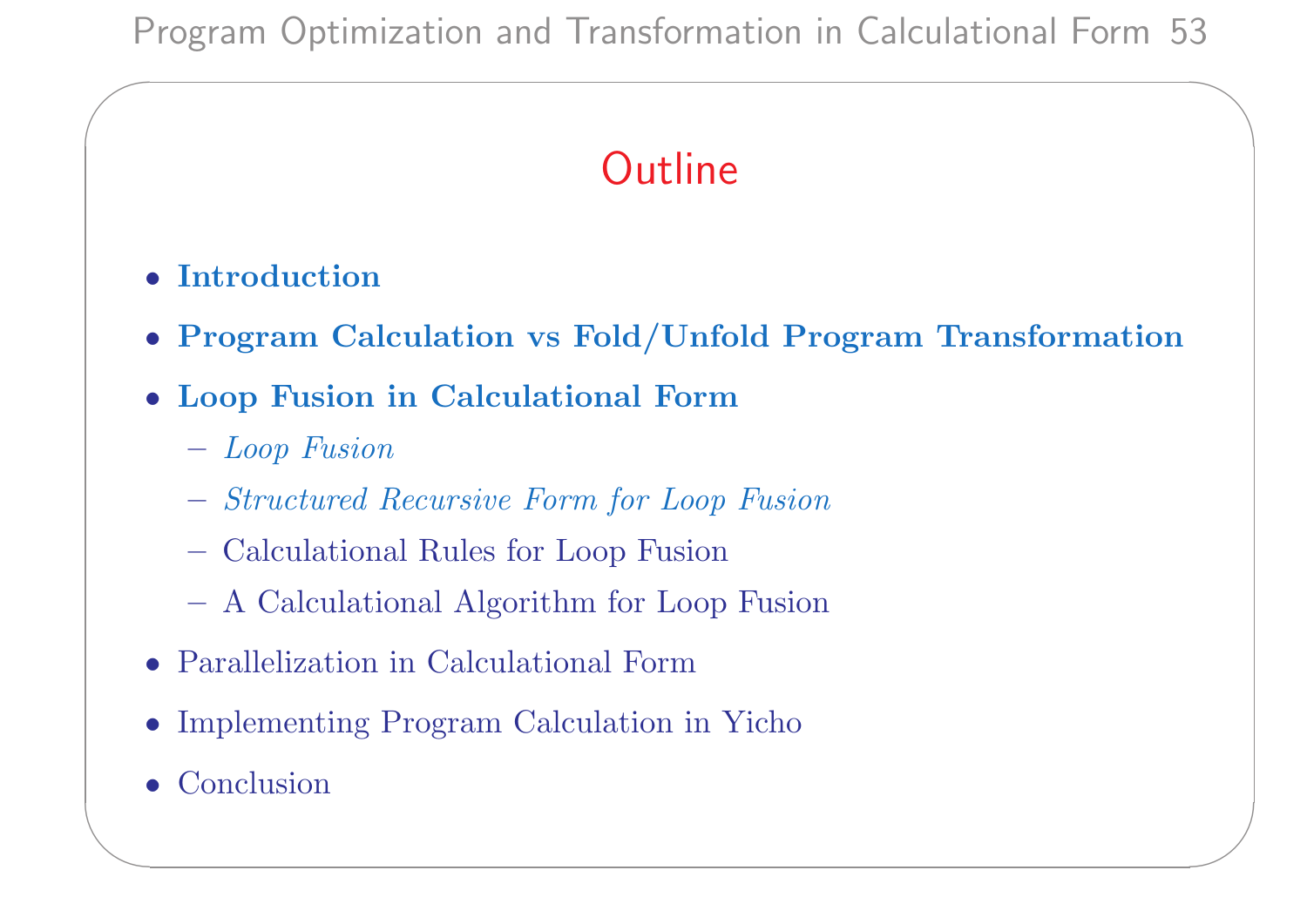## Outline

- **Introduction**
- **Program Calculation vs Fold/Unfold Program Transformation**
- **Loop Fusion in Calculational Form**
  - *Loop Fusion*
  - *Structured Recursive Form for Loop Fusion*
  - Calculational Rules for Loop Fusion
  - A Calculational Algorithm for Loop Fusion
- Parallelization in Calculational Form
- Implementing Program Calculation in Yicho
- Conclusion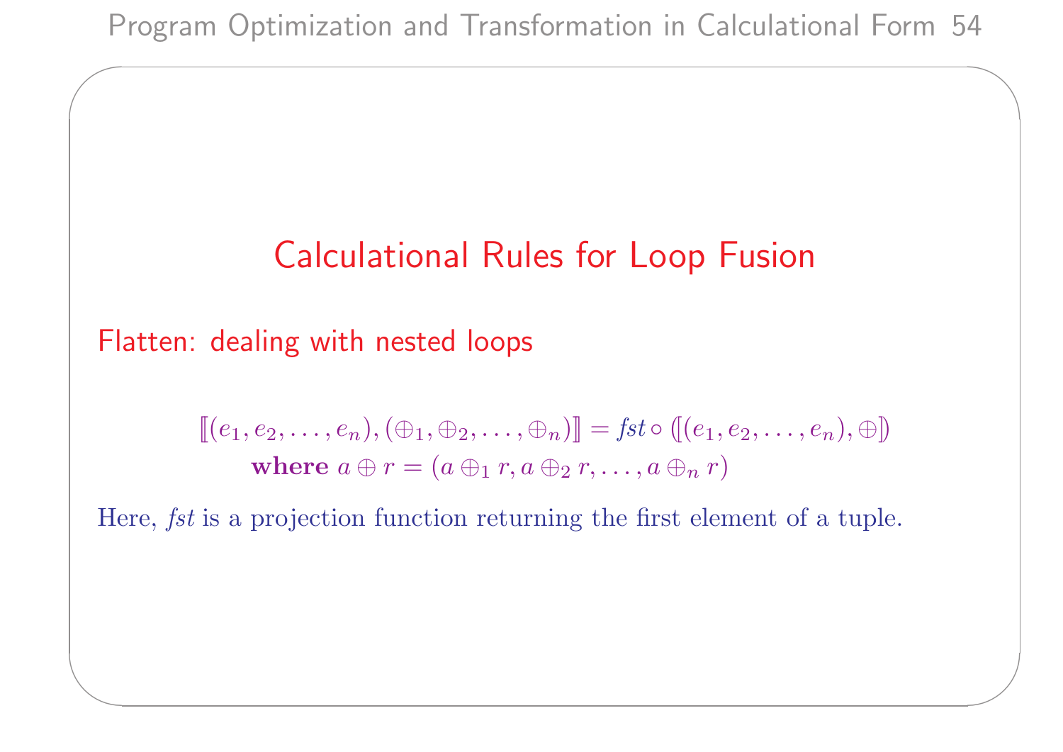# Calculational Rules for Loop Fusion

## Flatten: dealing with nested loops

$$[\![(e_1, e_2, \ldots, e_n), (\oplus_1, \oplus_2, \ldots, \oplus_n)]\!] = fst \circ (\![(e_1, e_2, \ldots, e_n), \oplus]\!)$$
$$\textbf{where } a \oplus r = (a \oplus_1 r, a \oplus_2 r, \ldots, a \oplus_n r)$$

Here, *fst* is a projection function returning the first element of a tuple.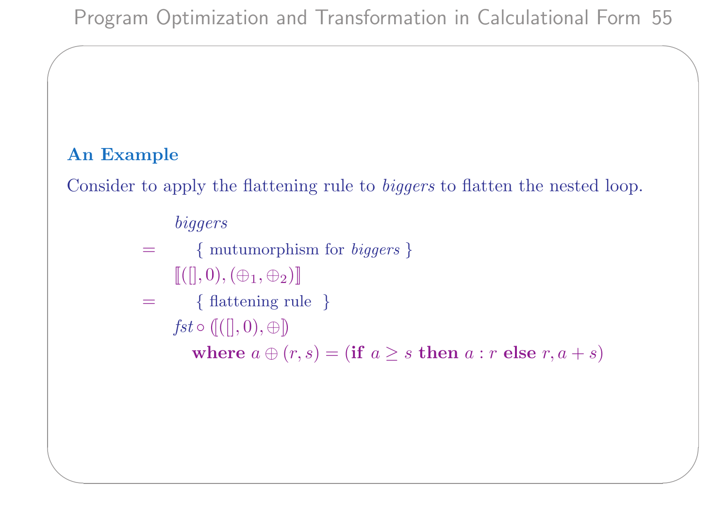### An Example

Consider to apply the flattening rule to *biggers* to flatten the nested loop.

$$
\begin{array}{ll}
& \mathit{biggers} \\
= & \quad \{ \text{ mutumorphism for } \mathit{biggers} \ \} \\
& [\![ ([], 0), (\oplus_1, \oplus_2) ]\!] \\
= & \quad \{ \text{ flattening rule } \} \\
& \mathit{fst} \circ (\![ ([], 0), \oplus ]\!) \\
& \quad \textbf{where } a \oplus (r, s) = (\textbf{if } a \geq s \textbf{ then } a : r \textbf{ else } r, a + s)
\end{array}
$$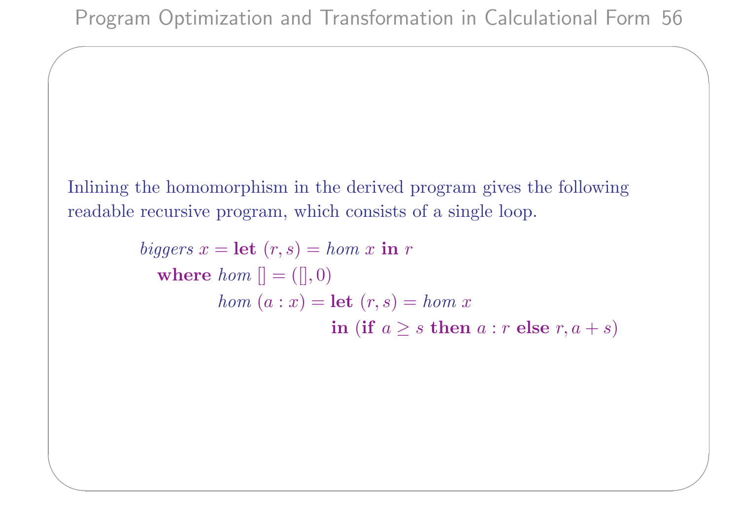Inlining the homomorphism in the derived program gives the following readable recursive program, which consists of a single loop.

$$
\begin{array}{l}
\mathit{biggers}\ x = \mathbf{let}\ (r, s) = \mathit{hom}\ x\ \mathbf{in}\ r \\
\quad \mathbf{where}\ \mathit{hom}\ [] = ([], 0) \\
\qquad\qquad \mathit{hom}\ (a : x) = \mathbf{let}\ (r, s) = \mathit{hom}\ x \\
\qquad\qquad\qquad\qquad\qquad\quad \mathbf{in}\ (\mathbf{if}\ a \geq s\ \mathbf{then}\ a : r\ \mathbf{else}\ r, a + s)
\end{array}
$$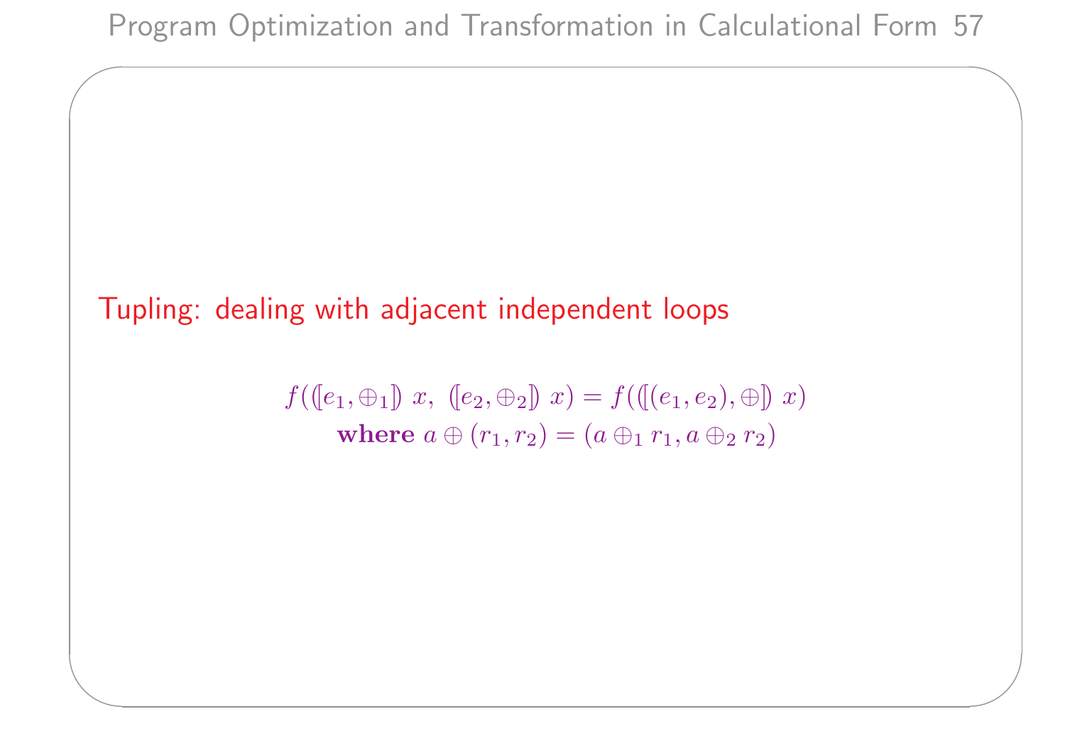## Tupling: dealing with adjacent independent loops

$$f(([e_1, \oplus_1])\ x,\ ([e_2, \oplus_2])\ x) = f(([(e_1, e_2), \oplus])\ x)$$
$$\textbf{where } a \oplus (r_1, r_2) = (a \oplus_1 r_1, a \oplus_2 r_2)$$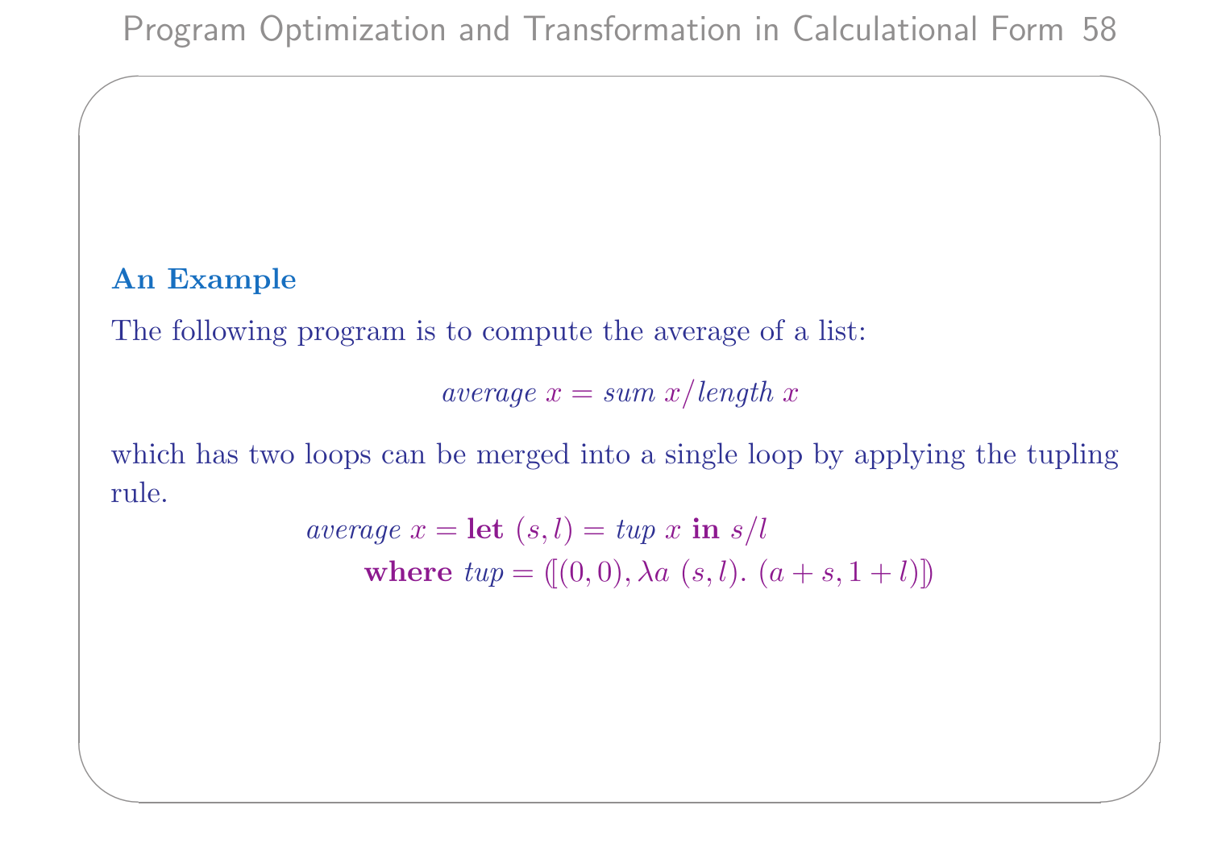### An Example

The following program is to compute the average of a list:

$$average\ x = sum\ x / length\ x$$

which has two loops can be merged into a single loop by applying the tupling rule.

$$
\begin{array}{l}
average\ x = \textbf{let}\ (s, l) = tup\ x\ \textbf{in}\ s/l \\
\qquad \textbf{where}\ tup = (\![(0,0), \lambda a\ (s,l).\ (a+s, 1+l)]\!)
\end{array}
$$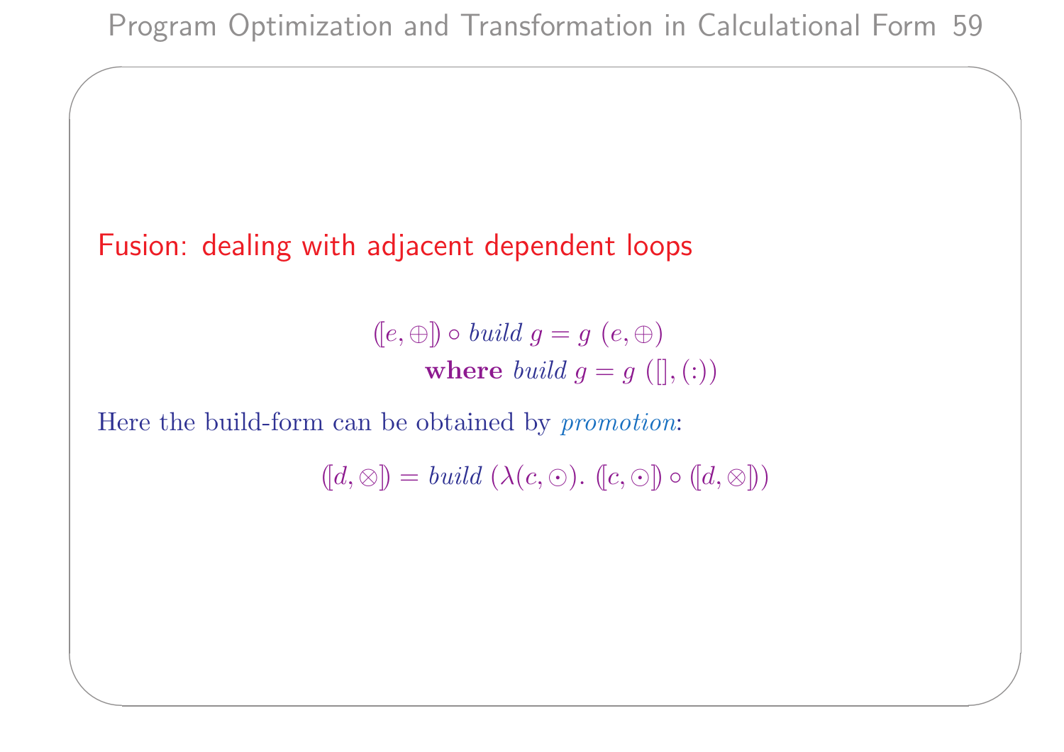## Fusion: dealing with adjacent dependent loops

$$
\begin{array}{l}
(\![e, \oplus]\!) \circ \mathit{build}\ g = g\ (e, \oplus) \\
\qquad \textbf{where}\ \mathit{build}\ g = g\ ([\,], (:))
\end{array}
$$

Here the build-form can be obtained by *promotion*:

$$
(\![d, \otimes]\!) = \mathit{build}\ (\lambda(c, \odot).\ (\![c, \odot]\!) \circ (\![d, \otimes]\!))
$$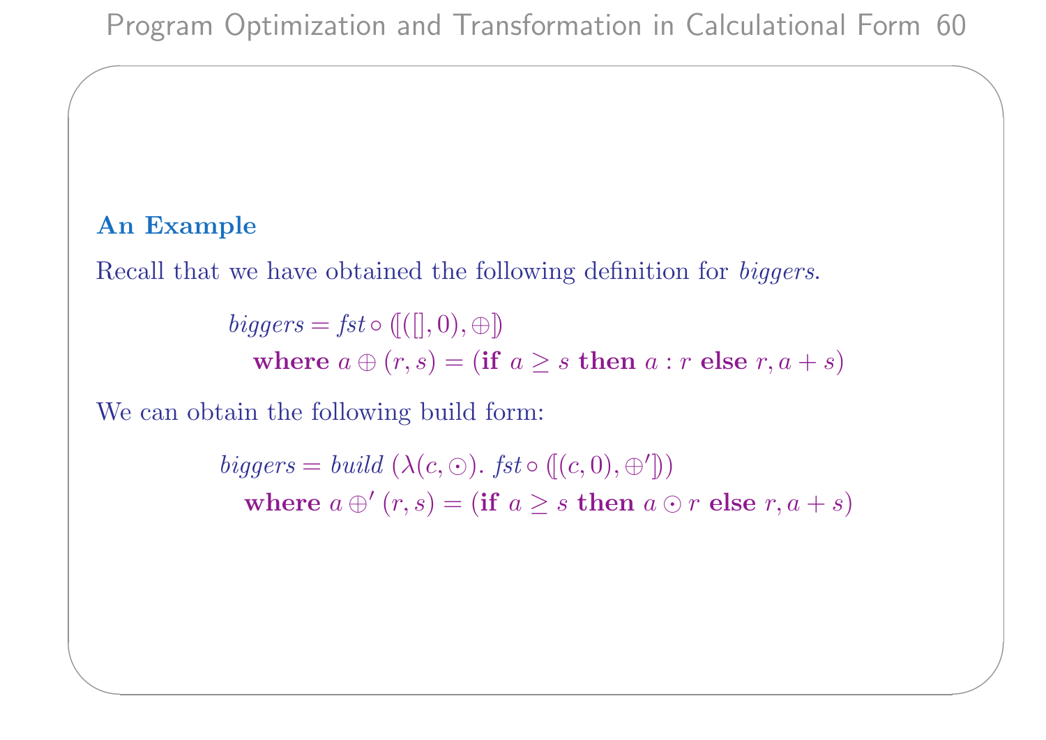## An Example

Recall that we have obtained the following definition for *biggers*.

$$
\begin{array}{l}
\mathit{biggers} = \mathit{fst} \circ (\!|([\,], 0), \oplus|\!) \\
\quad \textbf{where } a \oplus (r, s) = (\textbf{if } a \geq s \textbf{ then } a : r \textbf{ else } r, a + s)
\end{array}
$$

We can obtain the following build form:

$$
\begin{array}{l}
\mathit{biggers} = \mathit{build}\ (\lambda(c, \odot).\ \mathit{fst} \circ (\!|(c, 0), \oplus'|\!)) \\
\quad \textbf{where } a \oplus' (r, s) = (\textbf{if } a \geq s \textbf{ then } a \odot r \textbf{ else } r, a + s)
\end{array}
$$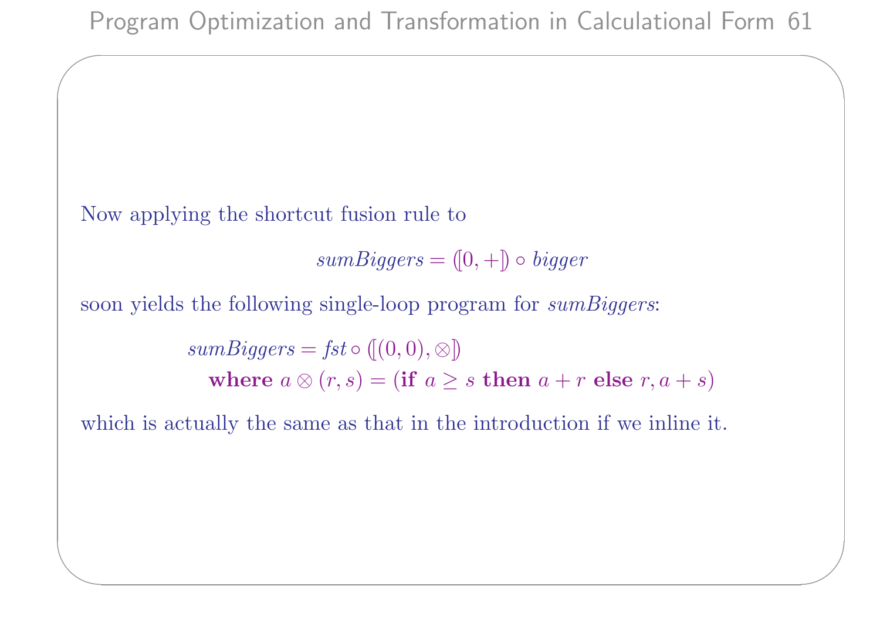Now applying the shortcut fusion rule to

$$sumBiggers = (\![0, +]\!) \circ bigger$$

soon yields the following single-loop program for *sumBiggers*:

$$\begin{array}{l} sumBiggers = fst \circ (\![(0,0), \otimes]\!) \\ \quad \textbf{where } a \otimes (r, s) = (\textbf{if } a \geq s \textbf{ then } a + r \textbf{ else } r, a + s) \end{array}$$

which is actually the same as that in the introduction if we inline it.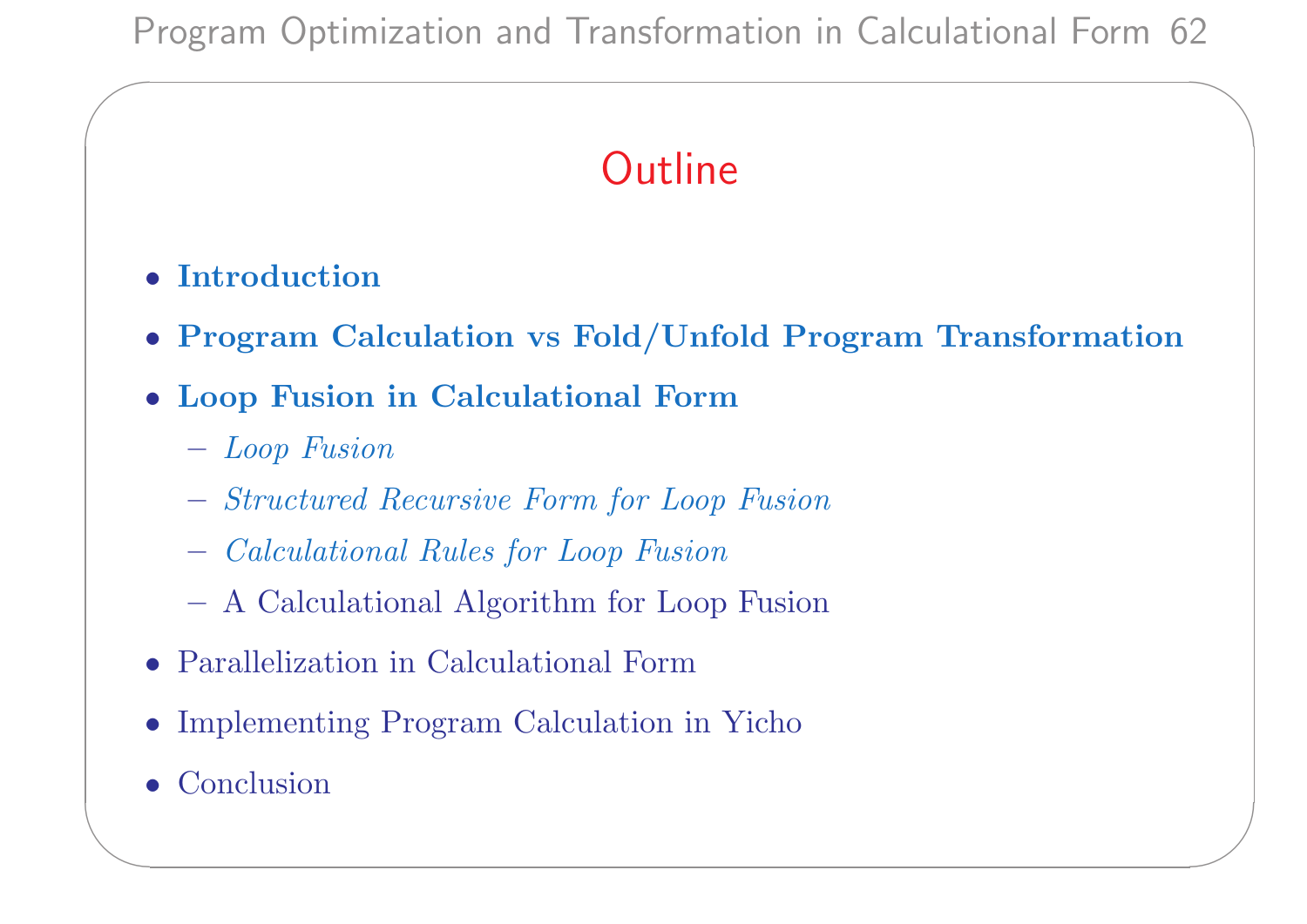## Outline

- **Introduction**
- **Program Calculation vs Fold/Unfold Program Transformation**
- **Loop Fusion in Calculational Form**
  - *Loop Fusion*
  - *Structured Recursive Form for Loop Fusion*
  - *Calculational Rules for Loop Fusion*
  - A Calculational Algorithm for Loop Fusion
- Parallelization in Calculational Form
- Implementing Program Calculation in Yicho
- Conclusion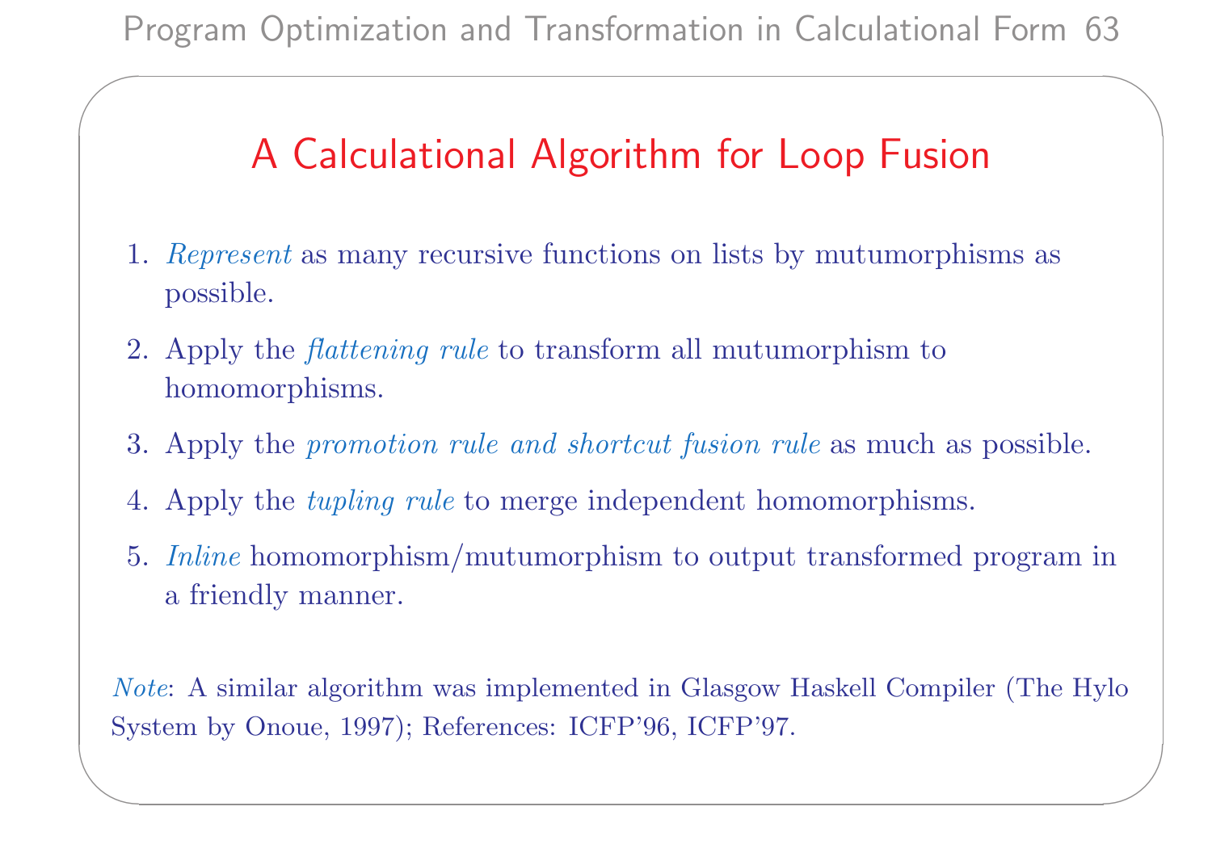## A Calculational Algorithm for Loop Fusion

1. *Represent* as many recursive functions on lists by mutumorphisms as possible.
2. Apply the *flattening rule* to transform all mutumorphism to homomorphisms.
3. Apply the *promotion rule and shortcut fusion rule* as much as possible.
4. Apply the *tupling rule* to merge independent homomorphisms.
5. *Inline* homomorphism/mutumorphism to output transformed program in a friendly manner.

*Note*: A similar algorithm was implemented in Glasgow Haskell Compiler (The Hylo System by Onoue, 1997); References: ICFP'96, ICFP'97.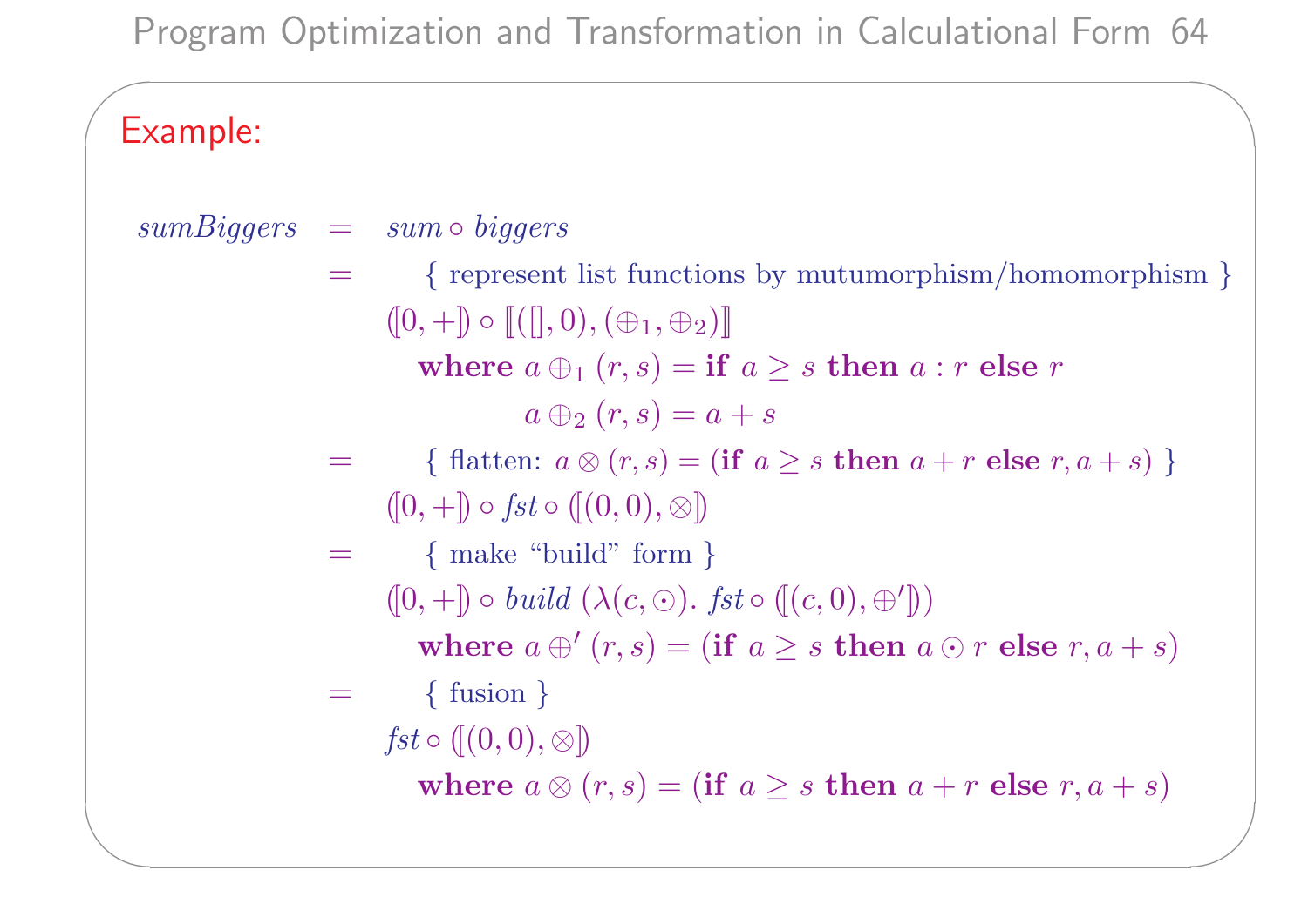## Example:

$$
\begin{array}{lll}
\mathit{sumBiggers} & = & \mathit{sum} \circ \mathit{biggers} \\
& = & \quad \{ \text{ represent list functions by mutumorphism/homomorphism } \} \\
& & (\![0, +]\!) \circ [\![([\,], 0), (\oplus_1, \oplus_2)]\!] \\
& & \quad \textbf{where } a \oplus_1 (r, s) = \textbf{if } a \geq s \textbf{ then } a : r \textbf{ else } r \\
& & \qquad\qquad a \oplus_2 (r, s) = a + s \\
& = & \quad \{ \text{ flatten: } a \otimes (r, s) = (\textbf{if } a \geq s \textbf{ then } a + r \textbf{ else } r, a + s) \ \} \\
& & (\![0, +]\!) \circ \mathit{fst} \circ (\![(0, 0), \otimes]\!) \\
& = & \quad \{ \text{ make ``build'' form } \} \\
& & (\![0, +]\!) \circ \mathit{build}\ (\lambda(c, \odot).\ \mathit{fst} \circ (\![(c, 0), \oplus']\!)) \\
& & \quad \textbf{where } a \oplus' (r, s) = (\textbf{if } a \geq s \textbf{ then } a \odot r \textbf{ else } r, a + s) \\
& = & \quad \{ \text{ fusion } \} \\
& & \mathit{fst} \circ (\![(0, 0), \otimes]\!) \\
& & \quad \textbf{where } a \otimes (r, s) = (\textbf{if } a \geq s \textbf{ then } a + r \textbf{ else } r, a + s)
\end{array}
$$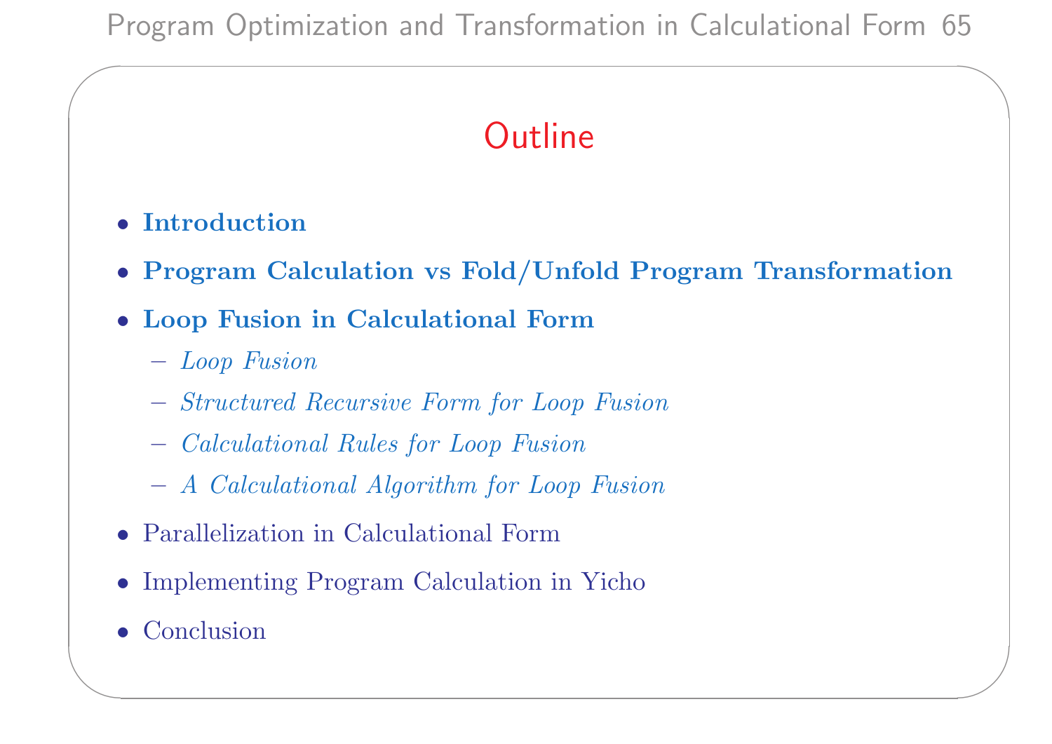## Outline

- **Introduction**
- **Program Calculation vs Fold/Unfold Program Transformation**
- **Loop Fusion in Calculational Form**
  - *Loop Fusion*
  - *Structured Recursive Form for Loop Fusion*
  - *Calculational Rules for Loop Fusion*
  - *A Calculational Algorithm for Loop Fusion*
- Parallelization in Calculational Form
- Implementing Program Calculation in Yicho
- Conclusion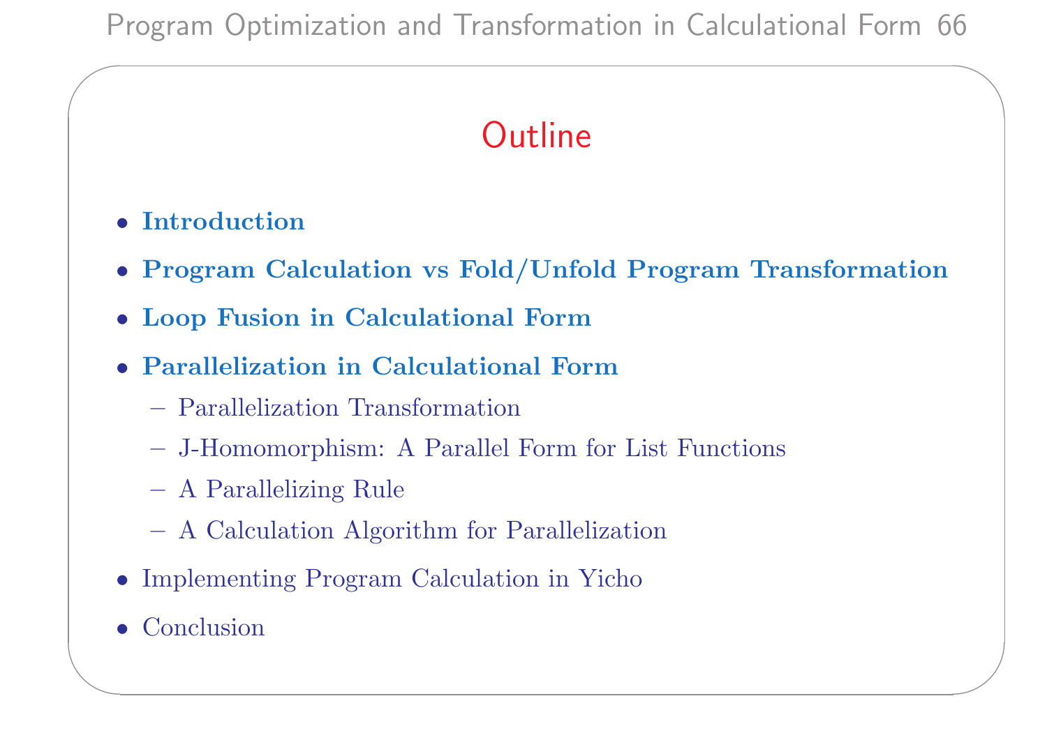# Outline

- **Introduction**
- **Program Calculation vs Fold/Unfold Program Transformation**
- **Loop Fusion in Calculational Form**
- **Parallelization in Calculational Form**
  - Parallelization Transformation
  - J-Homomorphism: A Parallel Form for List Functions
  - A Parallelizing Rule
  - A Calculation Algorithm for Parallelization
- Implementing Program Calculation in Yicho
- Conclusion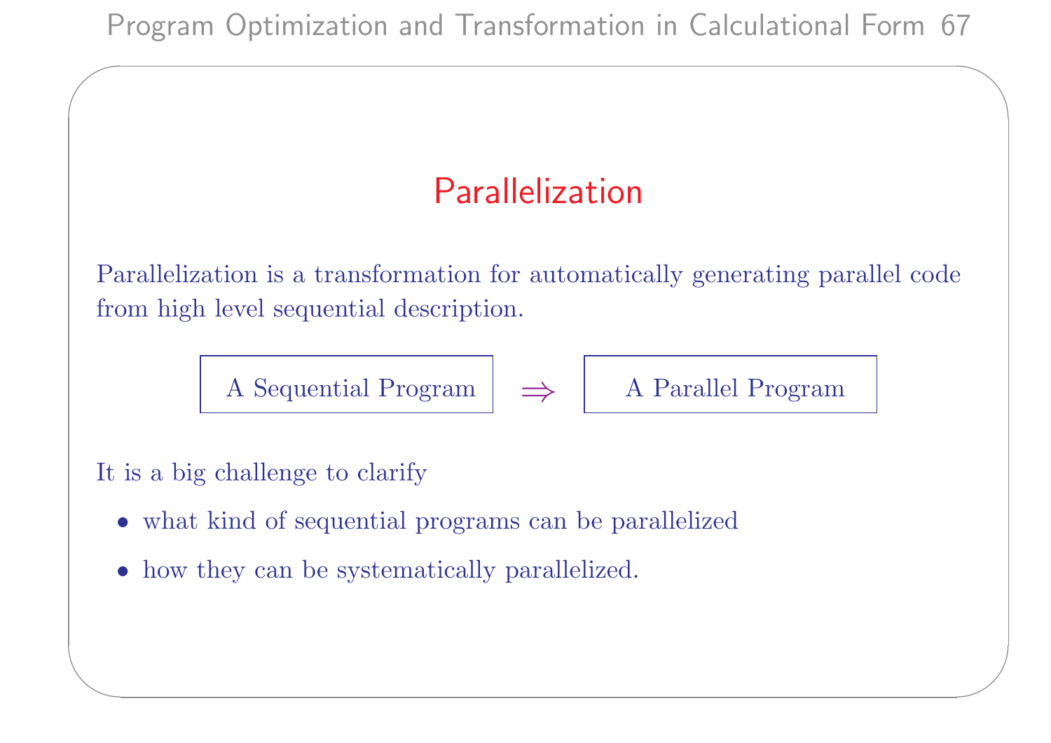# Parallelization

Parallelization is a transformation for automatically generating parallel code from high level sequential description.

A Sequential Program $\Rightarrow$ A Parallel Program

It is a big challenge to clarify

- what kind of sequential programs can be parallelized
- how they can be systematically parallelized.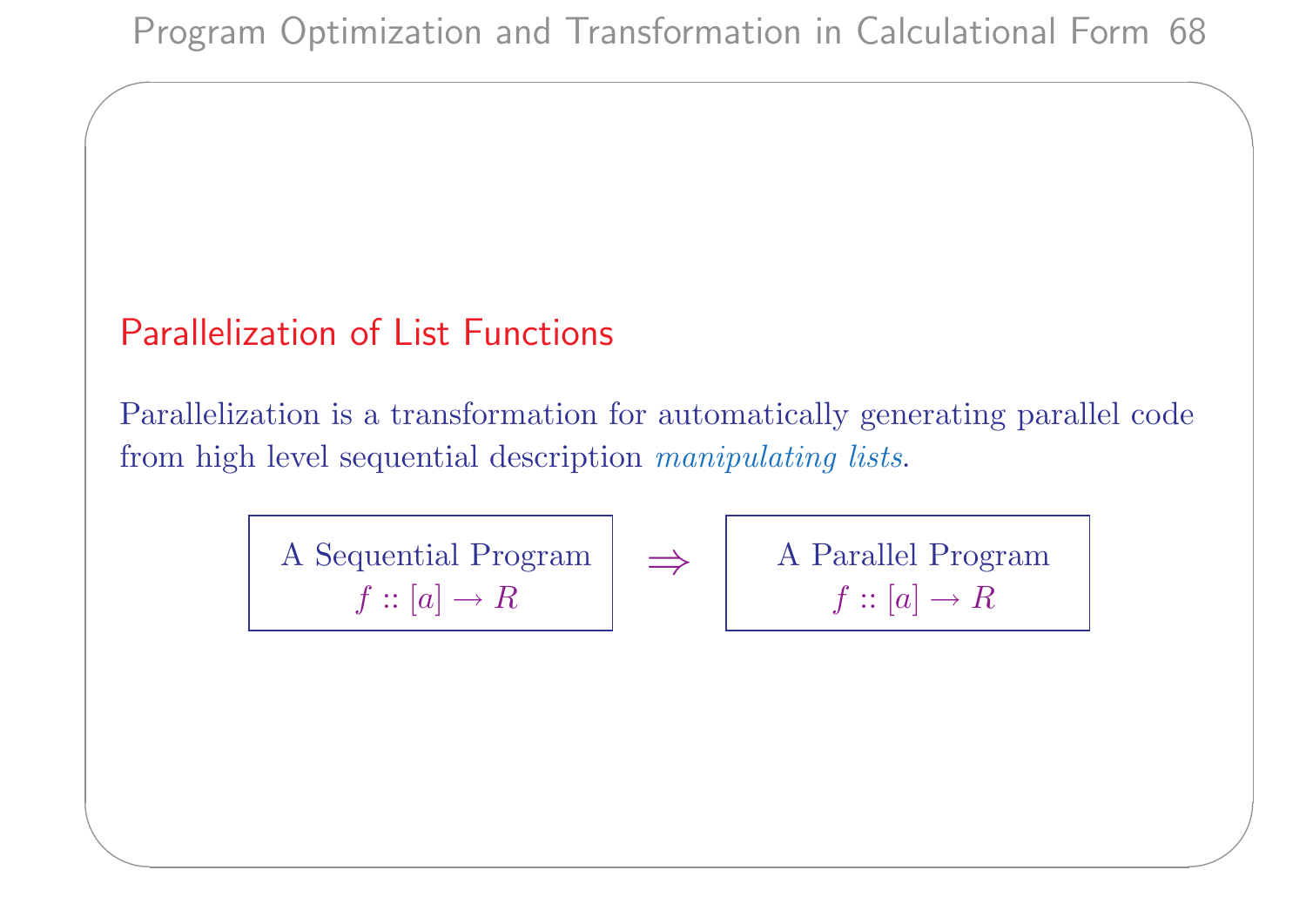## Parallelization of List Functions

Parallelization is a transformation for automatically generating parallel code from high level sequential description *manipulating lists*.

| A Sequential Program $f :: [a] \rightarrow R$ | $\Rightarrow$ | A Parallel Program $f :: [a] \rightarrow R$ |
|---|---|---|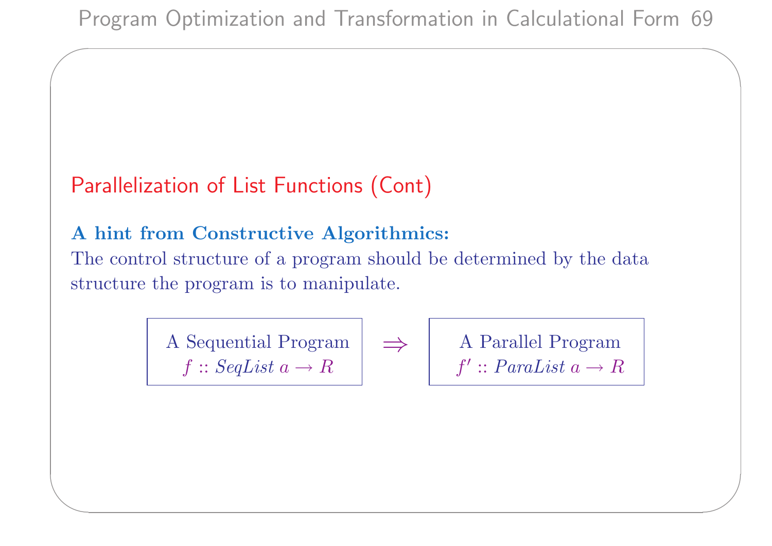## Parallelization of List Functions (Cont)

**A hint from Constructive Algorithmics:**
The control structure of a program should be determined by the data structure the program is to manipulate.

| A Sequential Program | | A Parallel Program |
|---|---|---|
| $f :: \mathit{SeqList}\ a \rightarrow R$ | $\Rightarrow$ | $f' :: \mathit{ParaList}\ a \rightarrow R$ |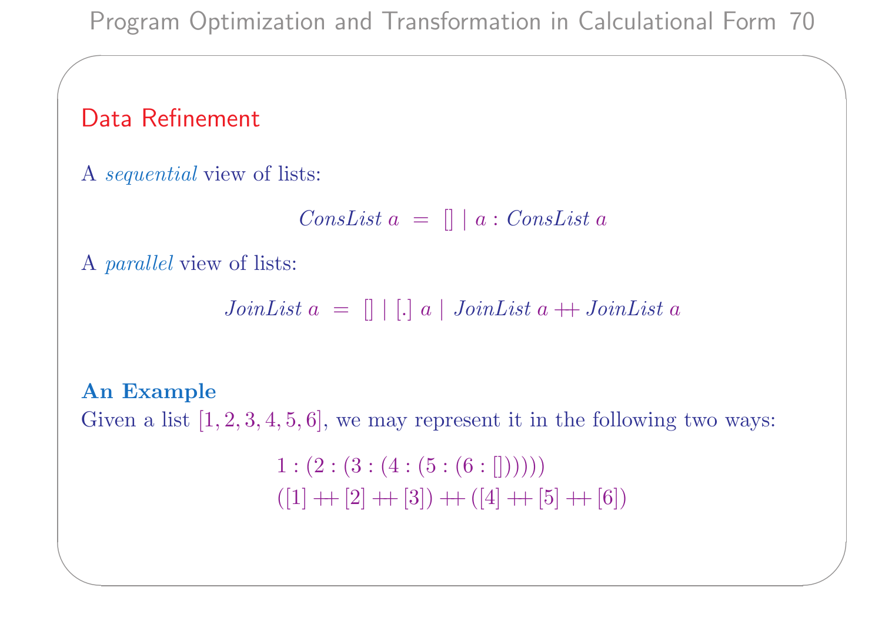## Data Refinement

A *sequential* view of lists:

$$\mathit{ConsList}\ a\ =\ []\ |\ a : \mathit{ConsList}\ a$$

A *parallel* view of lists:

$$\mathit{JoinList}\ a\ =\ []\ |\ [.]\ a\ |\ \mathit{JoinList}\ a \mathbin{+\!\!+} \mathit{JoinList}\ a$$

**An Example**
Given a list $[1, 2, 3, 4, 5, 6]$, we may represent it in the following two ways:

$$1 : (2 : (3 : (4 : (5 : (6 : [])))))$$
$$([1] \mathbin{+\!\!+} [2] \mathbin{+\!\!+} [3]) \mathbin{+\!\!+} ([4] \mathbin{+\!\!+} [5] \mathbin{+\!\!+} [6])$$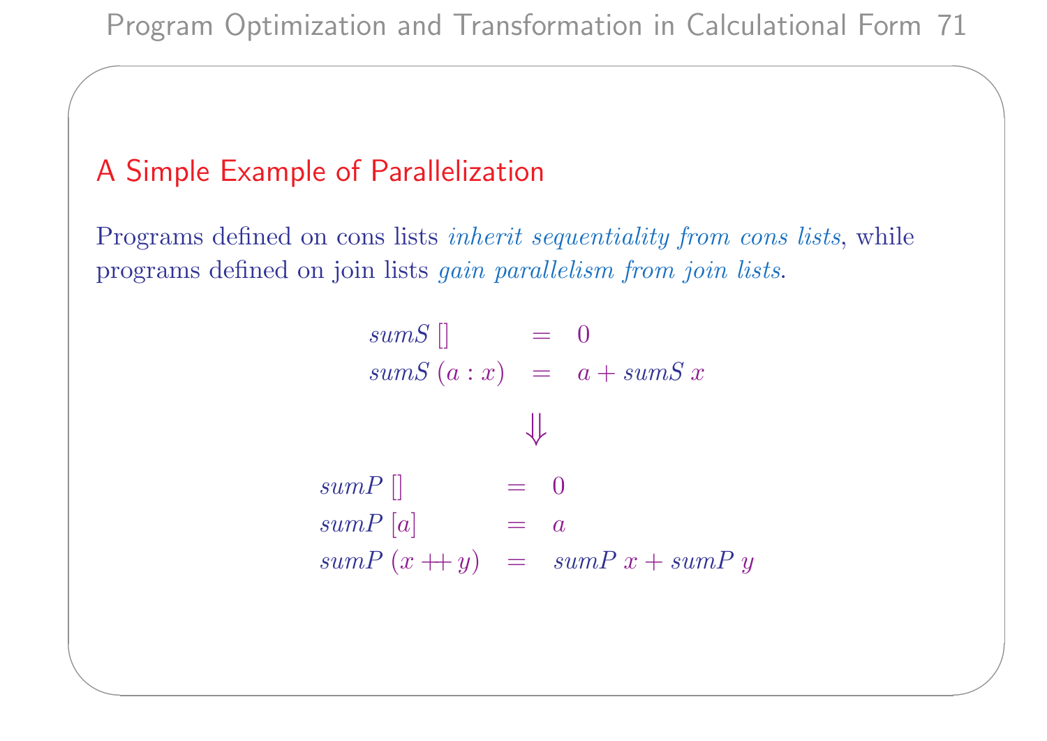## A Simple Example of Parallelization

Programs defined on cons lists *inherit sequentiality from cons lists*, while programs defined on join lists *gain parallelism from join lists*.

$$
\begin{array}{lcl}
sumS\ [] & = & 0 \\
sumS\ (a : x) & = & a + sumS\ x
\end{array}
$$

$$\Downarrow$$

$$
\begin{array}{lcl}
sumP\ [] & = & 0 \\
sumP\ [a] & = & a \\
sumP\ (x +\!\!+\, y) & = & sumP\ x + sumP\ y
\end{array}
$$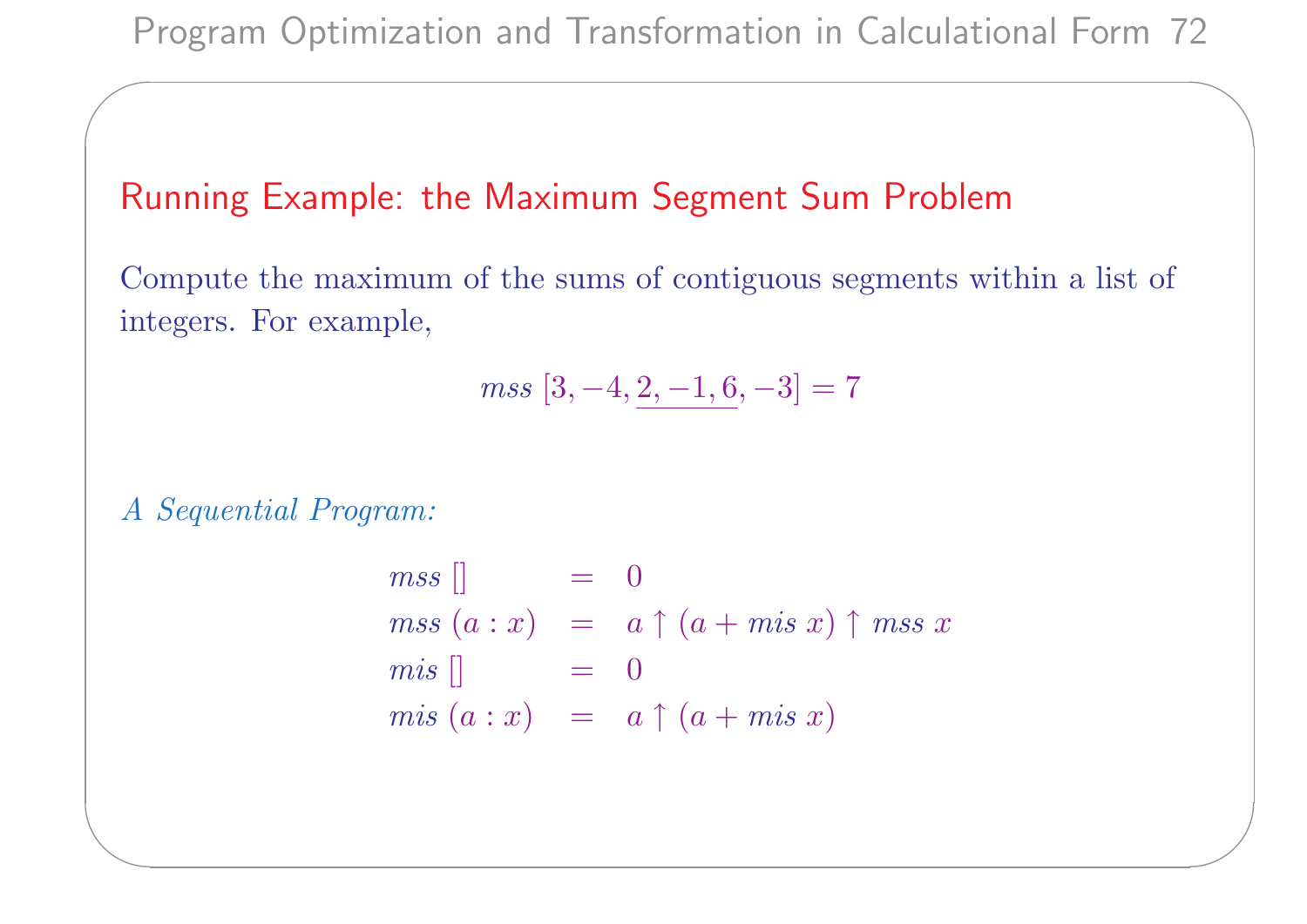## Running Example: the Maximum Segment Sum Problem

Compute the maximum of the sums of contiguous segments within a list of integers. For example,

$$mss\ [3, -4, \underline{2, -1, 6}, -3] = 7$$

*A Sequential Program:*

$$
\begin{array}{lcl}
mss\ [] & = & 0 \\
mss\ (a : x) & = & a \uparrow (a + mis\ x) \uparrow mss\ x \\
mis\ [] & = & 0 \\
mis\ (a : x) & = & a \uparrow (a + mis\ x)
\end{array}
$$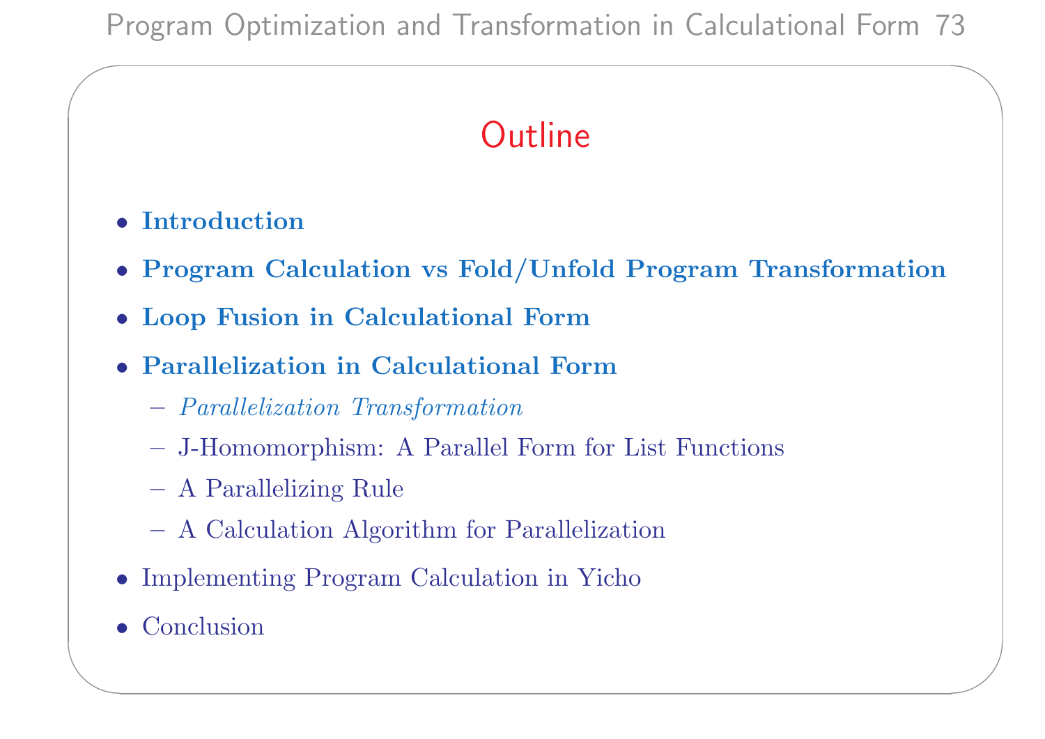# Outline

- **Introduction**
- **Program Calculation vs Fold/Unfold Program Transformation**
- **Loop Fusion in Calculational Form**
- **Parallelization in Calculational Form**
  - *Parallelization Transformation*
  - J-Homomorphism: A Parallel Form for List Functions
  - A Parallelizing Rule
  - A Calculation Algorithm for Parallelization
- Implementing Program Calculation in Yicho
- Conclusion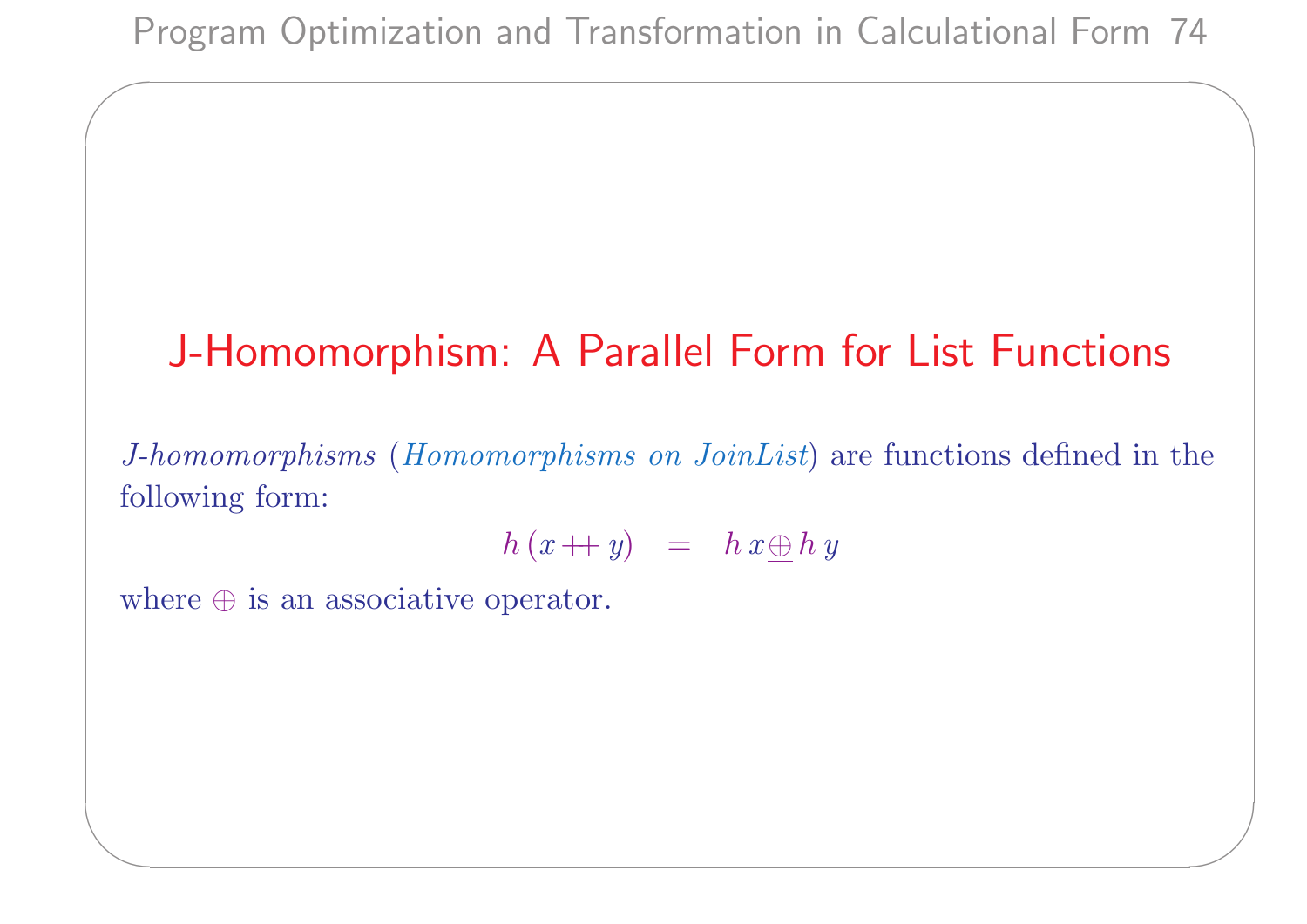# J-Homomorphism: A Parallel Form for List Functions

*J-homomorphisms* (*Homomorphisms on JoinList*) are functions defined in the following form:

$$h\,(x +\!\!+\, y) \;\;=\;\; h\,x \,\underline{\oplus}\, h\,y$$

where $\oplus$ is an associative operator.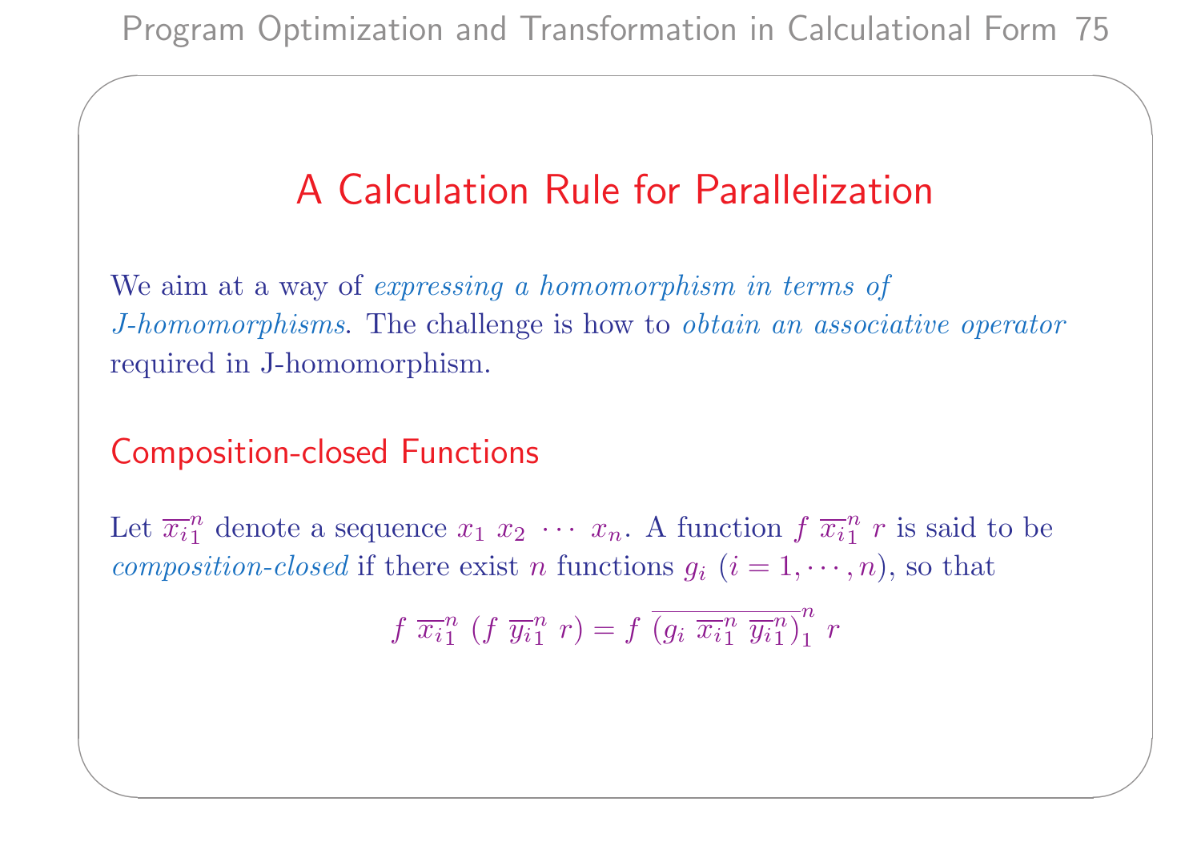# A Calculation Rule for Parallelization

We aim at a way of *expressing a homomorphism in terms of J-homomorphisms*. The challenge is how to *obtain an associative operator* required in J-homomorphism.

## Composition-closed Functions

Let $\overline{x_i}_1^n$ denote a sequence $x_1\ x_2\ \cdots\ x_n$. A function $f\ \overline{x_i}_1^n\ r$ is said to be *composition-closed* if there exist $n$ functions $g_i$ $(i = 1, \cdots, n)$, so that

$$f\ \overline{x_i}_1^n\ (f\ \overline{y_i}_1^n\ r) = f\ \overline{(g_i\ \overline{x_i}_1^n\ \overline{y_i}_1^n)}_1^n\ r$$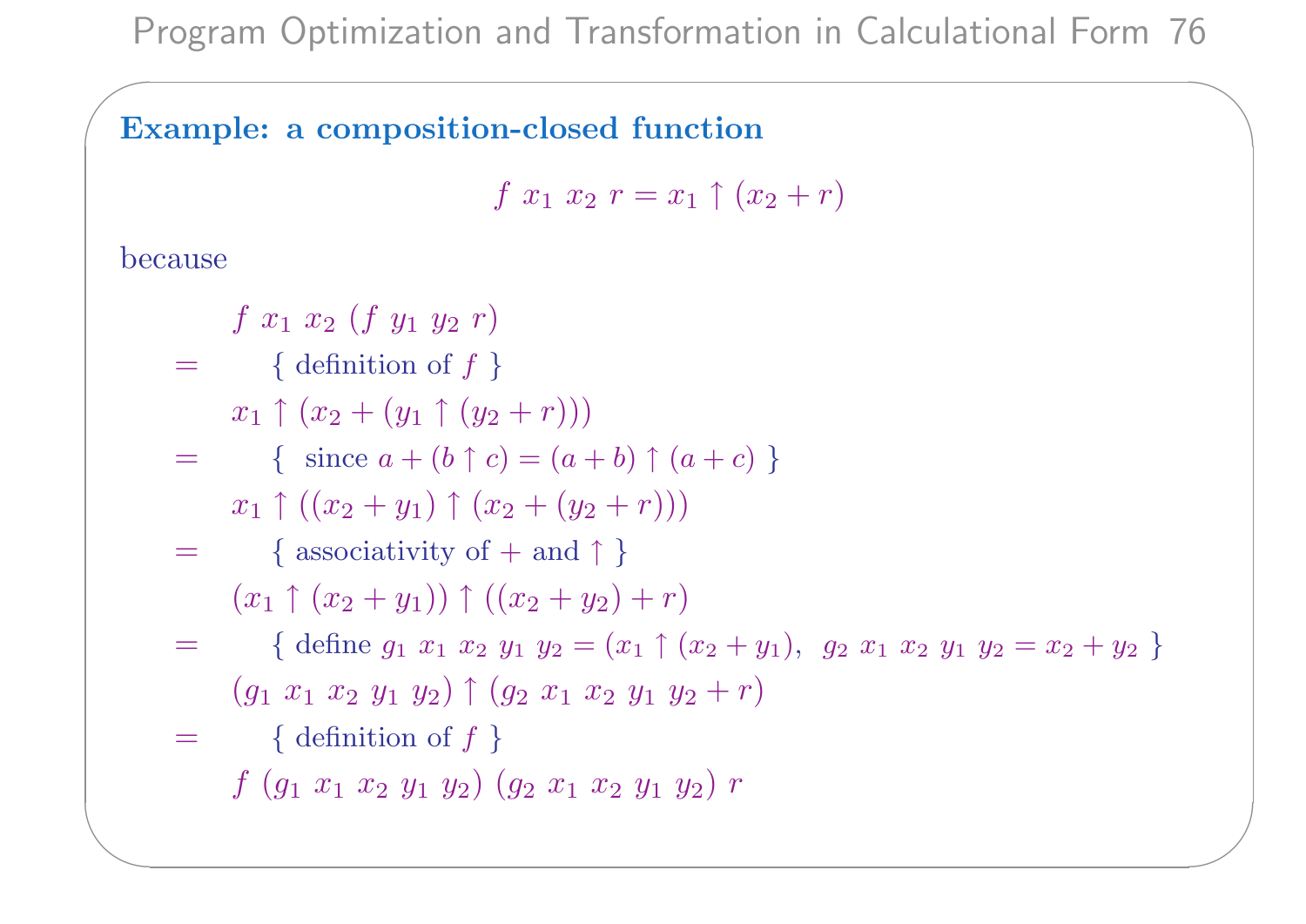### Example: a composition-closed function

$$f\ x_1\ x_2\ r = x_1 \uparrow (x_2 + r)$$

because

$$
\begin{array}{cl}
 & f\ x_1\ x_2\ (f\ y_1\ y_2\ r) \\
= & \quad \{ \text{ definition of } f \ \} \\
 & x_1 \uparrow (x_2 + (y_1 \uparrow (y_2 + r))) \\
= & \quad \{ \ \text{ since } a + (b \uparrow c) = (a+b) \uparrow (a+c) \ \} \\
 & x_1 \uparrow ((x_2 + y_1) \uparrow (x_2 + (y_2 + r))) \\
= & \quad \{ \text{ associativity of } + \text{ and } \uparrow \ \} \\
 & (x_1 \uparrow (x_2 + y_1)) \uparrow ((x_2 + y_2) + r) \\
= & \quad \{ \text{ define } g_1\ x_1\ x_2\ y_1\ y_2 = (x_1 \uparrow (x_2 + y_1),\ \ g_2\ x_1\ x_2\ y_1\ y_2 = x_2 + y_2 \ \} \\
 & (g_1\ x_1\ x_2\ y_1\ y_2) \uparrow (g_2\ x_1\ x_2\ y_1\ y_2 + r) \\
= & \quad \{ \text{ definition of } f \ \} \\
 & f\ (g_1\ x_1\ x_2\ y_1\ y_2)\ (g_2\ x_1\ x_2\ y_1\ y_2)\ r
\end{array}
$$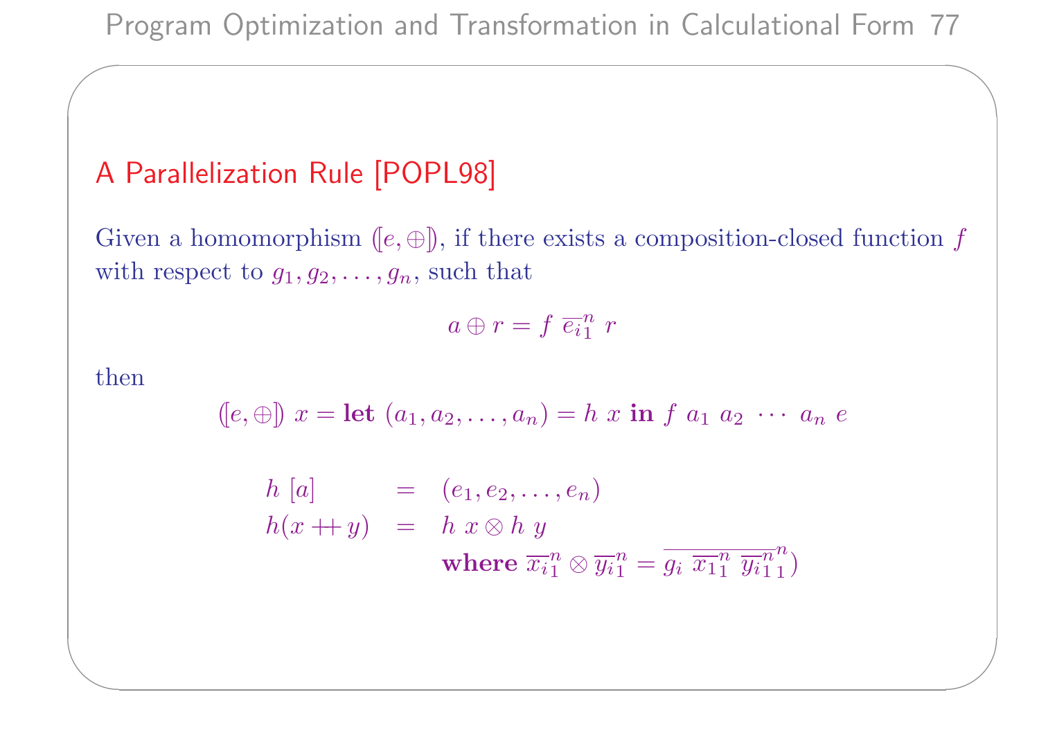## A Parallelization Rule [POPL98]

Given a homomorphism $(\![e, \oplus]\!)$, if there exists a composition-closed function $f$ with respect to $g_1, g_2, \ldots, g_n$, such that

$$a \oplus r = f \ \overline{e_i}_1^n \ r$$

then

$$(\![e, \oplus]\!) \ x = \textbf{let} \ (a_1, a_2, \ldots, a_n) = h \ x \ \textbf{in} \ f \ a_1 \ a_2 \ \cdots \ a_n \ e$$

$$\begin{array}{lcl}
h \ [a] & = & (e_1, e_2, \ldots, e_n) \\
h (x +\!\!+ \ y) & = & h \ x \otimes h \ y \\
 & & \textbf{where} \ \overline{x_i}_1^n \otimes \overline{y_i}_1^n = \overline{g_i \ \overline{x_1}_1^n \ \overline{y_i}_1^n}_1^n )
\end{array}$$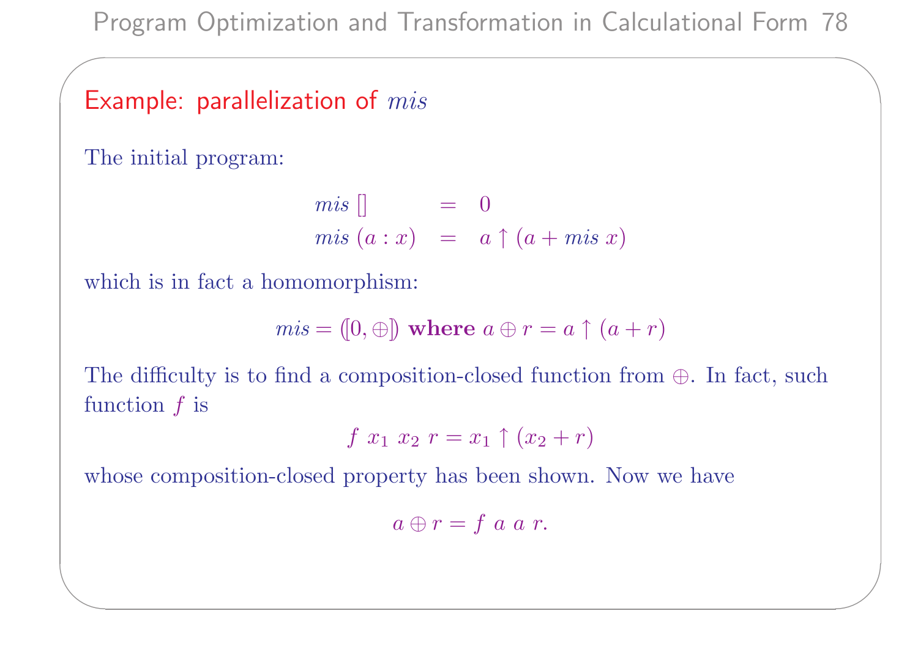## Example: parallelization of $mis$

The initial program:

$$
\begin{array}{lcl}
mis\ [] & = & 0 \\
mis\ (a : x) & = & a \uparrow (a + mis\ x)
\end{array}
$$

which is in fact a homomorphism:

$$mis = ([0, \oplus]) \ \textbf{where} \ a \oplus r = a \uparrow (a + r)$$

The difficulty is to find a composition-closed function from $\oplus$. In fact, such function $f$ is

$$f\ x_1\ x_2\ r = x_1 \uparrow (x_2 + r)$$

whose composition-closed property has been shown. Now we have

$$a \oplus r = f\ a\ a\ r.$$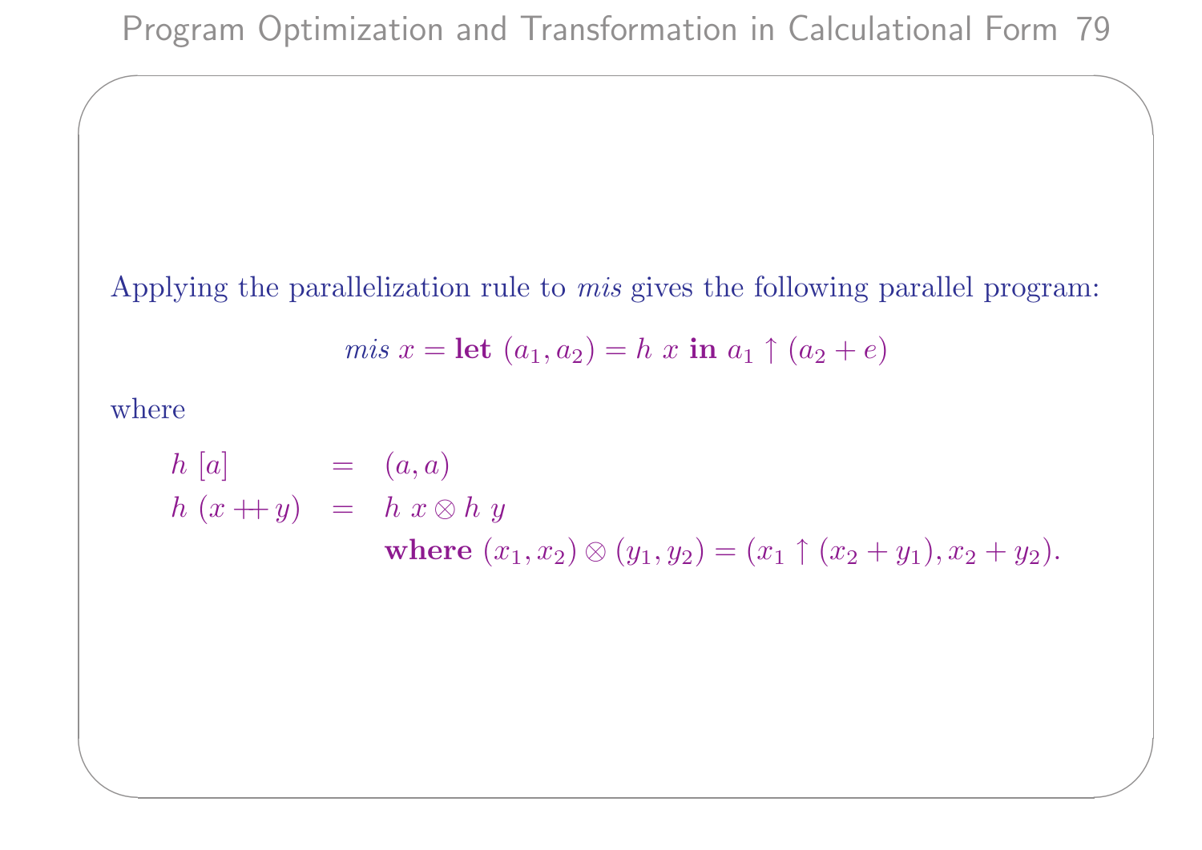Applying the parallelization rule to *mis* gives the following parallel program:

$$\mathit{mis}\ x = \textbf{let}\ (a_1, a_2) = h\ x\ \textbf{in}\ a_1 \uparrow (a_2 + e)$$

where

$$\begin{array}{lcl}
h\ [a] & = & (a, a) \\
h\ (x +\!\!+\ y) & = & h\ x \otimes h\ y \\
 & & \quad \textbf{where}\ (x_1, x_2) \otimes (y_1, y_2) = (x_1 \uparrow (x_2 + y_1), x_2 + y_2).
\end{array}$$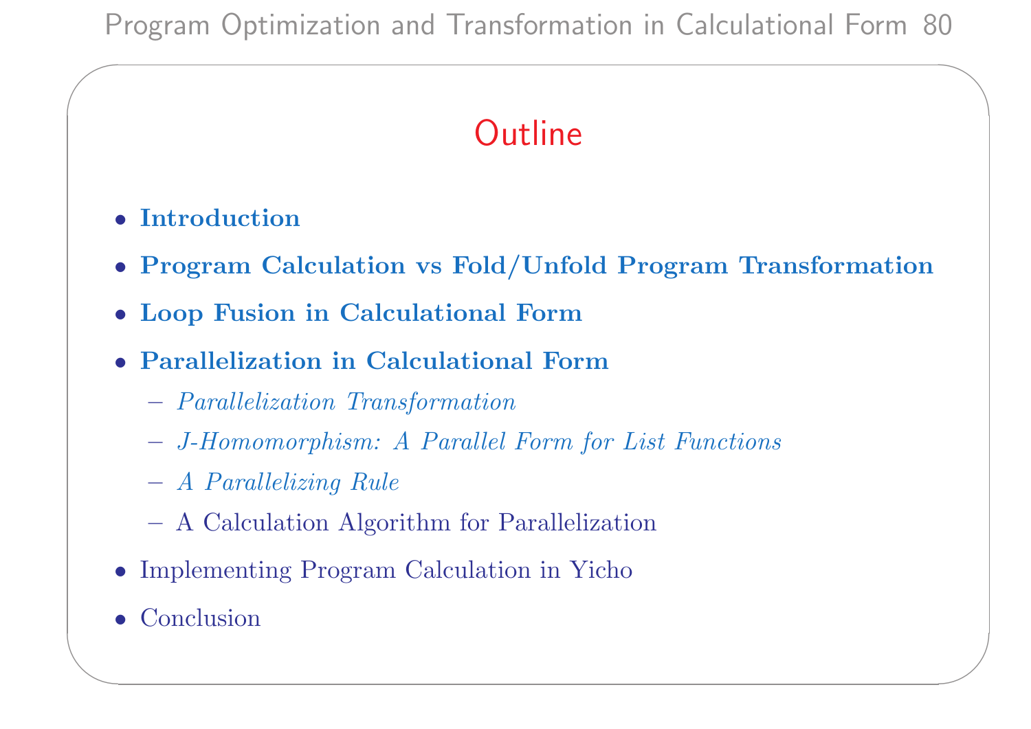## Outline

- **Introduction**
- **Program Calculation vs Fold/Unfold Program Transformation**
- **Loop Fusion in Calculational Form**
- **Parallelization in Calculational Form**
  - *Parallelization Transformation*
  - *J-Homomorphism: A Parallel Form for List Functions*
  - *A Parallelizing Rule*
  - A Calculation Algorithm for Parallelization
- Implementing Program Calculation in Yicho
- Conclusion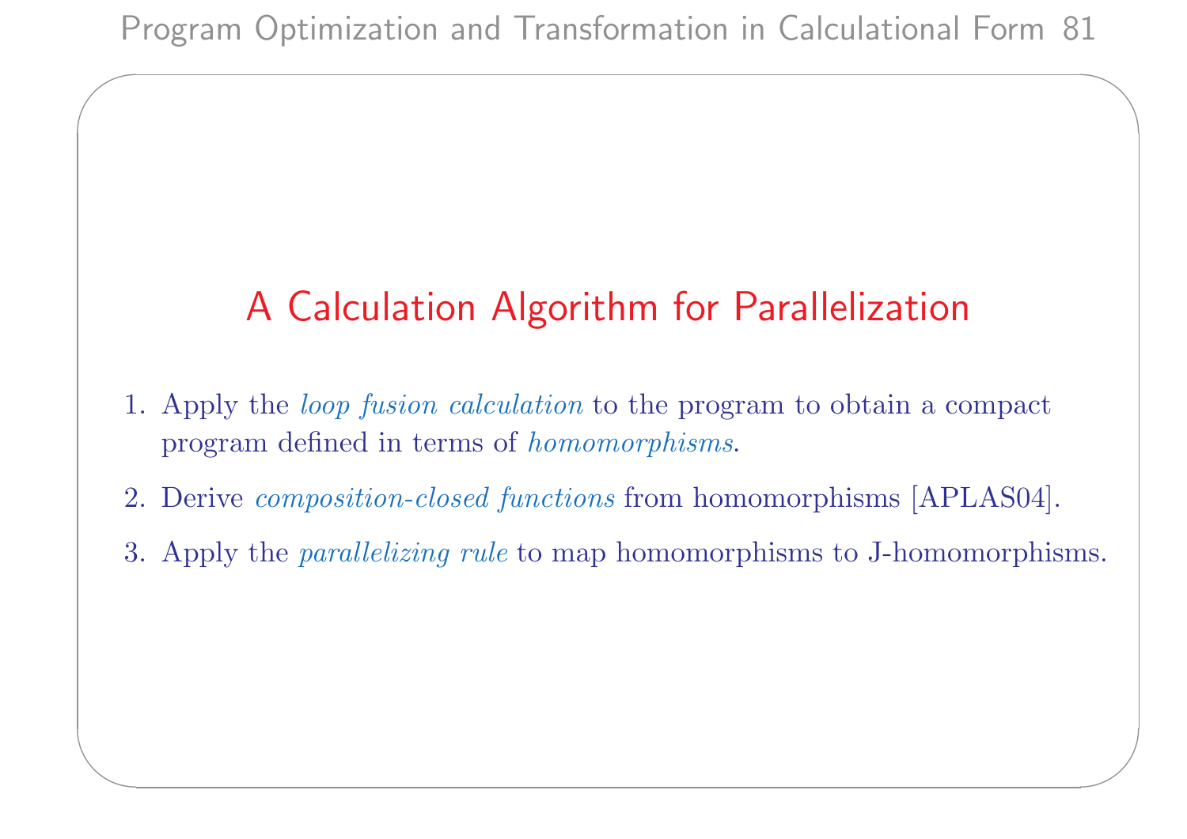# A Calculation Algorithm for Parallelization

1. Apply the *loop fusion calculation* to the program to obtain a compact program defined in terms of *homomorphisms*.
2. Derive *composition-closed functions* from homomorphisms [APLAS04].
3. Apply the *parallelizing rule* to map homomorphisms to J-homomorphisms.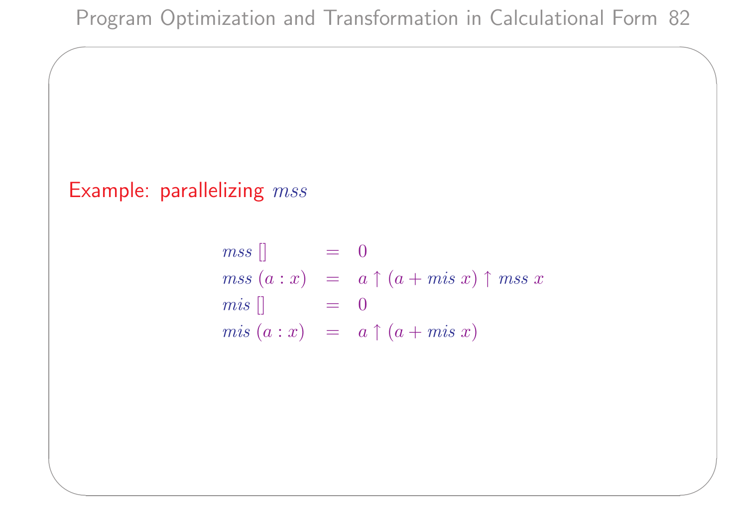## Example: parallelizing $mss$

$$
\begin{array}{lcl}
mss\ [] & = & 0 \\
mss\ (a : x) & = & a \uparrow (a + mis\ x) \uparrow mss\ x \\
mis\ [] & = & 0 \\
mis\ (a : x) & = & a \uparrow (a + mis\ x)
\end{array}
$$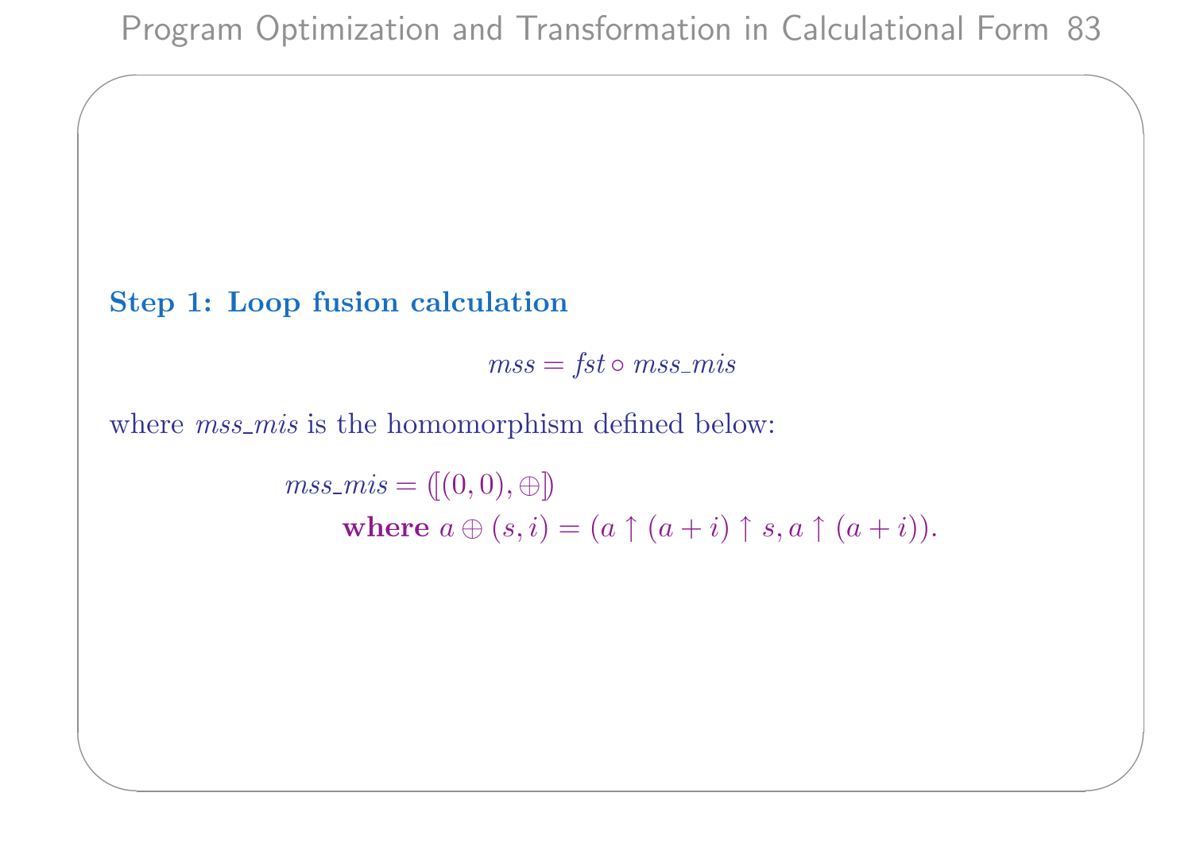**Step 1: Loop fusion calculation**

$$mss = fst \circ mss\_mis$$

where $mss\_mis$ is the homomorphism defined below:

$$\begin{array}{l} mss\_mis = (\!|(0,0), \oplus|\!) \\ \qquad \textbf{where } a \oplus (s,i) = (a \uparrow (a+i) \uparrow s, a \uparrow (a+i)). \end{array}$$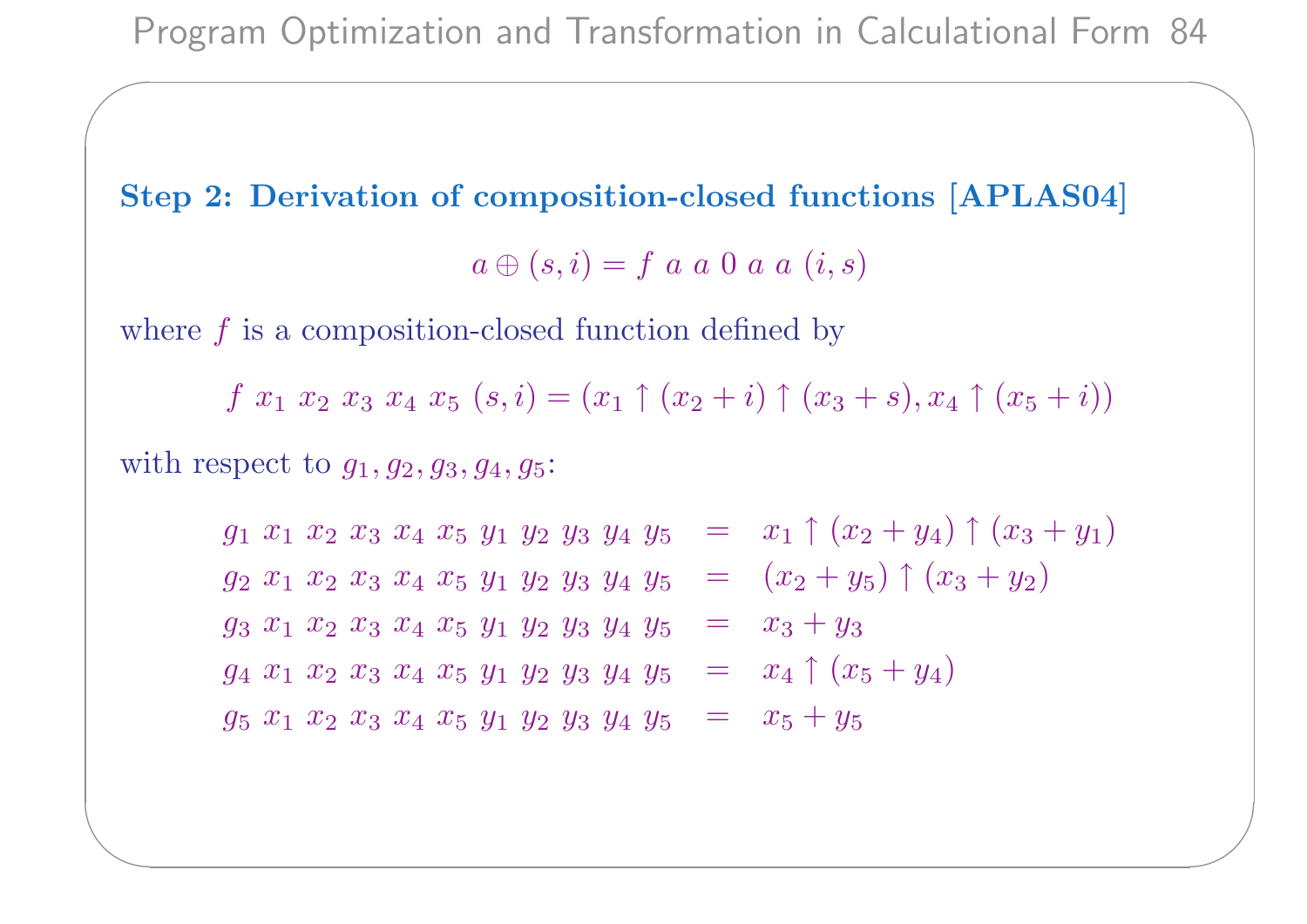## Step 2: Derivation of composition-closed functions [APLAS04]

$$a \oplus (s, i) = f\ a\ a\ 0\ a\ a\ (i, s)$$

where $f$ is a composition-closed function defined by

$$f\ x_1\ x_2\ x_3\ x_4\ x_5\ (s, i) = (x_1 \uparrow (x_2 + i) \uparrow (x_3 + s), x_4 \uparrow (x_5 + i))$$

with respect to $g_1, g_2, g_3, g_4, g_5$:

$$
\begin{array}{lcl}
g_1\ x_1\ x_2\ x_3\ x_4\ x_5\ y_1\ y_2\ y_3\ y_4\ y_5 & = & x_1 \uparrow (x_2 + y_4) \uparrow (x_3 + y_1) \\
g_2\ x_1\ x_2\ x_3\ x_4\ x_5\ y_1\ y_2\ y_3\ y_4\ y_5 & = & (x_2 + y_5) \uparrow (x_3 + y_2) \\
g_3\ x_1\ x_2\ x_3\ x_4\ x_5\ y_1\ y_2\ y_3\ y_4\ y_5 & = & x_3 + y_3 \\
g_4\ x_1\ x_2\ x_3\ x_4\ x_5\ y_1\ y_2\ y_3\ y_4\ y_5 & = & x_4 \uparrow (x_5 + y_4) \\
g_5\ x_1\ x_2\ x_3\ x_4\ x_5\ y_1\ y_2\ y_3\ y_4\ y_5 & = & x_5 + y_5
\end{array}
$$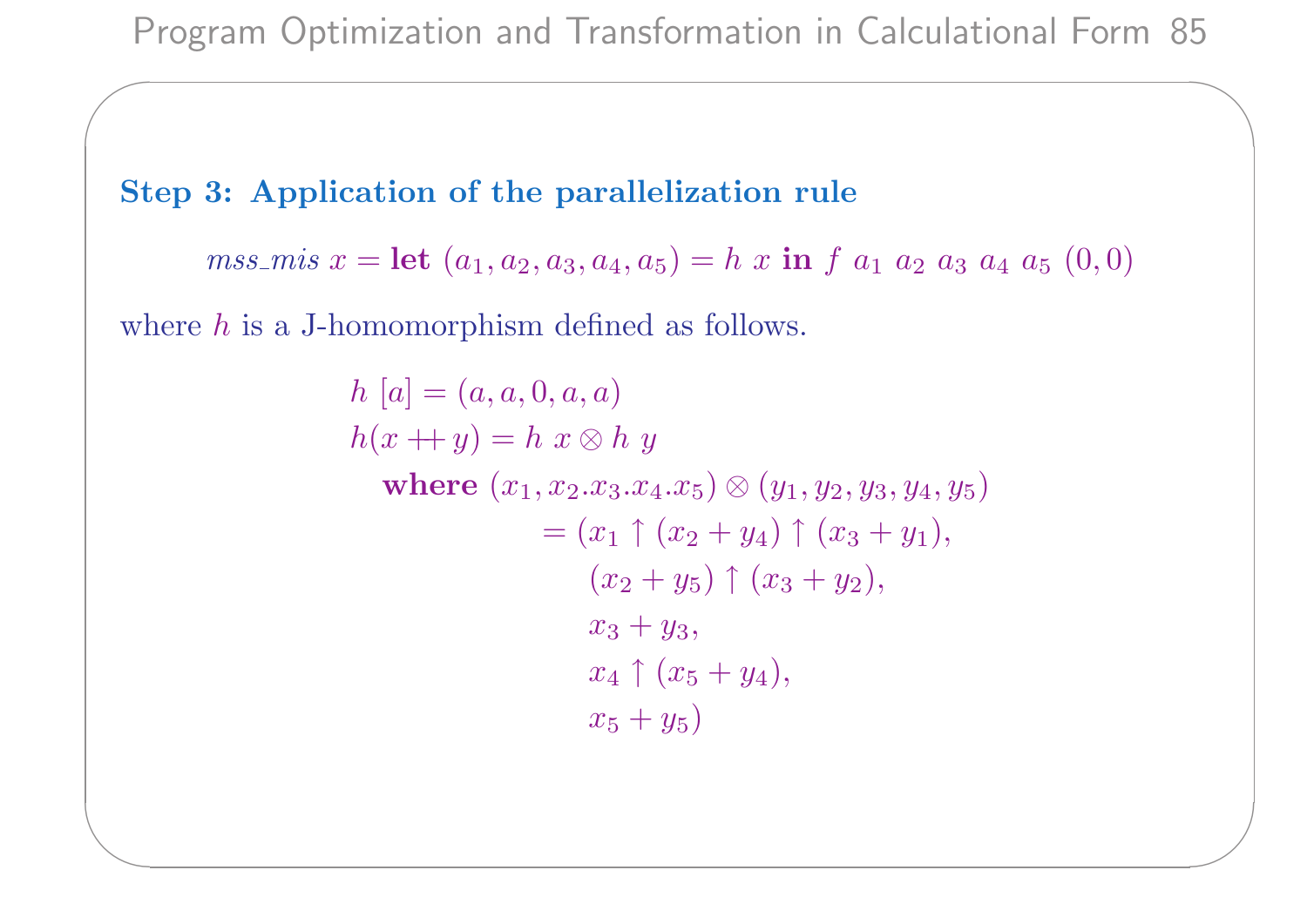### Step 3: Application of the parallelization rule

$$\mathit{mss\_mis}\ x = \textbf{let}\ (a_1, a_2, a_3, a_4, a_5) = h\ x\ \textbf{in}\ f\ a_1\ a_2\ a_3\ a_4\ a_5\ (0, 0)$$

where $h$ is a J-homomorphism defined as follows.

$$
\begin{aligned}
& h\ [a] = (a, a, 0, a, a) \\
& h(x +\!\!+\, y) = h\ x \otimes h\ y \\
& \quad \textbf{where}\ (x_1, x_2.x_3.x_4.x_5) \otimes (y_1, y_2, y_3, y_4, y_5) \\
& \qquad\qquad = (x_1 \uparrow (x_2 + y_4) \uparrow (x_3 + y_1), \\
& \qquad\qquad\quad (x_2 + y_5) \uparrow (x_3 + y_2), \\
& \qquad\qquad\quad x_3 + y_3, \\
& \qquad\qquad\quad x_4 \uparrow (x_5 + y_4), \\
& \qquad\qquad\quad x_5 + y_5)
\end{aligned}
$$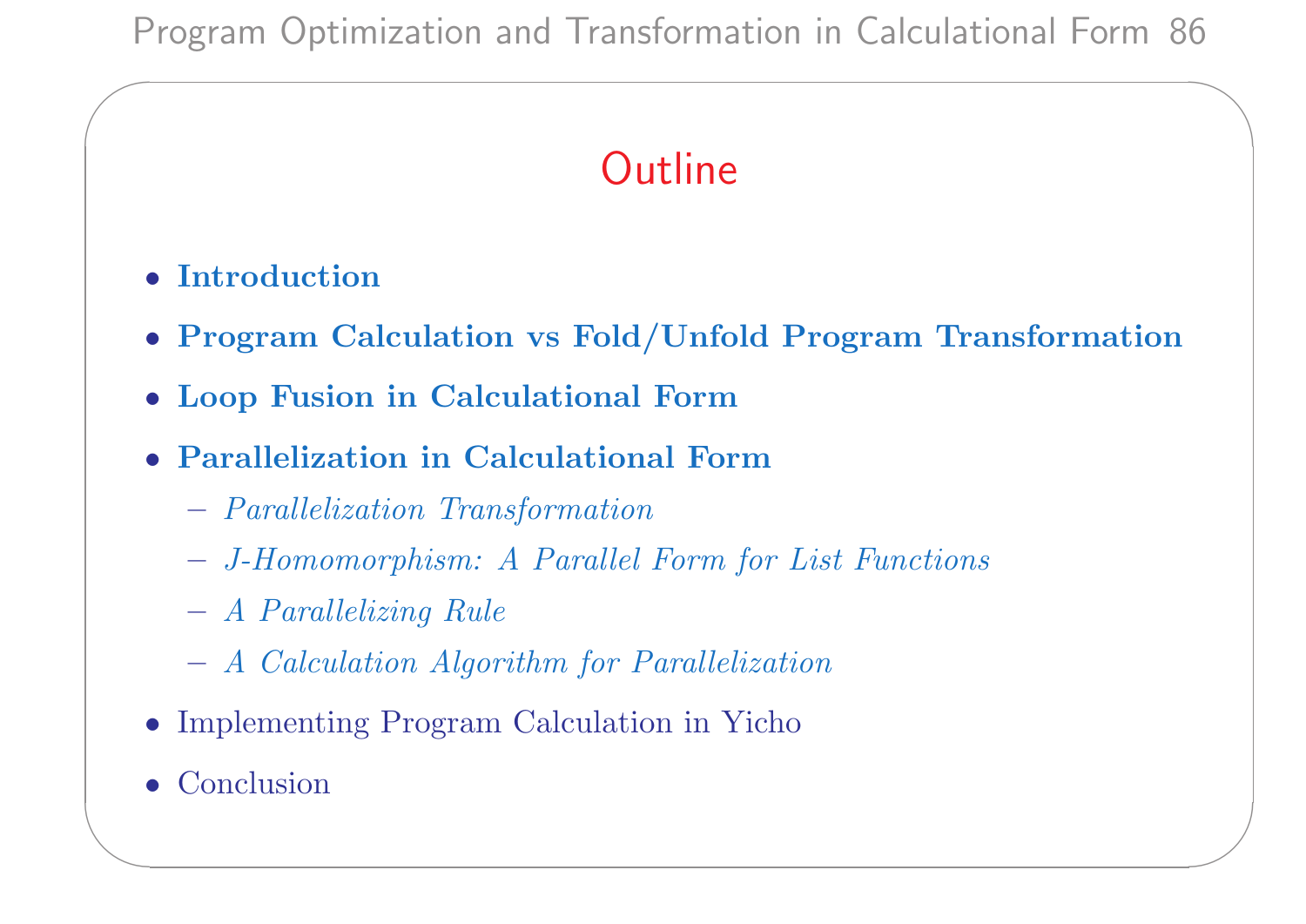## Outline

- **Introduction**
- **Program Calculation vs Fold/Unfold Program Transformation**
- **Loop Fusion in Calculational Form**
- **Parallelization in Calculational Form**
  - *Parallelization Transformation*
  - *J-Homomorphism: A Parallel Form for List Functions*
  - *A Parallelizing Rule*
  - *A Calculation Algorithm for Parallelization*
- Implementing Program Calculation in Yicho
- Conclusion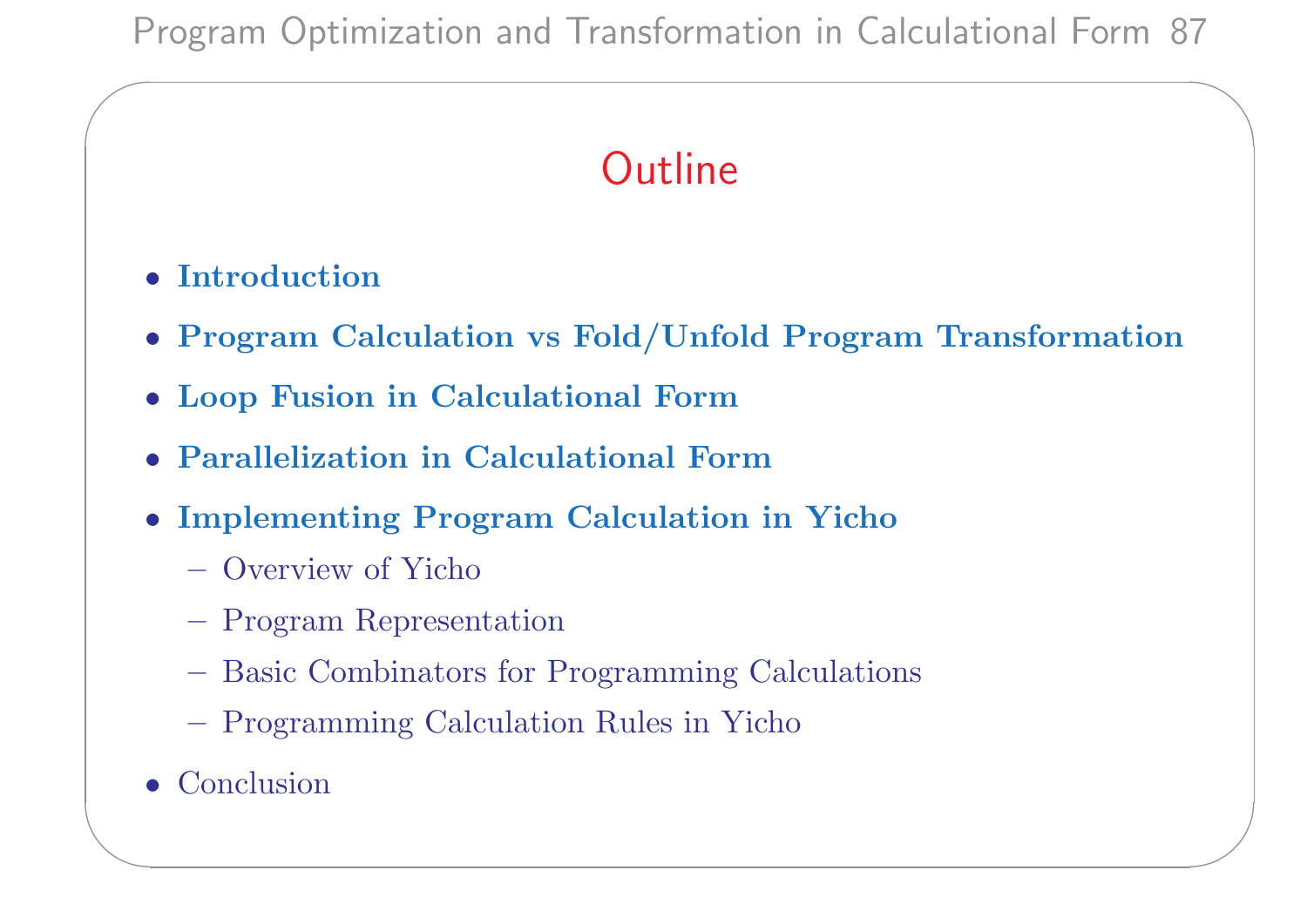## Outline

- **Introduction**
- **Program Calculation vs Fold/Unfold Program Transformation**
- **Loop Fusion in Calculational Form**
- **Parallelization in Calculational Form**
- **Implementing Program Calculation in Yicho**
  - Overview of Yicho
  - Program Representation
  - Basic Combinators for Programming Calculations
  - Programming Calculation Rules in Yicho
- Conclusion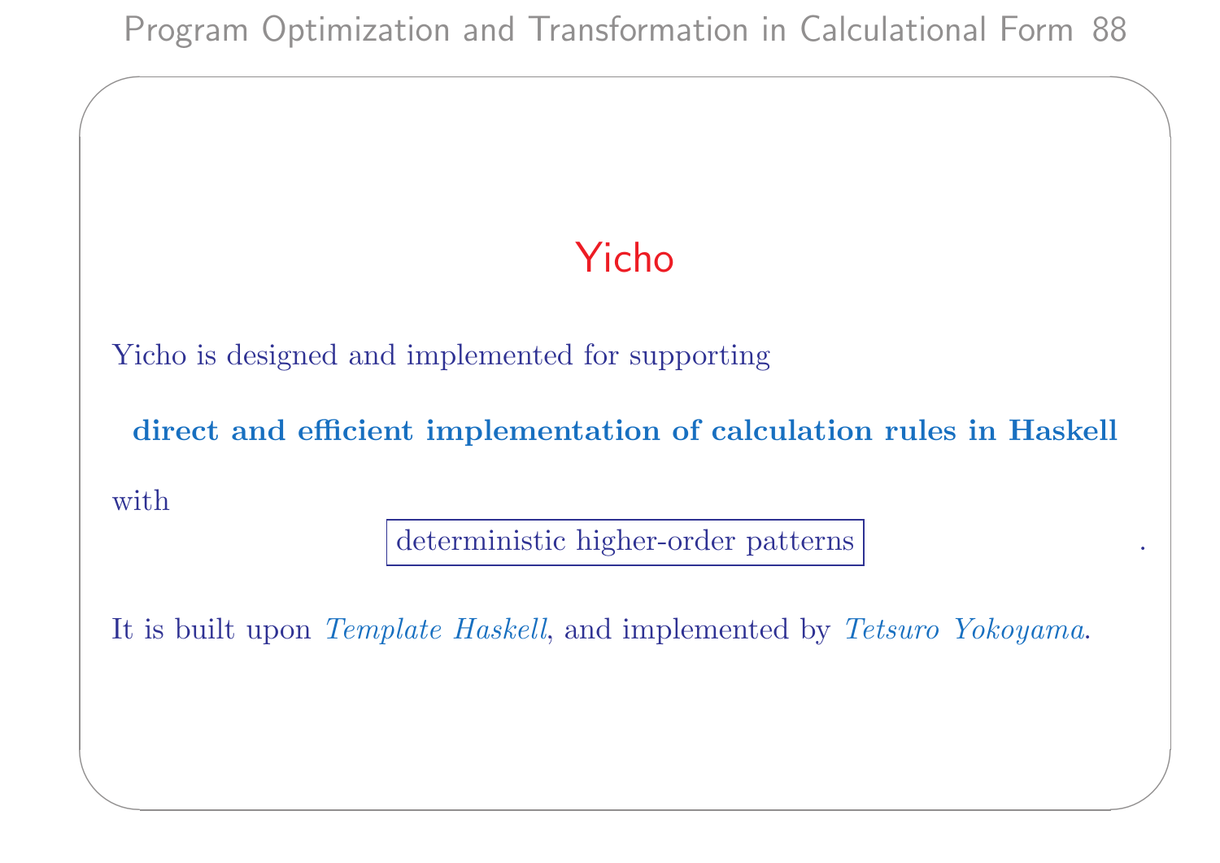# Yicho

Yicho is designed and implemented for supporting

**direct and efficient implementation of calculation rules in Haskell**

with

deterministic higher-order patterns .

It is built upon *Template Haskell*, and implemented by *Tetsuro Yokoyama*.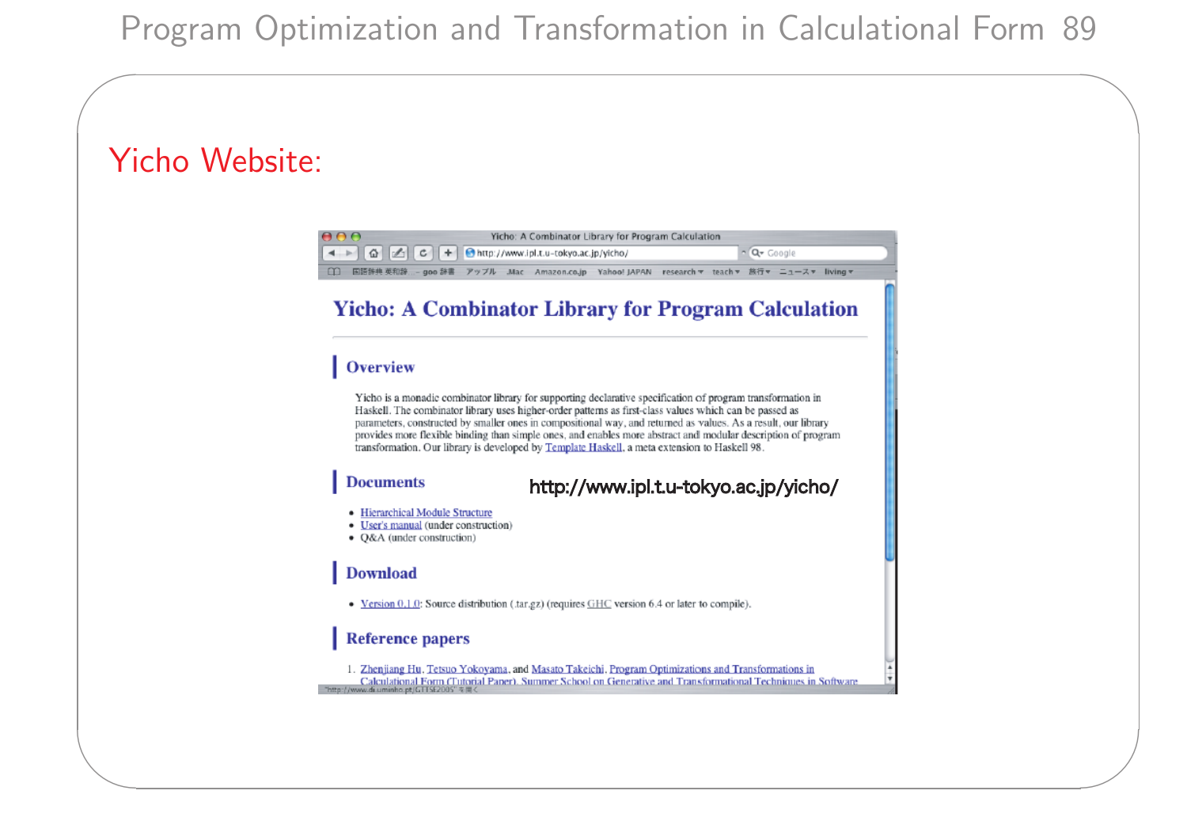## Yicho Website:

# Yicho: A Combinator Library for Program Calculation

## Overview

Yicho is a monadic combinator library for supporting declarative specification of program transformation in Haskell. The combinator library uses higher-order patterns as first-class values which can be passed as parameters, constructed by smaller ones in compositional way, and returned as values. As a result, our library provides more flexible binding than simple ones, and enables more abstract and modular description of program transformation. Our library is developed by Template Haskell, a meta extension to Haskell 98.

## Documents

http://www.ipl.t.u-tokyo.ac.jp/yicho/

- Hierarchical Module Structure
- User's manual (under construction)
- Q&A (under construction)

## Download

- Version 0.1.0: Source distribution (.tar.gz) (requires GHC version 6.4 or later to compile).

## Reference papers

1. Zhenjiang Hu, Tetsuo Yokoyama, and Masato Takeichi. Program Optimizations and Transformations in Calculational Form (Tutorial Paper). Summer School on Generative and Transformational Techniques in Software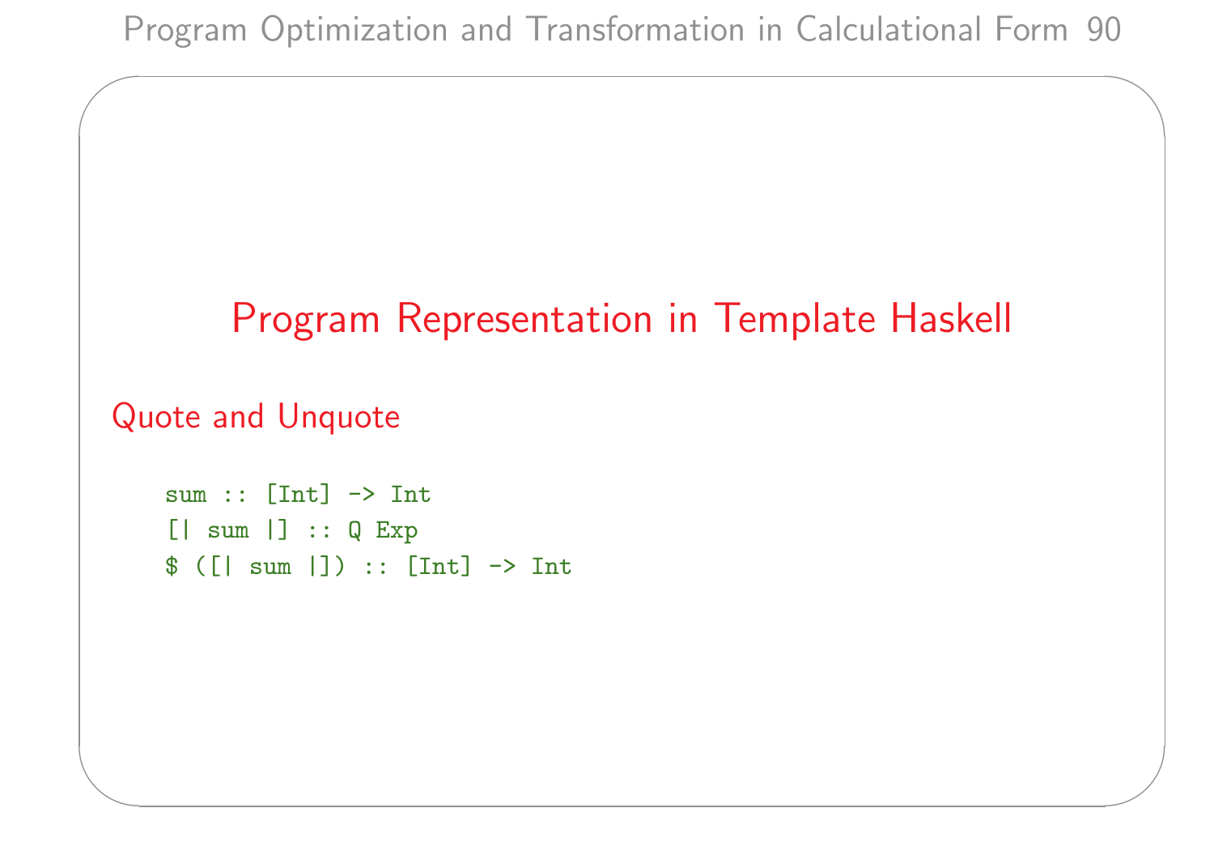# Program Representation in Template Haskell

## Quote and Unquote

```
sum :: [Int] -> Int
[| sum |] :: Q Exp
$ ([| sum |]) :: [Int] -> Int
```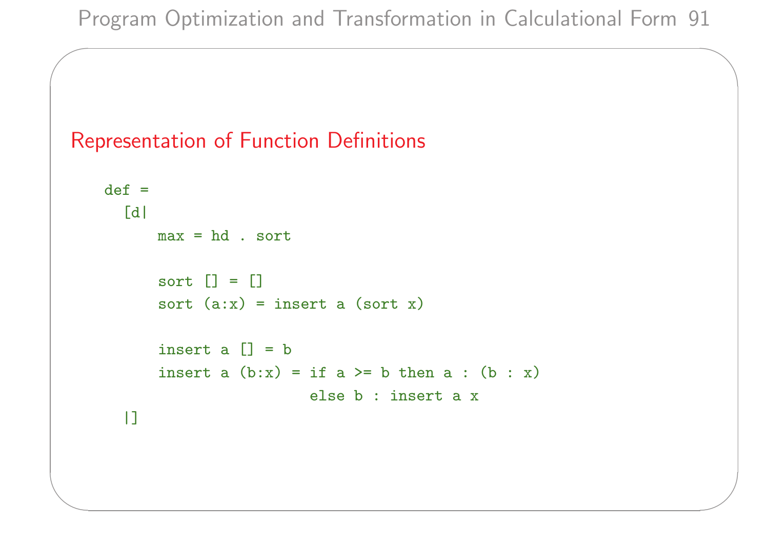## Representation of Function Definitions

```
def =
  [d|
      max = hd . sort

      sort [] = []
      sort (a:x) = insert a (sort x)

      insert a [] = b
      insert a (b:x) = if a >= b then a : (b : x)
                       else b : insert a x
  |]
```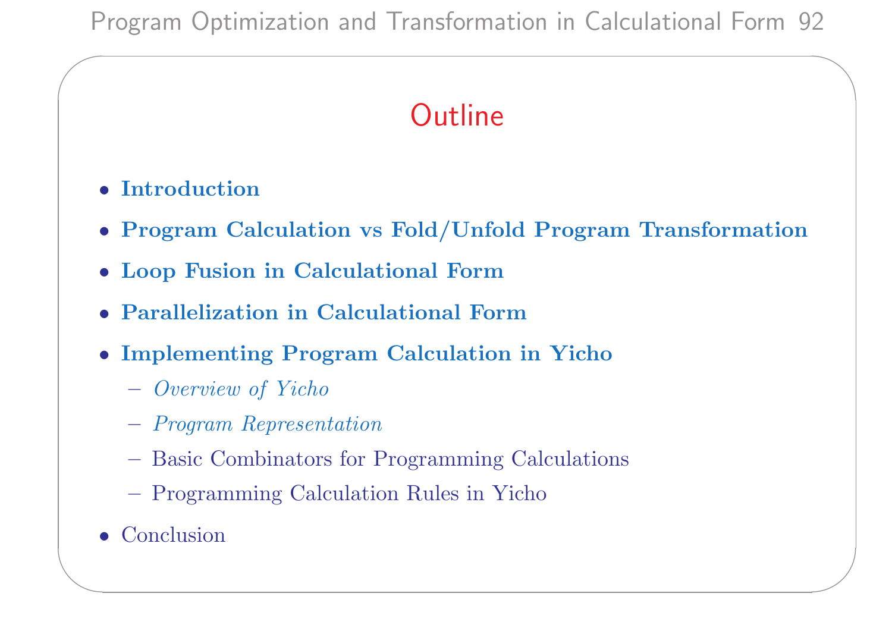## Outline

- **Introduction**
- **Program Calculation vs Fold/Unfold Program Transformation**
- **Loop Fusion in Calculational Form**
- **Parallelization in Calculational Form**
- **Implementing Program Calculation in Yicho**
  - *Overview of Yicho*
  - *Program Representation*
  - Basic Combinators for Programming Calculations
  - Programming Calculation Rules in Yicho
- Conclusion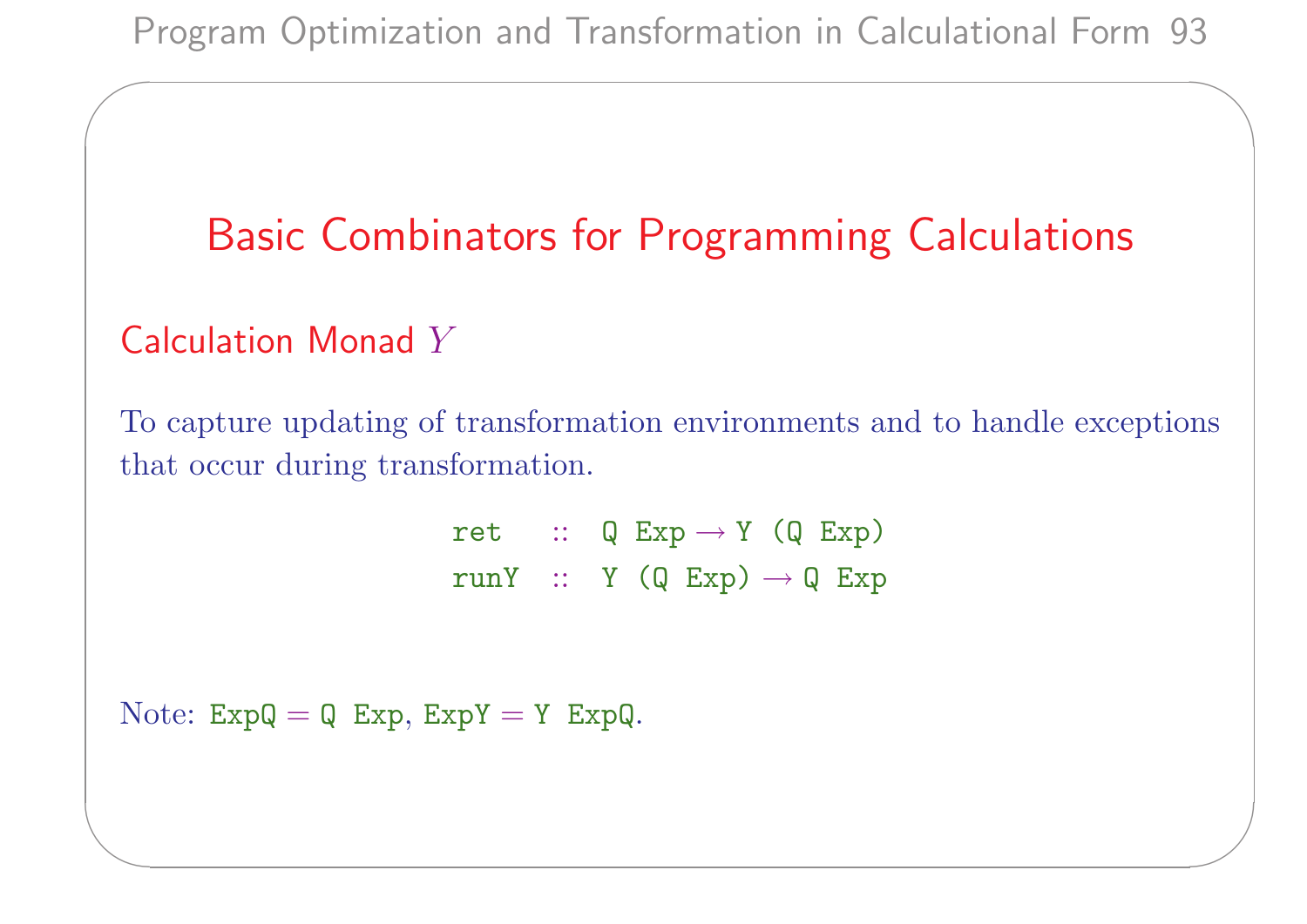# Basic Combinators for Programming Calculations

## Calculation Monad $Y$

To capture updating of transformation environments and to handle exceptions that occur during transformation.

```
ret   ::  Q Exp → Y (Q Exp)
runY  ::  Y (Q Exp) → Q Exp
```

Note: `ExpQ = Q Exp`, `ExpY = Y ExpQ`.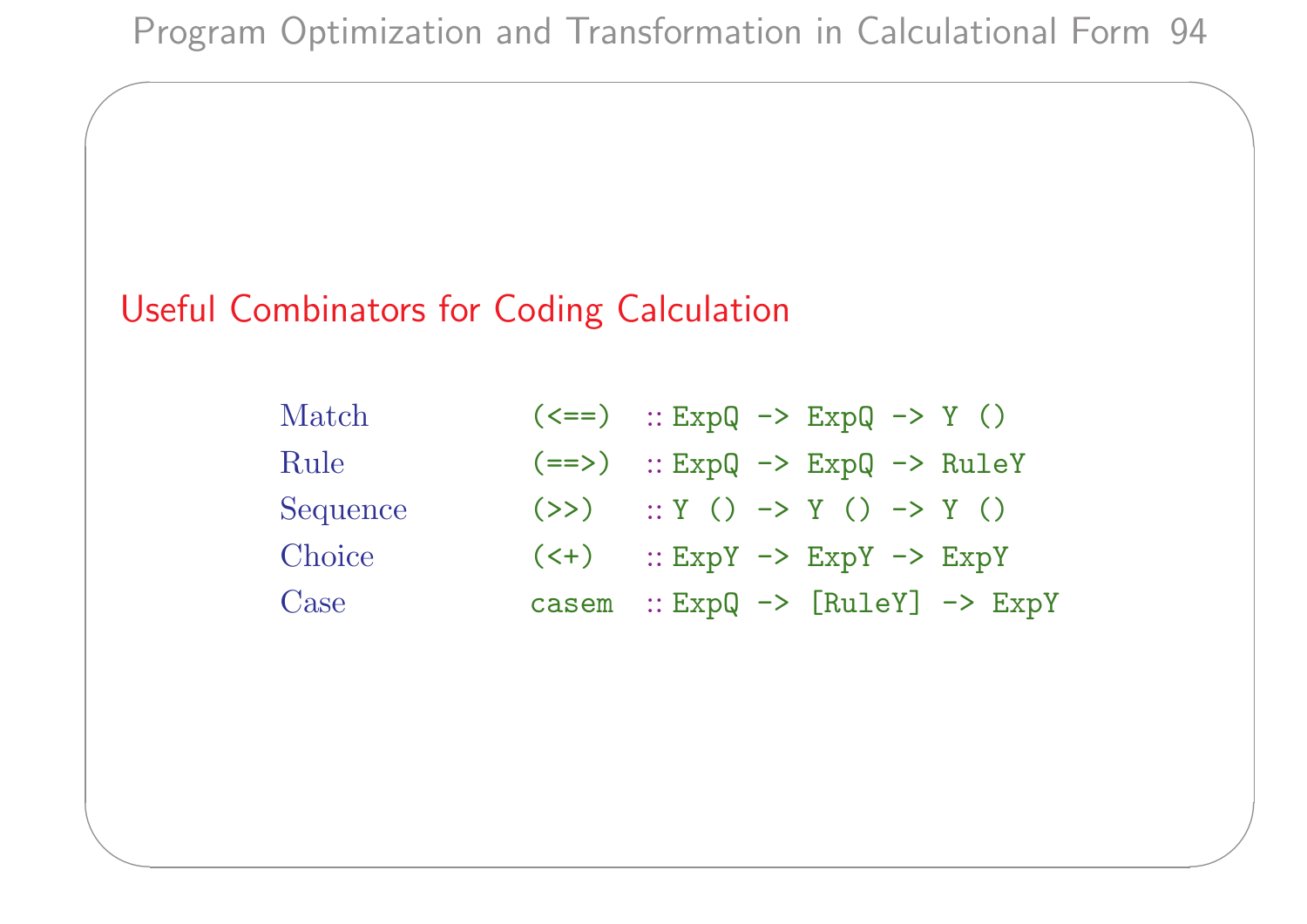## Useful Combinators for Coding Calculation

| | | |
|---|---|---|
| Match | `(<==)` | `:: ExpQ -> ExpQ -> Y ()` |
| Rule | `(==>)` | `:: ExpQ -> ExpQ -> RuleY` |
| Sequence | `(>>)` | `:: Y () -> Y () -> Y ()` |
| Choice | `(<+)` | `:: ExpY -> ExpY -> ExpY` |
| Case | `casem` | `:: ExpQ -> [RuleY] -> ExpY` |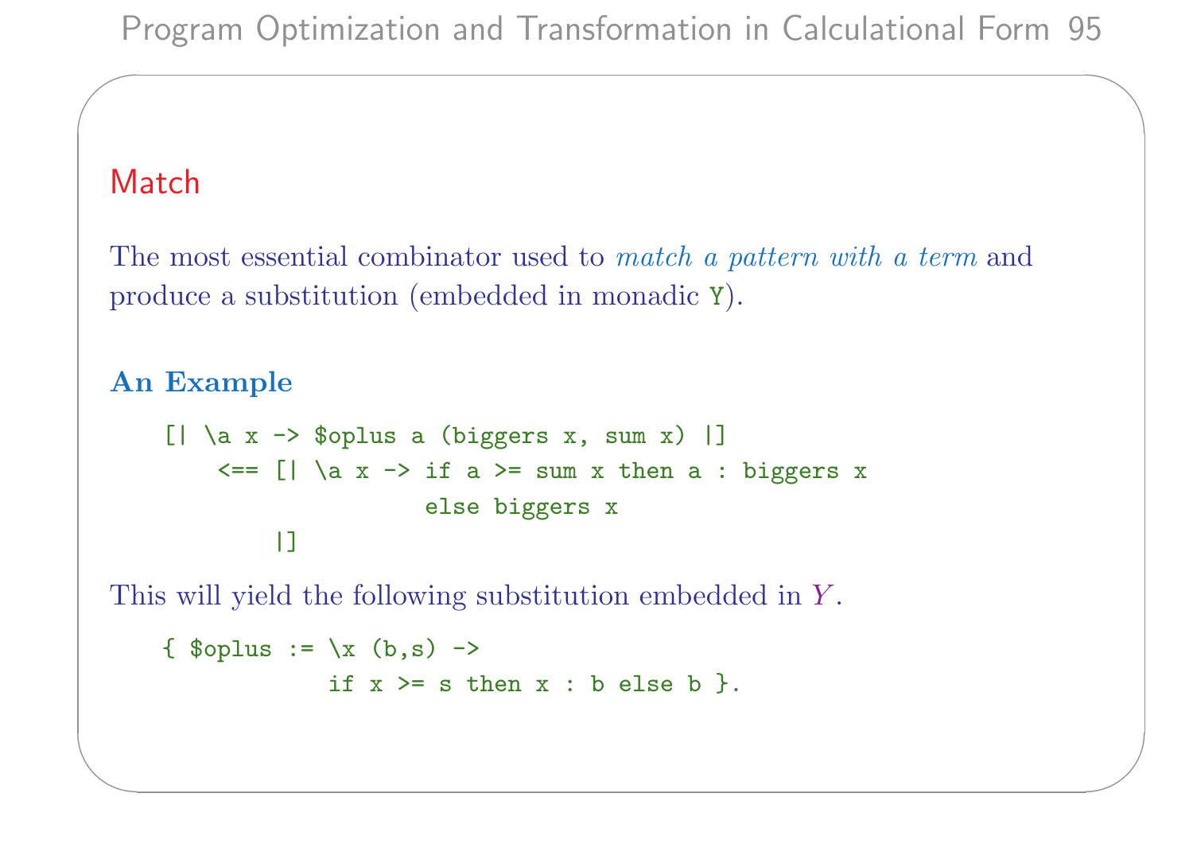## Match

The most essential combinator used to *match a pattern with a term* and produce a substitution (embedded in monadic `Y`).

### An Example

```
[| \a x -> $oplus a (biggers x, sum x) |]
    <== [| \a x -> if a >= sum x then a : biggers x
                   else biggers x
        |]
```

This will yield the following substitution embedded in $Y$.

```
{ $oplus := \x (b,s) ->
            if x >= s then x : b else b }.
```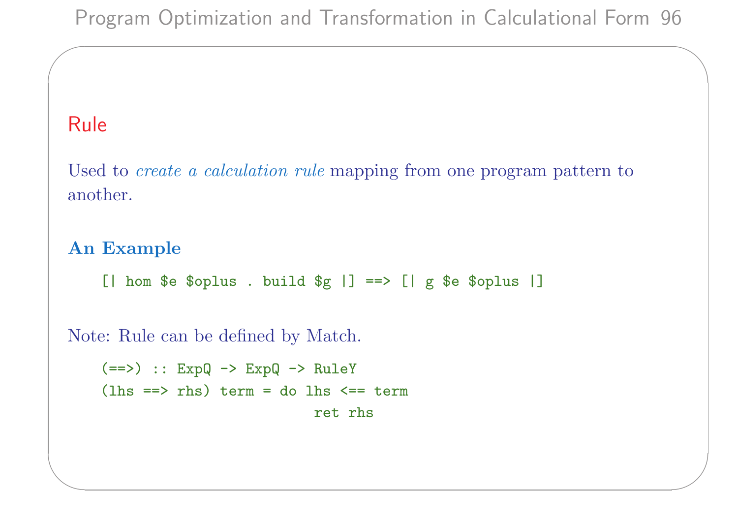## Rule

Used to *create a calculation rule* mapping from one program pattern to another.

### An Example

```
[| hom $e $oplus . build $g |] ==> [| g $e $oplus |]
```

Note: Rule can be defined by Match.

```
(==>) :: ExpQ -> ExpQ -> RuleY
(lhs ==> rhs) term = do lhs <== term
                        ret rhs
```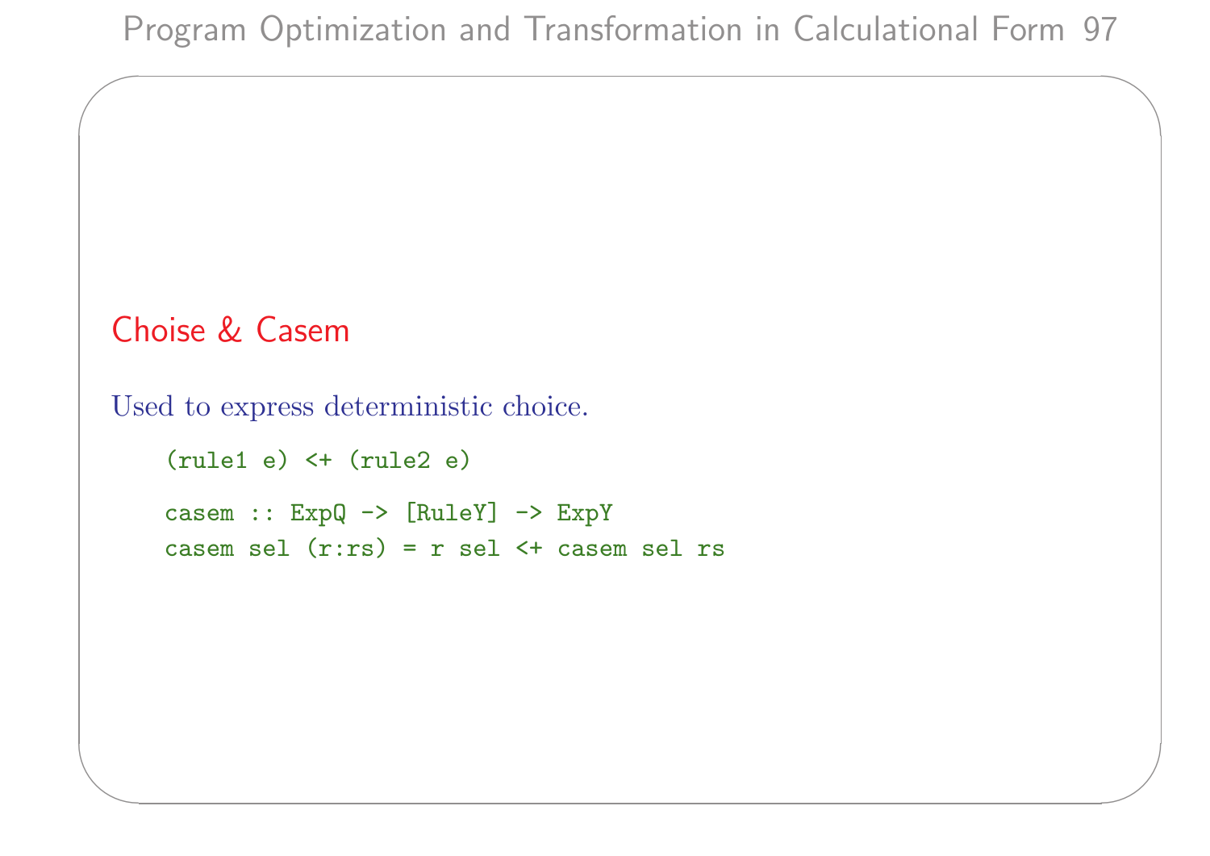## Choise & Casem

Used to express deterministic choice.

```
(rule1 e) <+ (rule2 e)
```

```
casem :: ExpQ -> [RuleY] -> ExpY
casem sel (r:rs) = r sel <+ casem sel rs
```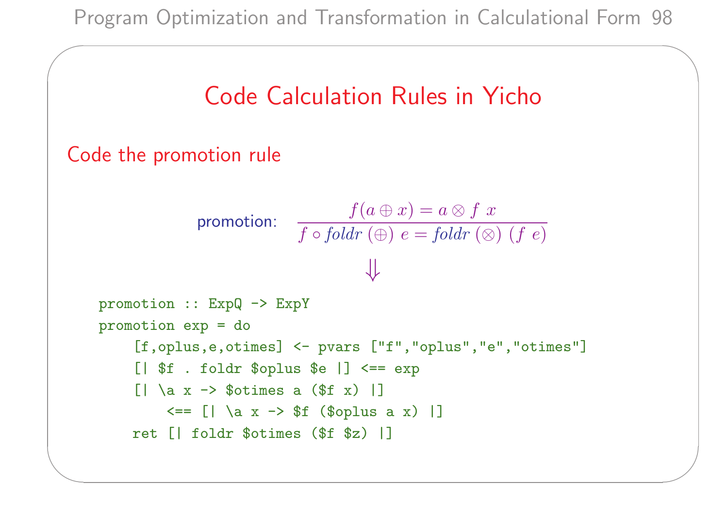# Code Calculation Rules in Yicho

## Code the promotion rule

$$\text{promotion:} \quad \frac{f(a \oplus x) = a \otimes f\ x}{f \circ foldr\ (\oplus)\ e = foldr\ (\otimes)\ (f\ e)}$$

$$\Downarrow$$

```
promotion :: ExpQ -> ExpY
promotion exp = do
    [f,oplus,e,otimes] <- pvars ["f","oplus","e","otimes"]
    [| $f . foldr $oplus $e |] <== exp
    [| \a x -> $otimes a ($f x) |]
        <== [| \a x -> $f ($oplus a x) |]
    ret [| foldr $otimes ($f $z) |]
```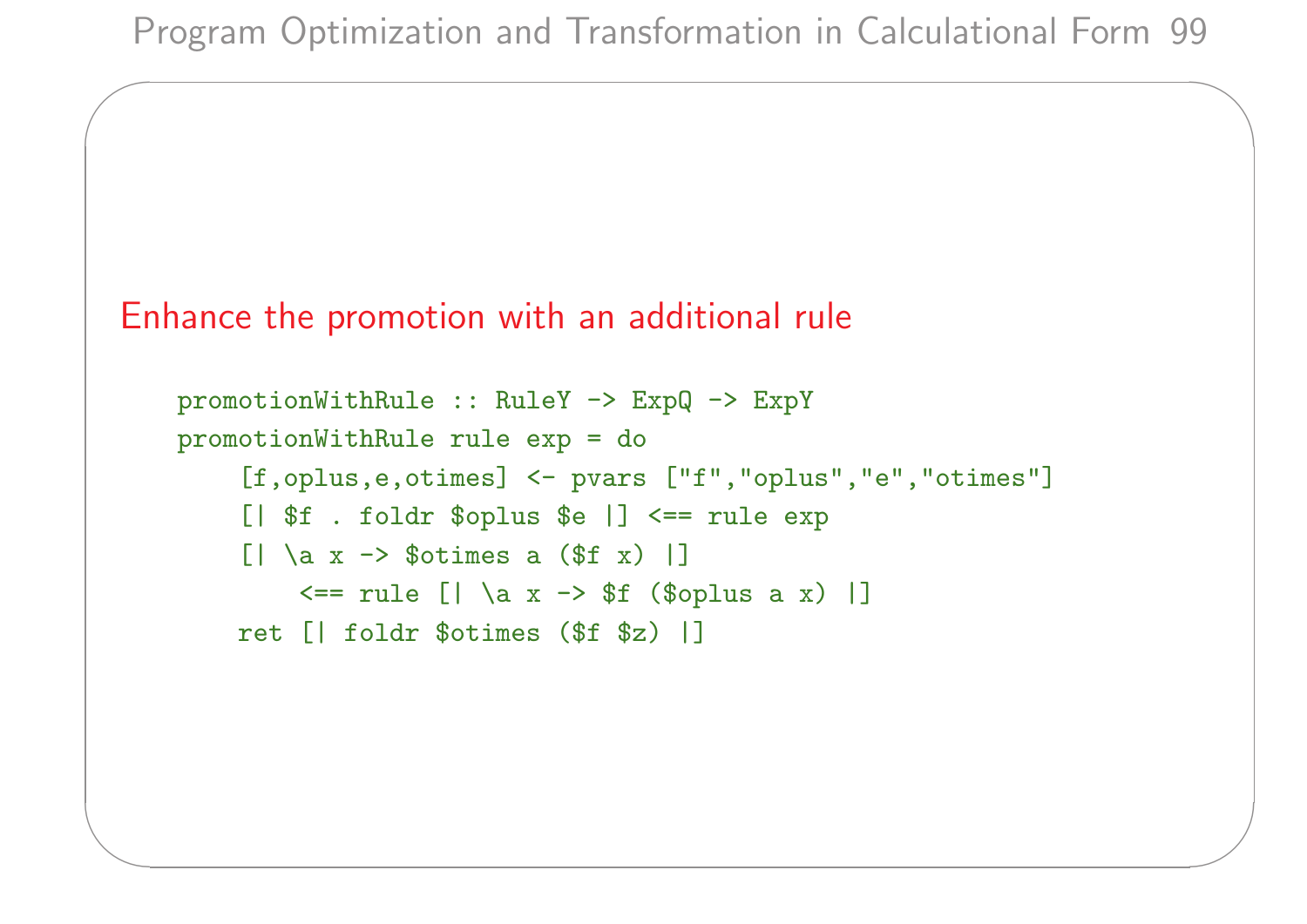## Enhance the promotion with an additional rule

```
promotionWithRule :: RuleY -> ExpQ -> ExpY
promotionWithRule rule exp = do
    [f,oplus,e,otimes] <- pvars ["f","oplus","e","otimes"]
    [| $f . foldr $oplus $e |] <== rule exp
    [| \a x -> $otimes a ($f x) |]
        <== rule [| \a x -> $f ($oplus a x) |]
    ret [| foldr $otimes ($f $z) |]
```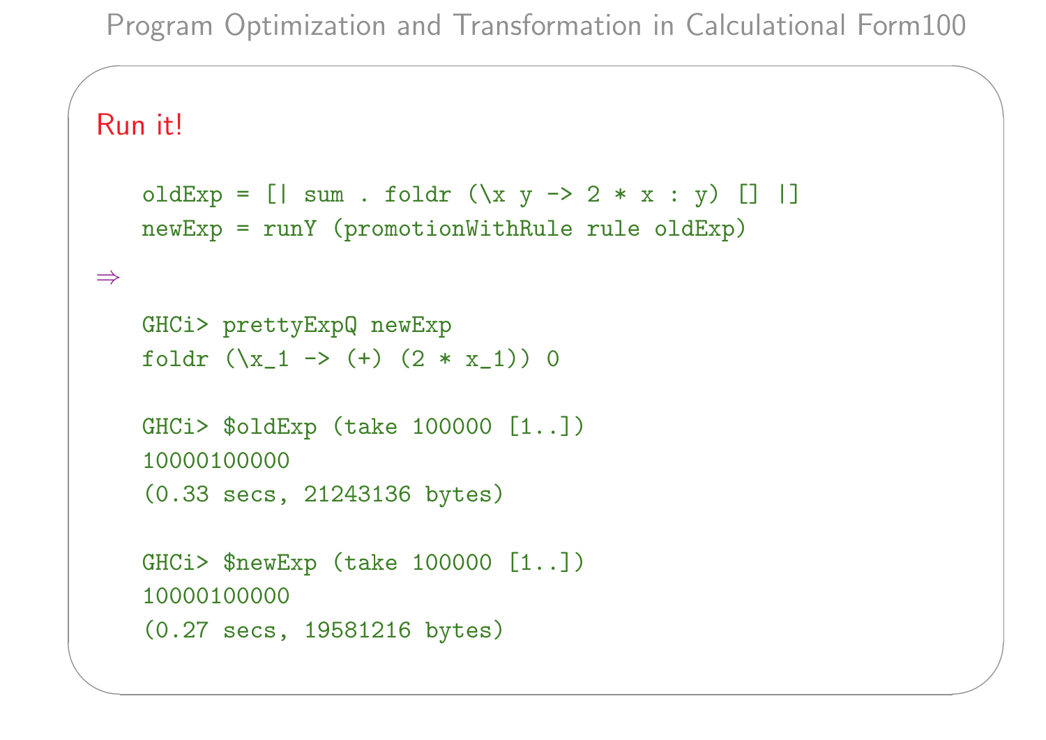## Run it!

```
oldExp = [| sum . foldr (\x y -> 2 * x : y) [] |]
newExp = runY (promotionWithRule rule oldExp)
```

⇒

```
GHCi> prettyExpQ newExp
foldr (\x_1 -> (+) (2 * x_1)) 0

GHCi> $oldExp (take 100000 [1..])
10000100000
(0.33 secs, 21243136 bytes)

GHCi> $newExp (take 100000 [1..])
10000100000
(0.27 secs, 19581216 bytes)
```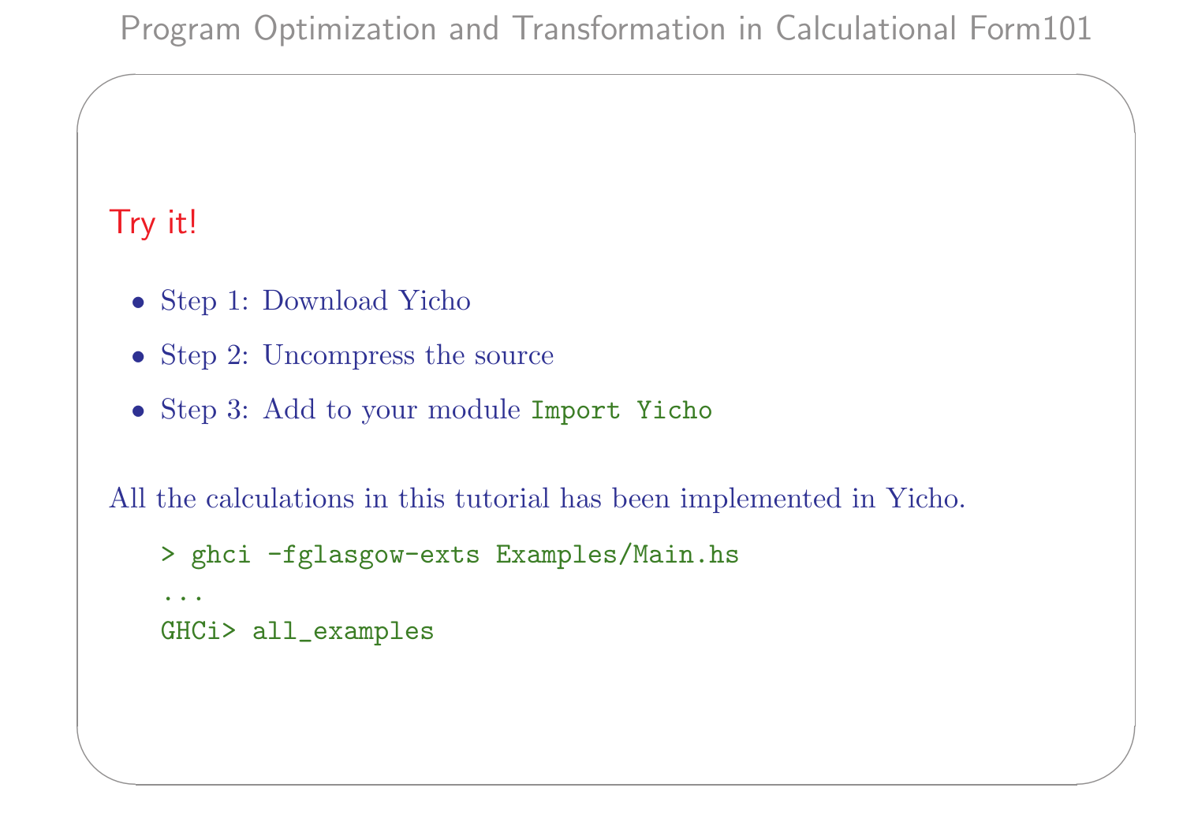## Try it!

- Step 1: Download Yicho
- Step 2: Uncompress the source
- Step 3: Add to your module `Import Yicho`

All the calculations in this tutorial has been implemented in Yicho.

```
> ghci -fglasgow-exts Examples/Main.hs
...
GHCi> all_examples
```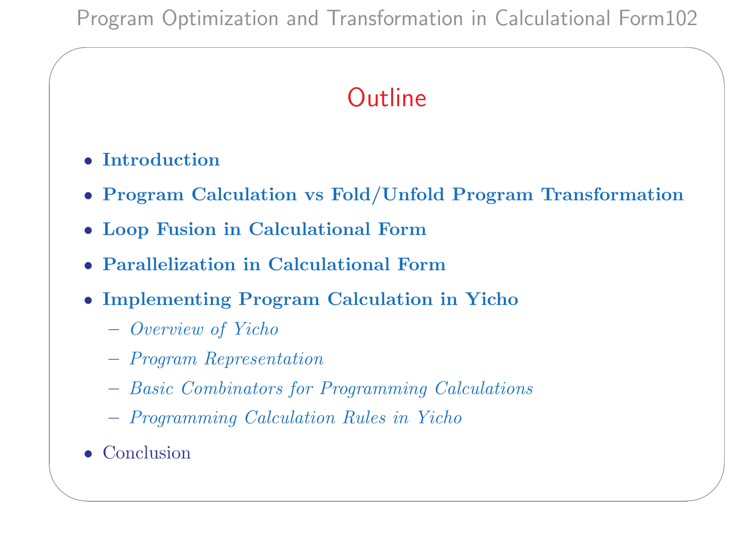## Outline

- **Introduction**
- **Program Calculation vs Fold/Unfold Program Transformation**
- **Loop Fusion in Calculational Form**
- **Parallelization in Calculational Form**
- **Implementing Program Calculation in Yicho**
  - *Overview of Yicho*
  - *Program Representation*
  - *Basic Combinators for Programming Calculations*
  - *Programming Calculation Rules in Yicho*
- Conclusion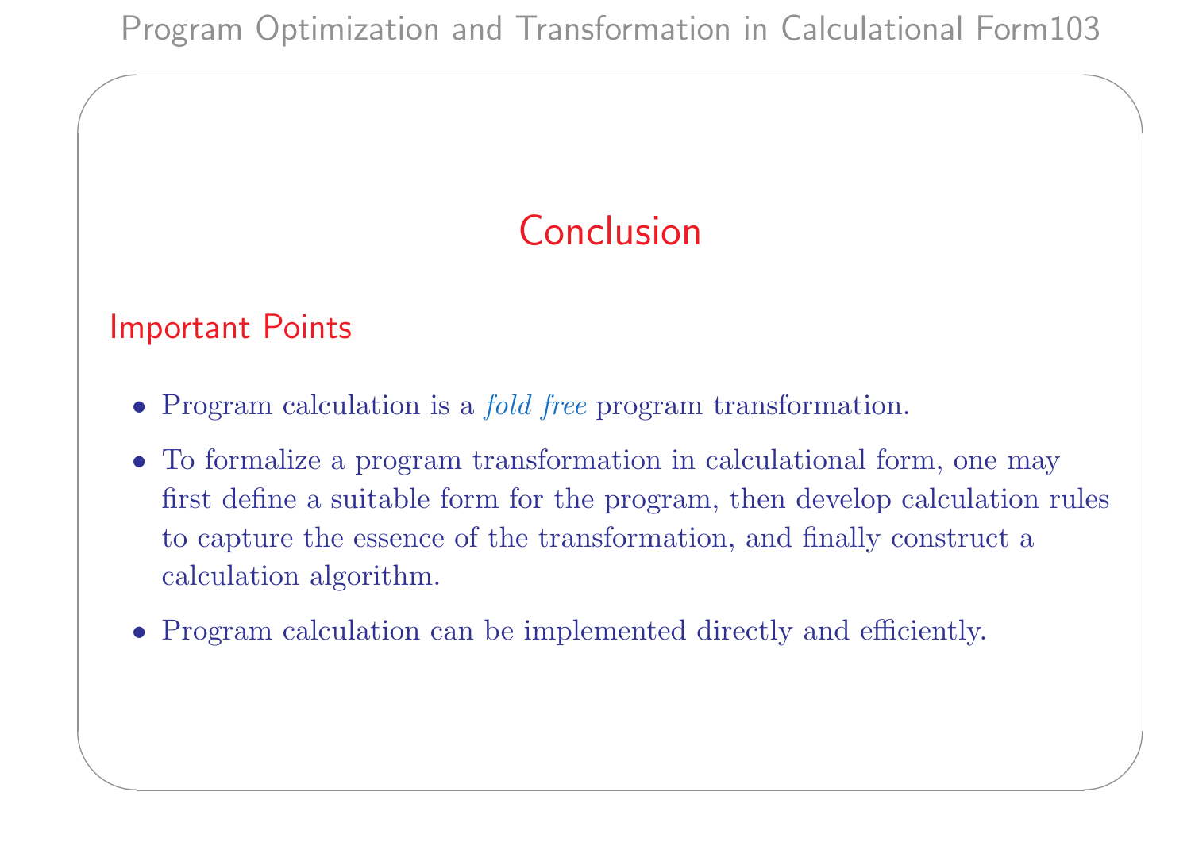# Conclusion

## Important Points

- Program calculation is a *fold free* program transformation.
- To formalize a program transformation in calculational form, one may first define a suitable form for the program, then develop calculation rules to capture the essence of the transformation, and finally construct a calculation algorithm.
- Program calculation can be implemented directly and efficiently.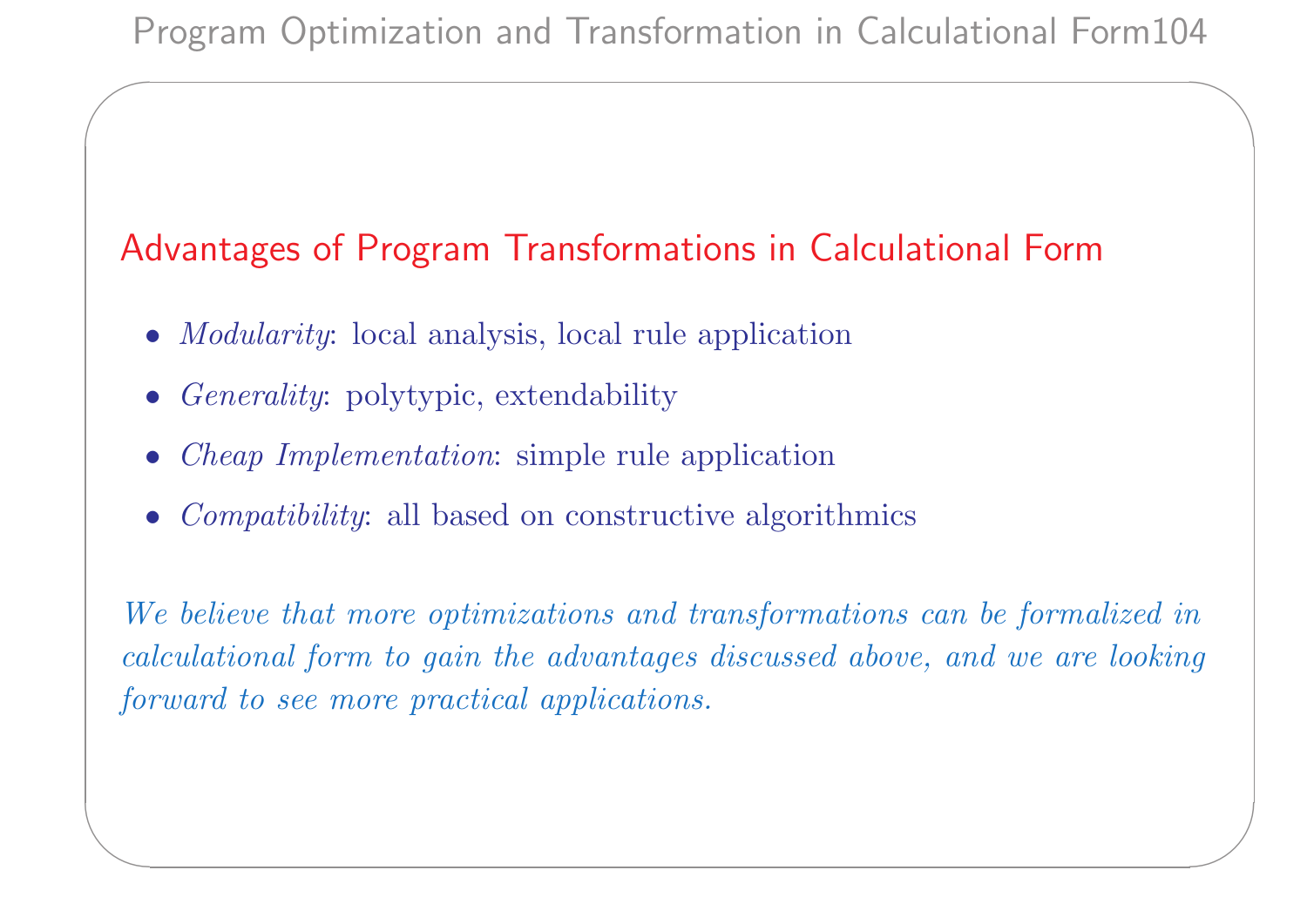## Advantages of Program Transformations in Calculational Form

- *Modularity*: local analysis, local rule application
- *Generality*: polytypic, extendability
- *Cheap Implementation*: simple rule application
- *Compatibility*: all based on constructive algorithmics

*We believe that more optimizations and transformations can be formalized in calculational form to gain the advantages discussed above, and we are looking forward to see more practical applications.*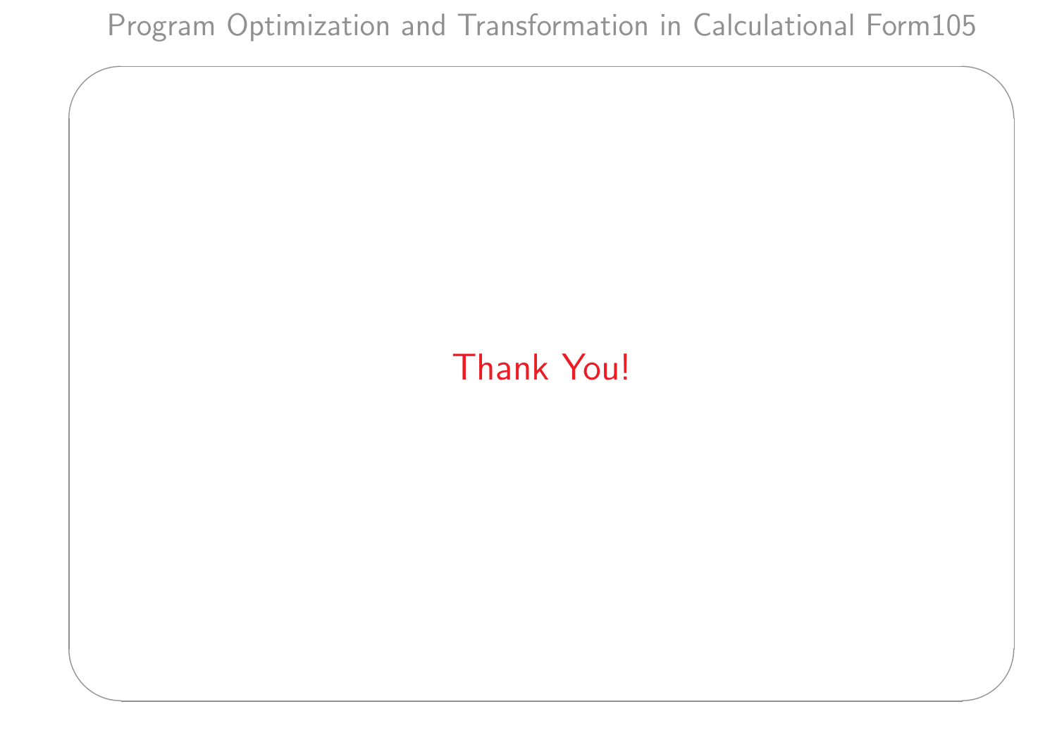Thank You!